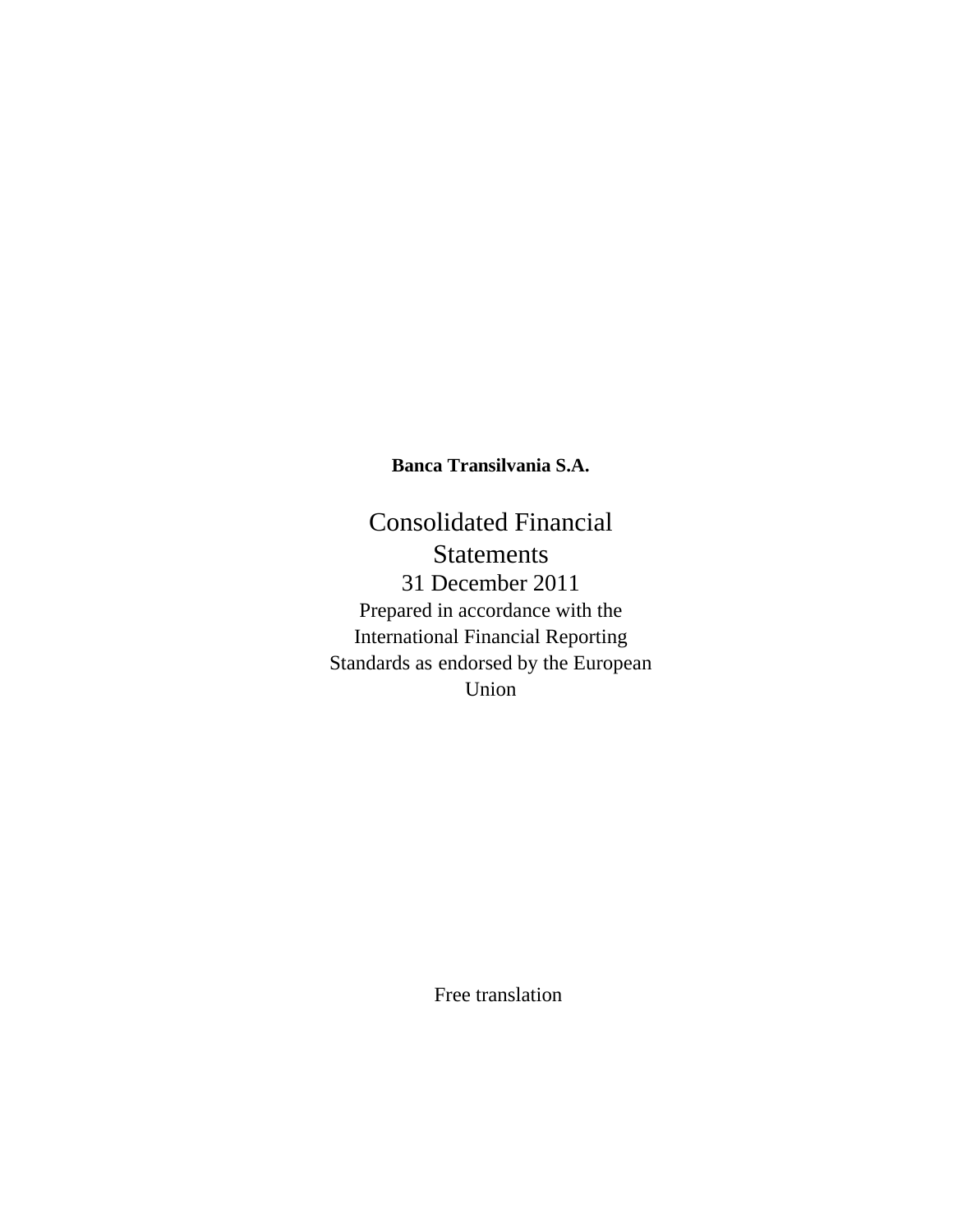**Banca Transilvania S.A.**

# Consolidated Financial Statements

31 December 2011

Prepared in accordance with the International Financial Reporting Standards as endorsed by the European Union

Free translation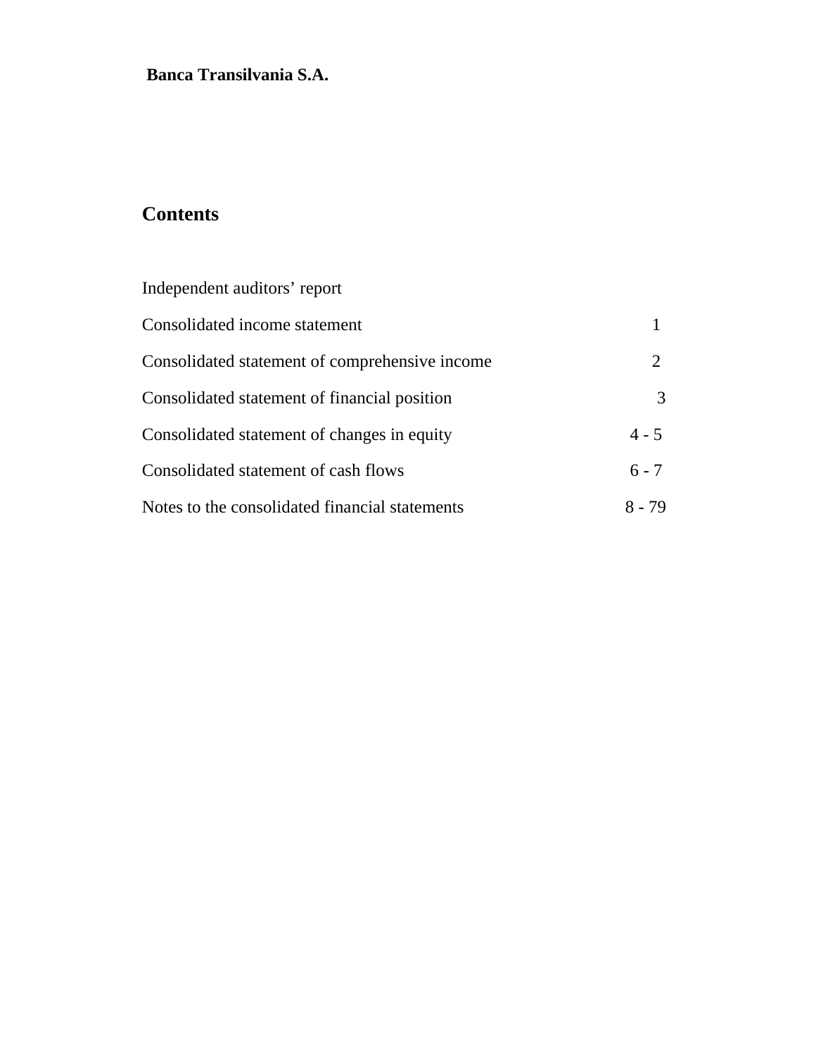**Banca Transilvania S.A.**

# Contents

| | |
|---|---|
| Independent auditors' report | |
| Consolidated income statement | 1 |
| Consolidated statement of comprehensive income | 2 |
| Consolidated statement of financial position | 3 |
| Consolidated statement of changes in equity | 4 - 5 |
| Consolidated statement of cash flows | 6 - 7 |
| Notes to the consolidated financial statements | 8 - 79 |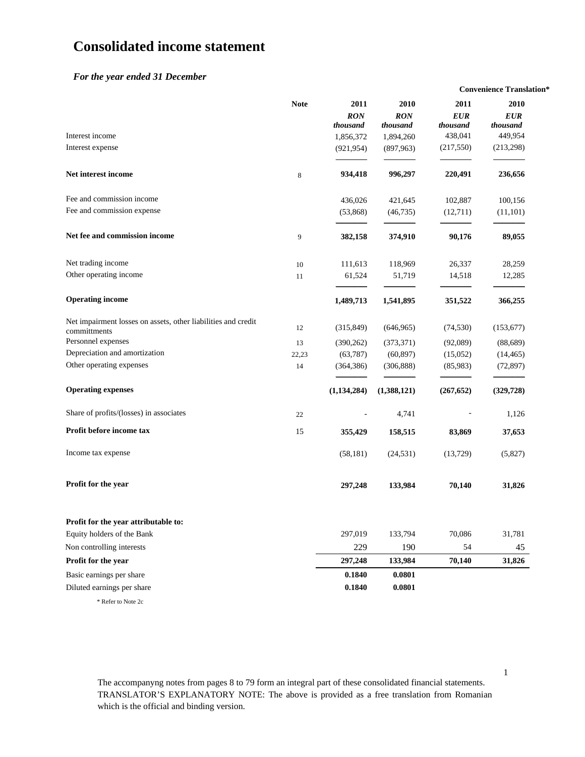# Consolidated income statement

*For the year ended 31 December*

| | Note | 2011 | 2010 | 2011 | 2010 |
|---|---|---|---|---|---|
| | | | | **Convenience Translation*** | |
| | | *RON thousand* | *RON thousand* | *EUR thousand* | *EUR thousand* |
| Interest income | | 1,856,372 | 1,894,260 | 438,041 | 449,954 |
| Interest expense | | (921,954) | (897,963) | (217,550) | (213,298) |
| **Net interest income** | 8 | **934,418** | **996,297** | **220,491** | **236,656** |
| Fee and commission income | | 436,026 | 421,645 | 102,887 | 100,156 |
| Fee and commission expense | | (53,868) | (46,735) | (12,711) | (11,101) |
| **Net fee and commission income** | 9 | **382,158** | **374,910** | **90,176** | **89,055** |
| Net trading income | 10 | 111,613 | 118,969 | 26,337 | 28,259 |
| Other operating income | 11 | 61,524 | 51,719 | 14,518 | 12,285 |
| **Operating income** | | **1,489,713** | **1,541,895** | **351,522** | **366,255** |
| Net impairment losses on assets, other liabilities and credit committments | 12 | (315,849) | (646,965) | (74,530) | (153,677) |
| Personnel expenses | 13 | (390,262) | (373,371) | (92,089) | (88,689) |
| Depreciation and amortization | 22,23 | (63,787) | (60,897) | (15,052) | (14,465) |
| Other operating expenses | 14 | (364,386) | (306,888) | (85,983) | (72,897) |
| **Operating expenses** | | **(1,134,284)** | **(1,388,121)** | **(267,652)** | **(329,728)** |
| Share of profits/(losses) in associates | 22 | - | 4,741 | - | 1,126 |
| **Profit before income tax** | 15 | **355,429** | **158,515** | **83,869** | **37,653** |
| Income tax expense | | (58,181) | (24,531) | (13,729) | (5,827) |
| **Profit for the year** | | **297,248** | **133,984** | **70,140** | **31,826** |
| **Profit for the year attributable to:** | | | | | |
| Equity holders of the Bank | | 297,019 | 133,794 | 70,086 | 31,781 |
| Non controlling interests | | 229 | 190 | 54 | 45 |
| **Profit for the year** | | **297,248** | **133,984** | **70,140** | **31,826** |
| Basic earnings per share | | **0.1840** | **0.0801** | | |
| Diluted earnings per share | | **0.1840** | **0.0801** | | |

\* Refer to Note 2c

The accompanyng notes from pages 8 to 79 form an integral part of these consolidated financial statements.
TRANSLATOR'S EXPLANATORY NOTE: The above is provided as a free translation from Romanian which is the official and binding version.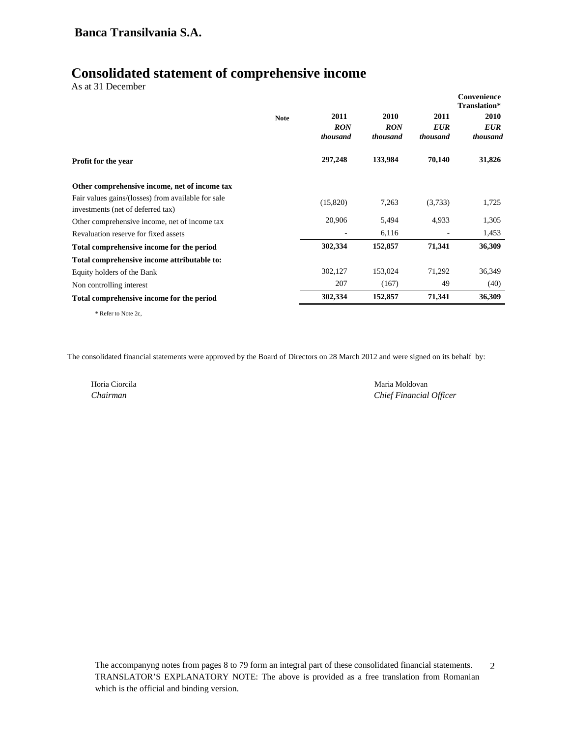**Banca Transilvania S.A.**

# Consolidated statement of comprehensive income

As at 31 December

| | Note | 2011 | 2010 | Convenience Translation* 2011 | 2010 |
|---|---|---|---|---|---|
| | | *RON thousand* | *RON thousand* | *EUR thousand* | *EUR thousand* |
| **Profit for the year** | | **297,248** | **133,984** | **70,140** | **31,826** |
| **Other comprehensive income, net of income tax** | | | | | |
| Fair values gains/(losses) from available for sale investments (net of deferred tax) | | (15,820) | 7,263 | (3,733) | 1,725 |
| Other comprehensive income, net of income tax | | 20,906 | 5,494 | 4,933 | 1,305 |
| Revaluation reserve for fixed assets | | - | 6,116 | - | 1,453 |
| **Total comprehensive income for the period** | | **302,334** | **152,857** | **71,341** | **36,309** |
| **Total comprehensive income attributable to:** | | | | | |
| Equity holders of the Bank | | 302,127 | 153,024 | 71,292 | 36,349 |
| Non controlling interest | | 207 | (167) | 49 | (40) |
| **Total comprehensive income for the period** | | **302,334** | **152,857** | **71,341** | **36,309** |

\* Refer to Note 2c,

The consolidated financial statements were approved by the Board of Directors on 28 March 2012 and were signed on its behalf by:

Horia Ciorcila
*Chairman*

Maria Moldovan
*Chief Financial Officer*

The accompanyng notes from pages 8 to 79 form an integral part of these consolidated financial statements.
TRANSLATOR'S EXPLANATORY NOTE: The above is provided as a free translation from Romanian which is the official and binding version.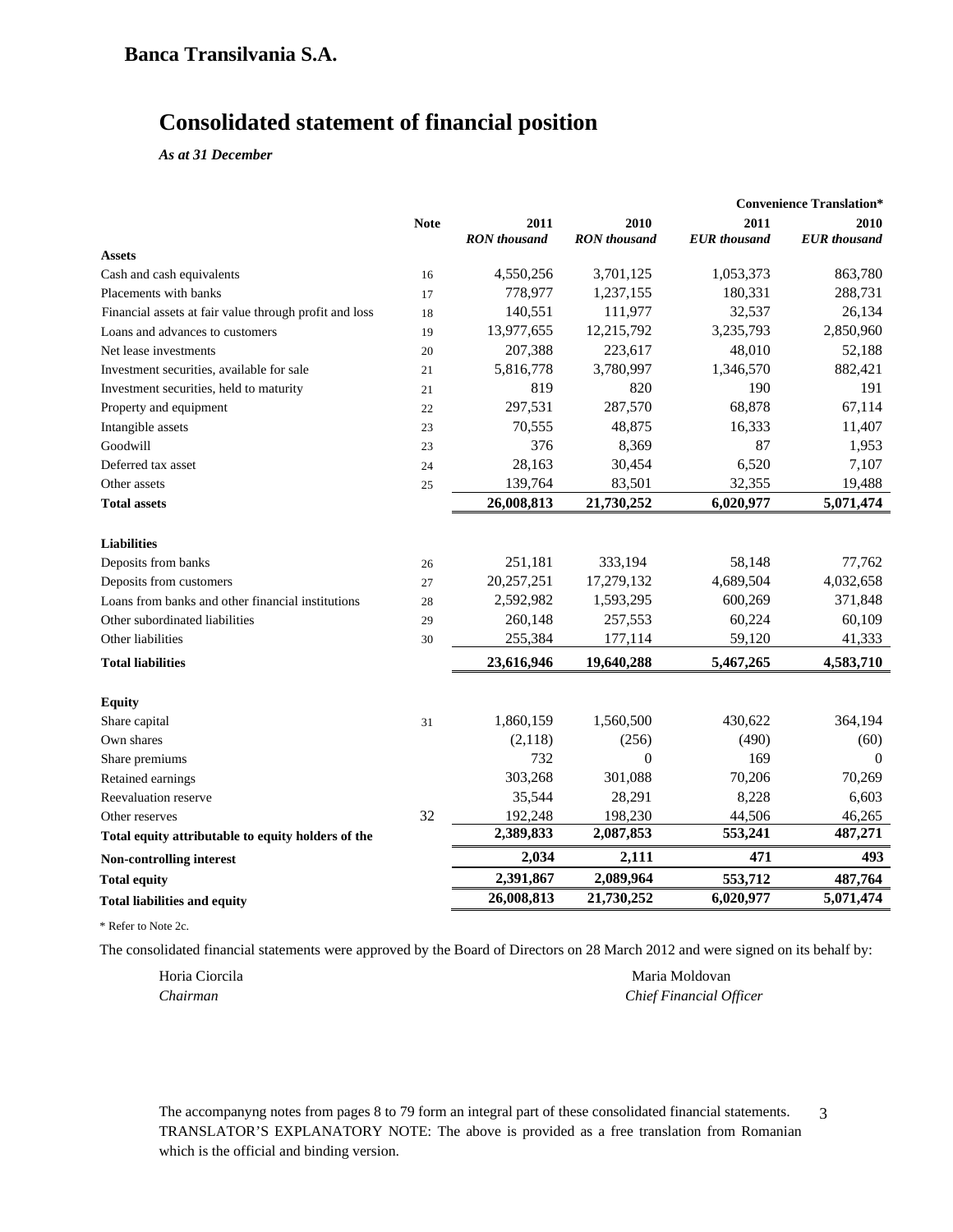**Banca Transilvania S.A.**

# Consolidated statement of financial position

*As at 31 December*

| | Note | 2011 | 2010 | Convenience Translation* 2011 | 2010 |
|---|---|---|---|---|---|
| | | *RON thousand* | *RON thousand* | *EUR thousand* | *EUR thousand* |
| **Assets** | | | | | |
| Cash and cash equivalents | 16 | 4,550,256 | 3,701,125 | 1,053,373 | 863,780 |
| Placements with banks | 17 | 778,977 | 1,237,155 | 180,331 | 288,731 |
| Financial assets at fair value through profit and loss | 18 | 140,551 | 111,977 | 32,537 | 26,134 |
| Loans and advances to customers | 19 | 13,977,655 | 12,215,792 | 3,235,793 | 2,850,960 |
| Net lease investments | 20 | 207,388 | 223,617 | 48,010 | 52,188 |
| Investment securities, available for sale | 21 | 5,816,778 | 3,780,997 | 1,346,570 | 882,421 |
| Investment securities, held to maturity | 21 | 819 | 820 | 190 | 191 |
| Property and equipment | 22 | 297,531 | 287,570 | 68,878 | 67,114 |
| Intangible assets | 23 | 70,555 | 48,875 | 16,333 | 11,407 |
| Goodwill | 23 | 376 | 8,369 | 87 | 1,953 |
| Deferred tax asset | 24 | 28,163 | 30,454 | 6,520 | 7,107 |
| Other assets | 25 | 139,764 | 83,501 | 32,355 | 19,488 |
| **Total assets** | | **26,008,813** | **21,730,252** | **6,020,977** | **5,071,474** |
| **Liabilities** | | | | | |
| Deposits from banks | 26 | 251,181 | 333,194 | 58,148 | 77,762 |
| Deposits from customers | 27 | 20,257,251 | 17,279,132 | 4,689,504 | 4,032,658 |
| Loans from banks and other financial institutions | 28 | 2,592,982 | 1,593,295 | 600,269 | 371,848 |
| Other subordinated liabilities | 29 | 260,148 | 257,553 | 60,224 | 60,109 |
| Other liabilities | 30 | 255,384 | 177,114 | 59,120 | 41,333 |
| **Total liabilities** | | **23,616,946** | **19,640,288** | **5,467,265** | **4,583,710** |
| **Equity** | | | | | |
| Share capital | 31 | 1,860,159 | 1,560,500 | 430,622 | 364,194 |
| Own shares | | (2,118) | (256) | (490) | (60) |
| Share premiums | | 732 | 0 | 169 | 0 |
| Retained earnings | | 303,268 | 301,088 | 70,206 | 70,269 |
| Reevaluation reserve | | 35,544 | 28,291 | 8,228 | 6,603 |
| Other reserves | 32 | 192,248 | 198,230 | 44,506 | 46,265 |
| **Total equity attributable to equity holders of the** | | **2,389,833** | **2,087,853** | **553,241** | **487,271** |
| **Non-controlling interest** | | **2,034** | **2,111** | **471** | **493** |
| **Total equity** | | **2,391,867** | **2,089,964** | **553,712** | **487,764** |
| **Total liabilities and equity** | | **26,008,813** | **21,730,252** | **6,020,977** | **5,071,474** |

\* Refer to Note 2c.

The consolidated financial statements were approved by the Board of Directors on 28 March 2012 and were signed on its behalf by:

Horia Ciorcila
*Chairman*

Maria Moldovan
*Chief Financial Officer*

The accompanyng notes from pages 8 to 79 form an integral part of these consolidated financial statements.
TRANSLATOR'S EXPLANATORY NOTE: The above is provided as a free translation from Romanian which is the official and binding version.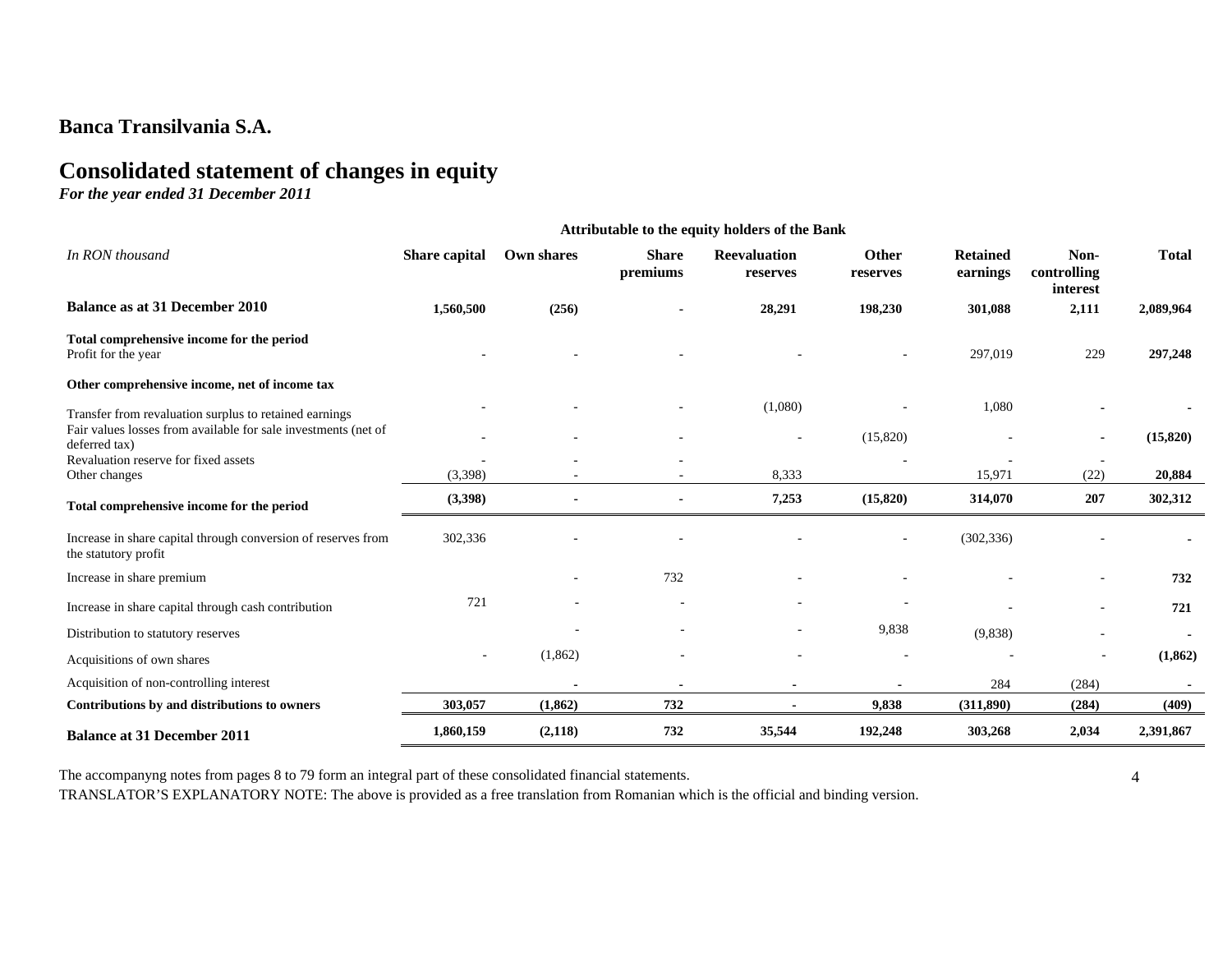## Banca Transilvania S.A.

# Consolidated statement of changes in equity

*For the year ended 31 December 2011*

| *In RON thousand* | Attributable to the equity holders of the Bank | | | | | | | |
|---|---|---|---|---|---|---|---|---|
| | **Share capital** | **Own shares** | **Share premiums** | **Reevaluation reserves** | **Other reserves** | **Retained earnings** | **Non-controlling interest** | **Total** |
| **Balance as at 31 December 2010** | **1,560,500** | **(256)** | **-** | **28,291** | **198,230** | **301,088** | **2,111** | **2,089,964** |
| **Total comprehensive income for the period** | | | | | | | | |
| Profit for the year | - | - | - | - | - | 297,019 | 229 | **297,248** |
| **Other comprehensive income, net of income tax** | | | | | | | | |
| Transfer from revaluation surplus to retained earnings | - | - | - | (1,080) | - | 1,080 | - | - |
| Fair values losses from available for sale investments (net of deferred tax) | - | - | - | - | (15,820) | - | - | **(15,820)** |
| Revaluation reserve for fixed assets | - | - | - | | - | - | - | |
| Other changes | (3,398) | - | - | 8,333 | | 15,971 | (22) | **20,884** |
| **Total comprehensive income for the period** | **(3,398)** | **-** | **-** | **7,253** | **(15,820)** | **314,070** | **207** | **302,312** |
| Increase in share capital through conversion of reserves from the statutory profit | 302,336 | - | - | - | - | (302,336) | - | - |
| Increase in share premium | | - | 732 | - | - | - | - | **732** |
| Increase in share capital through cash contribution | 721 | - | - | - | - | - | - | **721** |
| Distribution to statutory reserves | | - | - | - | 9,838 | (9,838) | - | - |
| Acquisitions of own shares | - | (1,862) | - | - | - | - | - | **(1,862)** |
| Acquisition of non-controlling interest | | - | - | - | - | 284 | (284) | - |
| **Contributions by and distributions to owners** | **303,057** | **(1,862)** | **732** | **-** | **9,838** | **(311,890)** | **(284)** | **(409)** |
| **Balance at 31 December 2011** | **1,860,159** | **(2,118)** | **732** | **35,544** | **192,248** | **303,268** | **2,034** | **2,391,867** |

The accompanyng notes from pages 8 to 79 form an integral part of these consolidated financial statements.

TRANSLATOR'S EXPLANATORY NOTE: The above is provided as a free translation from Romanian which is the official and binding version.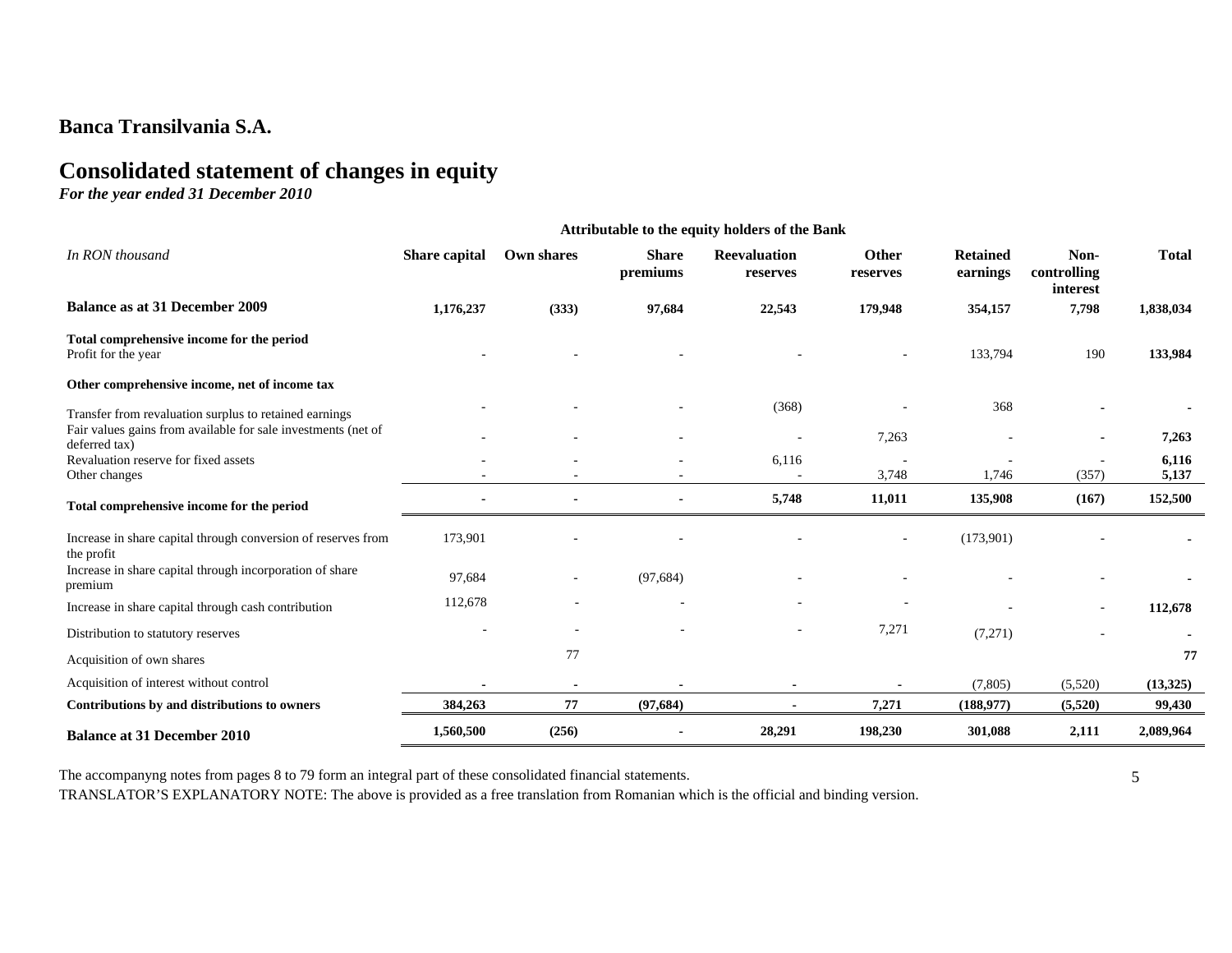# Banca Transilvania S.A.

## Consolidated statement of changes in equity

*For the year ended 31 December 2010*

| *In RON thousand* | Attributable to the equity holders of the Bank | | | | | | | |
|---|---|---|---|---|---|---|---|---|
| | **Share capital** | **Own shares** | **Share premiums** | **Reevaluation reserves** | **Other reserves** | **Retained earnings** | **Non-controlling interest** | **Total** |
| **Balance as at 31 December 2009** | **1,176,237** | **(333)** | **97,684** | **22,543** | **179,948** | **354,157** | **7,798** | **1,838,034** |
| **Total comprehensive income for the period** | | | | | | | | |
| Profit for the year | - | - | - | - | - | 133,794 | 190 | **133,984** |
| **Other comprehensive income, net of income tax** | | | | | | | | |
| Transfer from revaluation surplus to retained earnings | - | - | - | (368) | - | 368 | **-** | **-** |
| Fair values gains from available for sale investments (net of deferred tax) | - | - | - | - | 7,263 | - | **-** | **7,263** |
| Revaluation reserve for fixed assets | - | - | - | 6,116 | - | - | - | **6,116** |
| Other changes | - | - | - | - | 3,748 | 1,746 | (357) | **5,137** |
| **Total comprehensive income for the period** | **-** | **-** | **-** | **5,748** | **11,011** | **135,908** | **(167)** | **152,500** |
| Increase in share capital through conversion of reserves from the profit | 173,901 | - | - | - | - | (173,901) | - | **-** |
| Increase in share capital through incorporation of share premium | 97,684 | - | (97,684) | - | - | - | - | **-** |
| Increase in share capital through cash contribution | 112,678 | - | - | - | - | - | - | **112,678** |
| Distribution to statutory reserves | - | - | - | - | 7,271 | (7,271) | - | **-** |
| Acquisition of own shares | | 77 | | | | | | **77** |
| Acquisition of interest without control | **-** | **-** | **-** | **-** | **-** | (7,805) | (5,520) | **(13,325)** |
| **Contributions by and distributions to owners** | **384,263** | **77** | **(97,684)** | **-** | **7,271** | **(188,977)** | **(5,520)** | **99,430** |
| **Balance at 31 December 2010** | **1,560,500** | **(256)** | **-** | **28,291** | **198,230** | **301,088** | **2,111** | **2,089,964** |

The accompanyng notes from pages 8 to 79 form an integral part of these consolidated financial statements.

TRANSLATOR'S EXPLANATORY NOTE: The above is provided as a free translation from Romanian which is the official and binding version.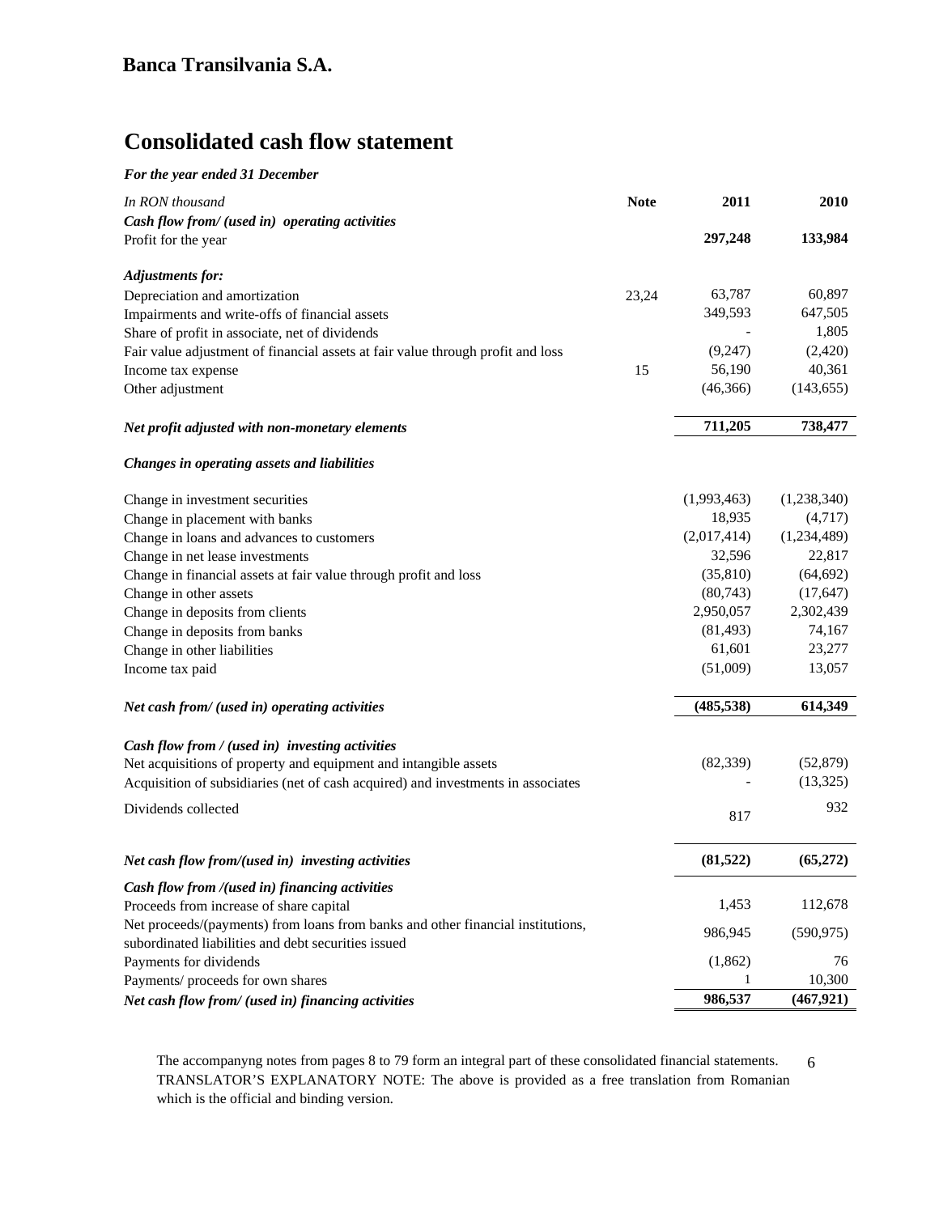## Banca Transilvania S.A.

# Consolidated cash flow statement

***For the year ended 31 December***

| *In RON thousand* | **Note** | **2011** | **2010** |
|---|---|---|---|
| ***Cash flow from/ (used in) operating activities*** | | | |
| Profit for the year | | **297,248** | **133,984** |
| ***Adjustments for:*** | | | |
| Depreciation and amortization | 23,24 | 63,787 | 60,897 |
| Impairments and write-offs of financial assets | | 349,593 | 647,505 |
| Share of profit in associate, net of dividends | | - | 1,805 |
| Fair value adjustment of financial assets at fair value through profit and loss | | (9,247) | (2,420) |
| Income tax expense | 15 | 56,190 | 40,361 |
| Other adjustment | | (46,366) | (143,655) |
| ***Net profit adjusted with non-monetary elements*** | | **711,205** | **738,477** |
| ***Changes in operating assets and liabilities*** | | | |
| Change in investment securities | | (1,993,463) | (1,238,340) |
| Change in placement with banks | | 18,935 | (4,717) |
| Change in loans and advances to customers | | (2,017,414) | (1,234,489) |
| Change in net lease investments | | 32,596 | 22,817 |
| Change in financial assets at fair value through profit and loss | | (35,810) | (64,692) |
| Change in other assets | | (80,743) | (17,647) |
| Change in deposits from clients | | 2,950,057 | 2,302,439 |
| Change in deposits from banks | | (81,493) | 74,167 |
| Change in other liabilities | | 61,601 | 23,277 |
| Income tax paid | | (51,009) | 13,057 |
| ***Net cash from/ (used in) operating activities*** | | **(485,538)** | **614,349** |
| ***Cash flow from / (used in) investing activities*** | | | |
| Net acquisitions of property and equipment and intangible assets | | (82,339) | (52,879) |
| Acquisition of subsidiaries (net of cash acquired) and investments in associates | | - | (13,325) |
| Dividends collected | | 817 | 932 |
| ***Net cash flow from/(used in) investing activities*** | | **(81,522)** | **(65,272)** |
| ***Cash flow from /(used in) financing activities*** | | | |
| Proceeds from increase of share capital | | 1,453 | 112,678 |
| Net proceeds/(payments) from loans from banks and other financial institutions, subordinated liabilities and debt securities issued | | 986,945 | (590,975) |
| Payments for dividends | | (1,862) | 76 |
| Payments/ proceeds for own shares | | 1 | 10,300 |
| ***Net cash flow from/ (used in) financing activities*** | | **986,537** | **(467,921)** |

The accompanyng notes from pages 8 to 79 form an integral part of these consolidated financial statements.
TRANSLATOR'S EXPLANATORY NOTE: The above is provided as a free translation from Romanian which is the official and binding version.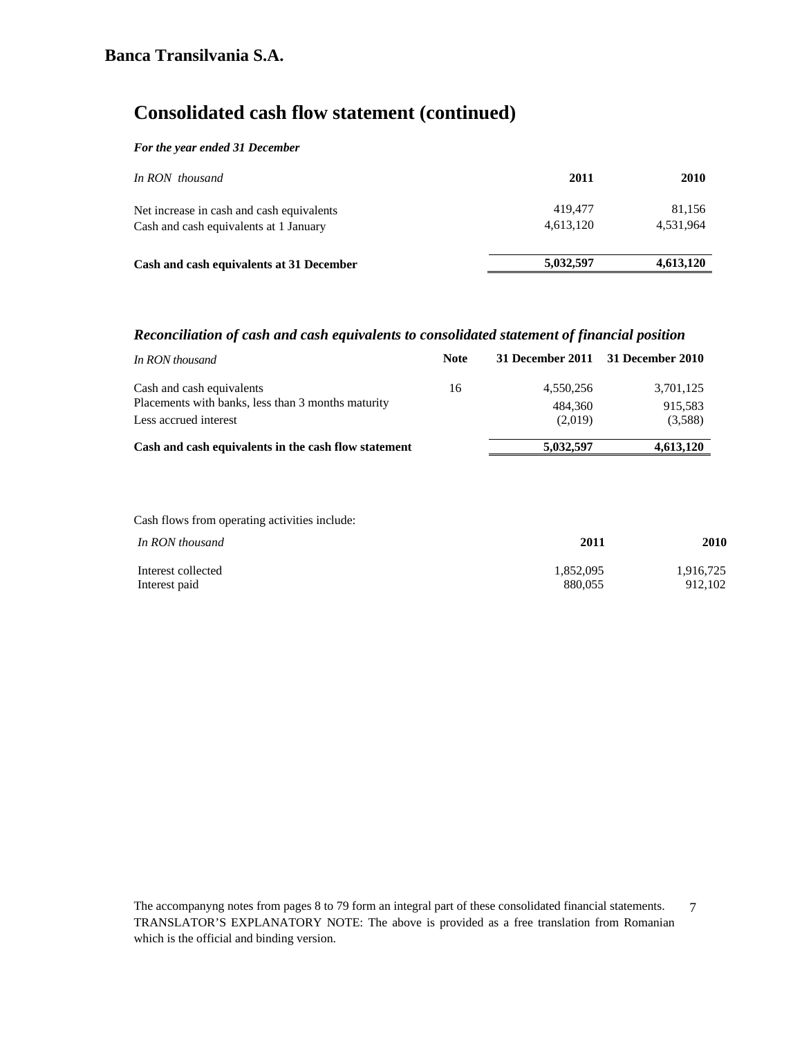**Banca Transilvania S.A.**

# Consolidated cash flow statement (continued)

***For the year ended 31 December***

| *In RON thousand* | **2011** | **2010** |
|---|---|---|
| Net increase in cash and cash equivalents | 419,477 | 81,156 |
| Cash and cash equivalents at 1 January | 4,613,120 | 4,531,964 |
| **Cash and cash equivalents at 31 December** | **5,032,597** | **4,613,120** |

## *Reconciliation of cash and cash equivalents to consolidated statement of financial position*

| *In RON thousand* | **Note** | **31 December 2011** | **31 December 2010** |
|---|---|---|---|
| Cash and cash equivalents | 16 | 4,550,256 | 3,701,125 |
| Placements with banks, less than 3 months maturity | | 484,360 | 915,583 |
| Less accrued interest | | (2,019) | (3,588) |
| **Cash and cash equivalents in the cash flow statement** | | **5,032,597** | **4,613,120** |

Cash flows from operating activities include:

| *In RON thousand* | **2011** | **2010** |
|---|---|---|
| Interest collected | 1,852,095 | 1,916,725 |
| Interest paid | 880,055 | 912,102 |

The accompanyng notes from pages 8 to 79 form an integral part of these consolidated financial statements.
TRANSLATOR'S EXPLANATORY NOTE: The above is provided as a free translation from Romanian which is the official and binding version.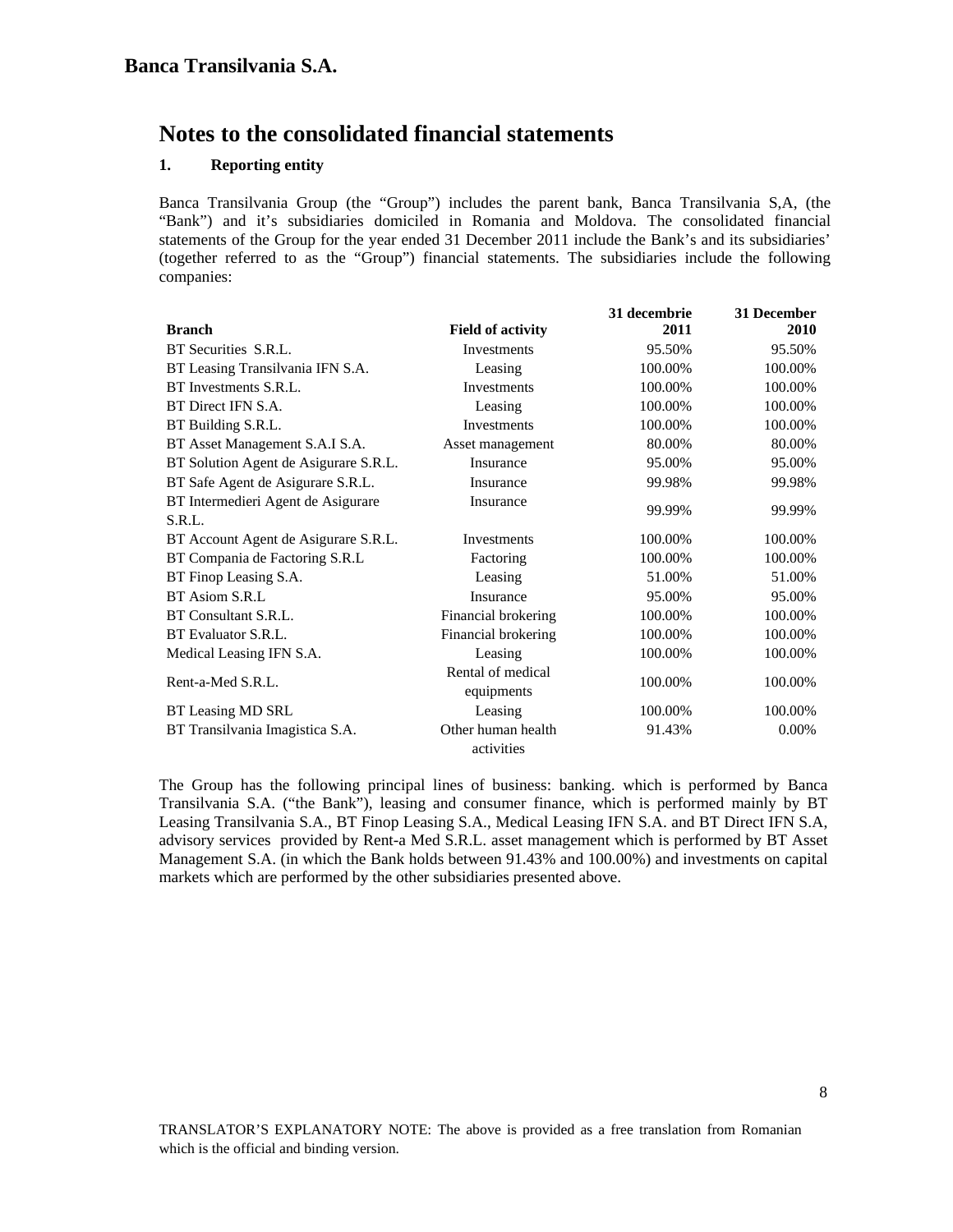# Notes to the consolidated financial statements

## 1. Reporting entity

Banca Transilvania Group (the "Group") includes the parent bank, Banca Transilvania S,A, (the "Bank") and it's subsidiaries domiciled in Romania and Moldova. The consolidated financial statements of the Group for the year ended 31 December 2011 include the Bank's and its subsidiaries' (together referred to as the "Group") financial statements. The subsidiaries include the following companies:

| Branch | Field of activity | 31 decembrie 2011 | 31 December 2010 |
|---|---|---|---|
| BT Securities S.R.L. | Investments | 95.50% | 95.50% |
| BT Leasing Transilvania IFN S.A. | Leasing | 100.00% | 100.00% |
| BT Investments S.R.L. | Investments | 100.00% | 100.00% |
| BT Direct IFN S.A. | Leasing | 100.00% | 100.00% |
| BT Building S.R.L. | Investments | 100.00% | 100.00% |
| BT Asset Management S.A.I S.A. | Asset management | 80.00% | 80.00% |
| BT Solution Agent de Asigurare S.R.L. | Insurance | 95.00% | 95.00% |
| BT Safe Agent de Asigurare S.R.L. | Insurance | 99.98% | 99.98% |
| BT Intermedieri Agent de Asigurare S.R.L. | Insurance | 99.99% | 99.99% |
| BT Account Agent de Asigurare S.R.L. | Investments | 100.00% | 100.00% |
| BT Compania de Factoring S.R.L | Factoring | 100.00% | 100.00% |
| BT Finop Leasing S.A. | Leasing | 51.00% | 51.00% |
| BT Asiom S.R.L | Insurance | 95.00% | 95.00% |
| BT Consultant S.R.L. | Financial brokering | 100.00% | 100.00% |
| BT Evaluator S.R.L. | Financial brokering | 100.00% | 100.00% |
| Medical Leasing IFN S.A. | Leasing | 100.00% | 100.00% |
| Rent-a-Med S.R.L. | Rental of medical equipments | 100.00% | 100.00% |
| BT Leasing MD SRL | Leasing | 100.00% | 100.00% |
| BT Transilvania Imagistica S.A. | Other human health activities | 91.43% | 0.00% |

The Group has the following principal lines of business: banking. which is performed by Banca Transilvania S.A. ("the Bank"), leasing and consumer finance, which is performed mainly by BT Leasing Transilvania S.A., BT Finop Leasing S.A., Medical Leasing IFN S.A. and BT Direct IFN S.A, advisory services provided by Rent-a Med S.R.L. asset management which is performed by BT Asset Management S.A. (in which the Bank holds between 91.43% and 100.00%) and investments on capital markets which are performed by the other subsidiaries presented above.

TRANSLATOR'S EXPLANATORY NOTE: The above is provided as a free translation from Romanian which is the official and binding version.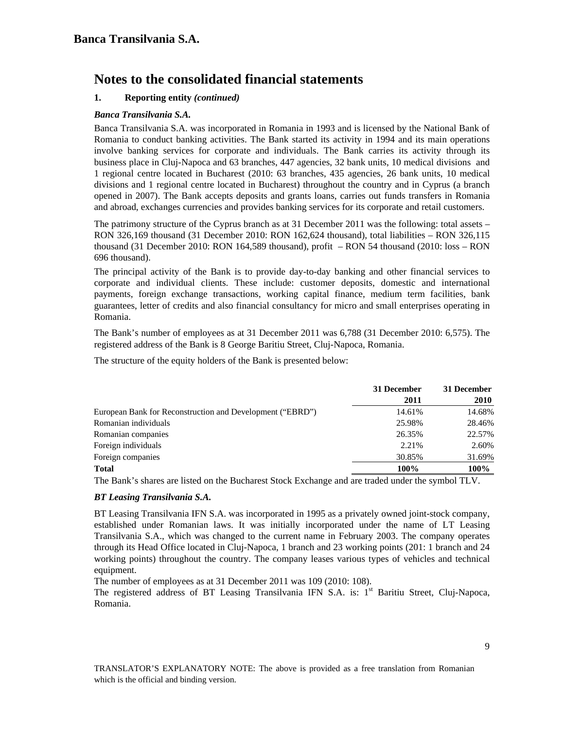# Notes to the consolidated financial statements

## 1. Reporting entity *(continued)*

### *Banca Transilvania S.A.*

Banca Transilvania S.A. was incorporated in Romania in 1993 and is licensed by the National Bank of Romania to conduct banking activities. The Bank started its activity in 1994 and its main operations involve banking services for corporate and individuals. The Bank carries its activity through its business place in Cluj-Napoca and 63 branches, 447 agencies, 32 bank units, 10 medical divisions and 1 regional centre located in Bucharest (2010: 63 branches, 435 agencies, 26 bank units, 10 medical divisions and 1 regional centre located in Bucharest) throughout the country and in Cyprus (a branch opened in 2007). The Bank accepts deposits and grants loans, carries out funds transfers in Romania and abroad, exchanges currencies and provides banking services for its corporate and retail customers.

The patrimony structure of the Cyprus branch as at 31 December 2011 was the following: total assets – RON 326,169 thousand (31 December 2010: RON 162,624 thousand), total liabilities – RON 326,115 thousand (31 December 2010: RON 164,589 thousand), profit – RON 54 thousand (2010: loss – RON 696 thousand).

The principal activity of the Bank is to provide day-to-day banking and other financial services to corporate and individual clients. These include: customer deposits, domestic and international payments, foreign exchange transactions, working capital finance, medium term facilities, bank guarantees, letter of credits and also financial consultancy for micro and small enterprises operating in Romania.

The Bank's number of employees as at 31 December 2011 was 6,788 (31 December 2010: 6,575). The registered address of the Bank is 8 George Baritiu Street, Cluj-Napoca, Romania.

The structure of the equity holders of the Bank is presented below:

| | 31 December 2011 | 31 December 2010 |
|---|---|---|
| European Bank for Reconstruction and Development ("EBRD") | 14.61% | 14.68% |
| Romanian individuals | 25.98% | 28.46% |
| Romanian companies | 26.35% | 22.57% |
| Foreign individuals | 2.21% | 2.60% |
| Foreign companies | 30.85% | 31.69% |
| **Total** | **100%** | **100%** |

The Bank's shares are listed on the Bucharest Stock Exchange and are traded under the symbol TLV.

### *BT Leasing Transilvania S.A.*

BT Leasing Transilvania IFN S.A. was incorporated in 1995 as a privately owned joint-stock company, established under Romanian laws. It was initially incorporated under the name of LT Leasing Transilvania S.A., which was changed to the current name in February 2003. The company operates through its Head Office located in Cluj-Napoca, 1 branch and 23 working points (201: 1 branch and 24 working points) throughout the country. The company leases various types of vehicles and technical equipment.

The number of employees as at 31 December 2011 was 109 (2010: 108).

The registered address of BT Leasing Transilvania IFN S.A. is: 1st Baritiu Street, Cluj-Napoca, Romania.

TRANSLATOR'S EXPLANATORY NOTE: The above is provided as a free translation from Romanian which is the official and binding version.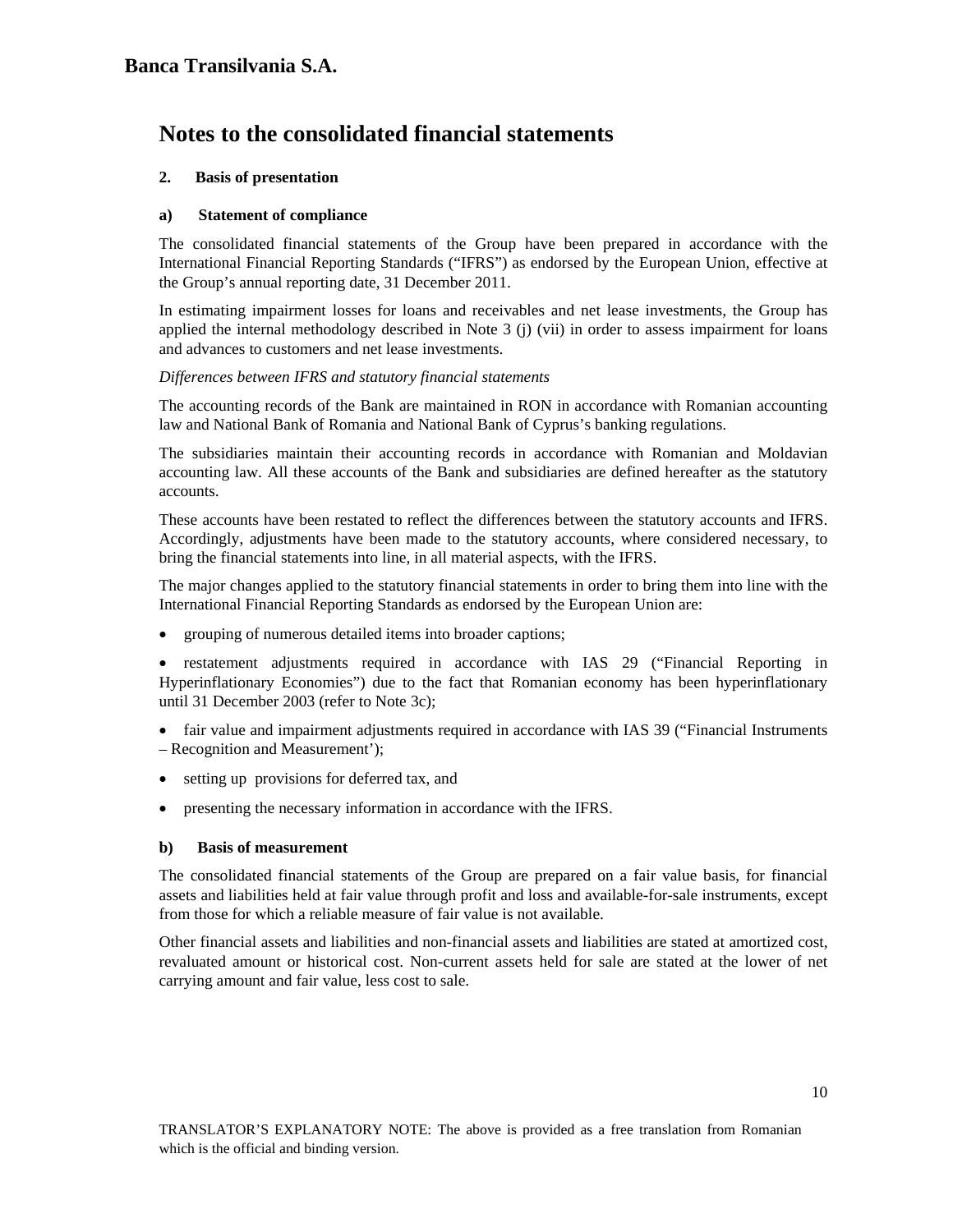## Notes to the consolidated financial statements

### 2. Basis of presentation

#### a) Statement of compliance

The consolidated financial statements of the Group have been prepared in accordance with the International Financial Reporting Standards ("IFRS") as endorsed by the European Union, effective at the Group's annual reporting date, 31 December 2011.

In estimating impairment losses for loans and receivables and net lease investments, the Group has applied the internal methodology described in Note 3 (j) (vii) in order to assess impairment for loans and advances to customers and net lease investments.

*Differences between IFRS and statutory financial statements*

The accounting records of the Bank are maintained in RON in accordance with Romanian accounting law and National Bank of Romania and National Bank of Cyprus's banking regulations.

The subsidiaries maintain their accounting records in accordance with Romanian and Moldavian accounting law. All these accounts of the Bank and subsidiaries are defined hereafter as the statutory accounts.

These accounts have been restated to reflect the differences between the statutory accounts and IFRS. Accordingly, adjustments have been made to the statutory accounts, where considered necessary, to bring the financial statements into line, in all material aspects, with the IFRS.

The major changes applied to the statutory financial statements in order to bring them into line with the International Financial Reporting Standards as endorsed by the European Union are:

- grouping of numerous detailed items into broader captions;
- restatement adjustments required in accordance with IAS 29 ("Financial Reporting in Hyperinflationary Economies") due to the fact that Romanian economy has been hyperinflationary until 31 December 2003 (refer to Note 3c);
- fair value and impairment adjustments required in accordance with IAS 39 ("Financial Instruments – Recognition and Measurement');
- setting up provisions for deferred tax, and
- presenting the necessary information in accordance with the IFRS.

#### b) Basis of measurement

The consolidated financial statements of the Group are prepared on a fair value basis, for financial assets and liabilities held at fair value through profit and loss and available-for-sale instruments, except from those for which a reliable measure of fair value is not available.

Other financial assets and liabilities and non-financial assets and liabilities are stated at amortized cost, revaluated amount or historical cost. Non-current assets held for sale are stated at the lower of net carrying amount and fair value, less cost to sale.

TRANSLATOR'S EXPLANATORY NOTE: The above is provided as a free translation from Romanian which is the official and binding version.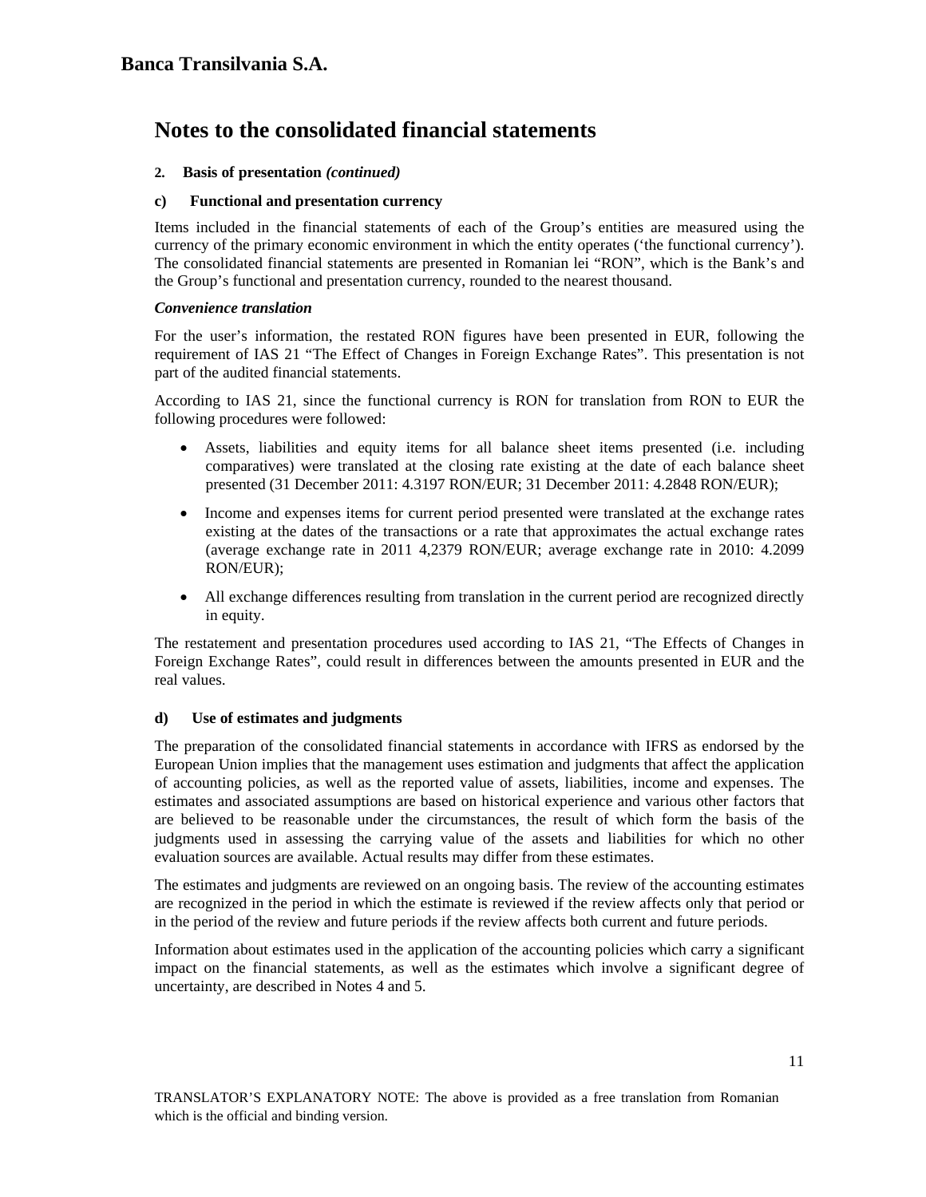# Banca Transilvania S.A.

## Notes to the consolidated financial statements

**2. Basis of presentation *(continued)***

**c) Functional and presentation currency**

Items included in the financial statements of each of the Group's entities are measured using the currency of the primary economic environment in which the entity operates ('the functional currency'). The consolidated financial statements are presented in Romanian lei "RON", which is the Bank's and the Group's functional and presentation currency, rounded to the nearest thousand.

***Convenience translation***

For the user's information, the restated RON figures have been presented in EUR, following the requirement of IAS 21 "The Effect of Changes in Foreign Exchange Rates". This presentation is not part of the audited financial statements.

According to IAS 21, since the functional currency is RON for translation from RON to EUR the following procedures were followed:

- Assets, liabilities and equity items for all balance sheet items presented (i.e. including comparatives) were translated at the closing rate existing at the date of each balance sheet presented (31 December 2011: 4.3197 RON/EUR; 31 December 2011: 4.2848 RON/EUR);
- Income and expenses items for current period presented were translated at the exchange rates existing at the dates of the transactions or a rate that approximates the actual exchange rates (average exchange rate in 2011 4,2379 RON/EUR; average exchange rate in 2010: 4.2099 RON/EUR);
- All exchange differences resulting from translation in the current period are recognized directly in equity.

The restatement and presentation procedures used according to IAS 21, "The Effects of Changes in Foreign Exchange Rates", could result in differences between the amounts presented in EUR and the real values.

**d) Use of estimates and judgments**

The preparation of the consolidated financial statements in accordance with IFRS as endorsed by the European Union implies that the management uses estimation and judgments that affect the application of accounting policies, as well as the reported value of assets, liabilities, income and expenses. The estimates and associated assumptions are based on historical experience and various other factors that are believed to be reasonable under the circumstances, the result of which form the basis of the judgments used in assessing the carrying value of the assets and liabilities for which no other evaluation sources are available. Actual results may differ from these estimates.

The estimates and judgments are reviewed on an ongoing basis. The review of the accounting estimates are recognized in the period in which the estimate is reviewed if the review affects only that period or in the period of the review and future periods if the review affects both current and future periods.

Information about estimates used in the application of the accounting policies which carry a significant impact on the financial statements, as well as the estimates which involve a significant degree of uncertainty, are described in Notes 4 and 5.

TRANSLATOR'S EXPLANATORY NOTE: The above is provided as a free translation from Romanian which is the official and binding version.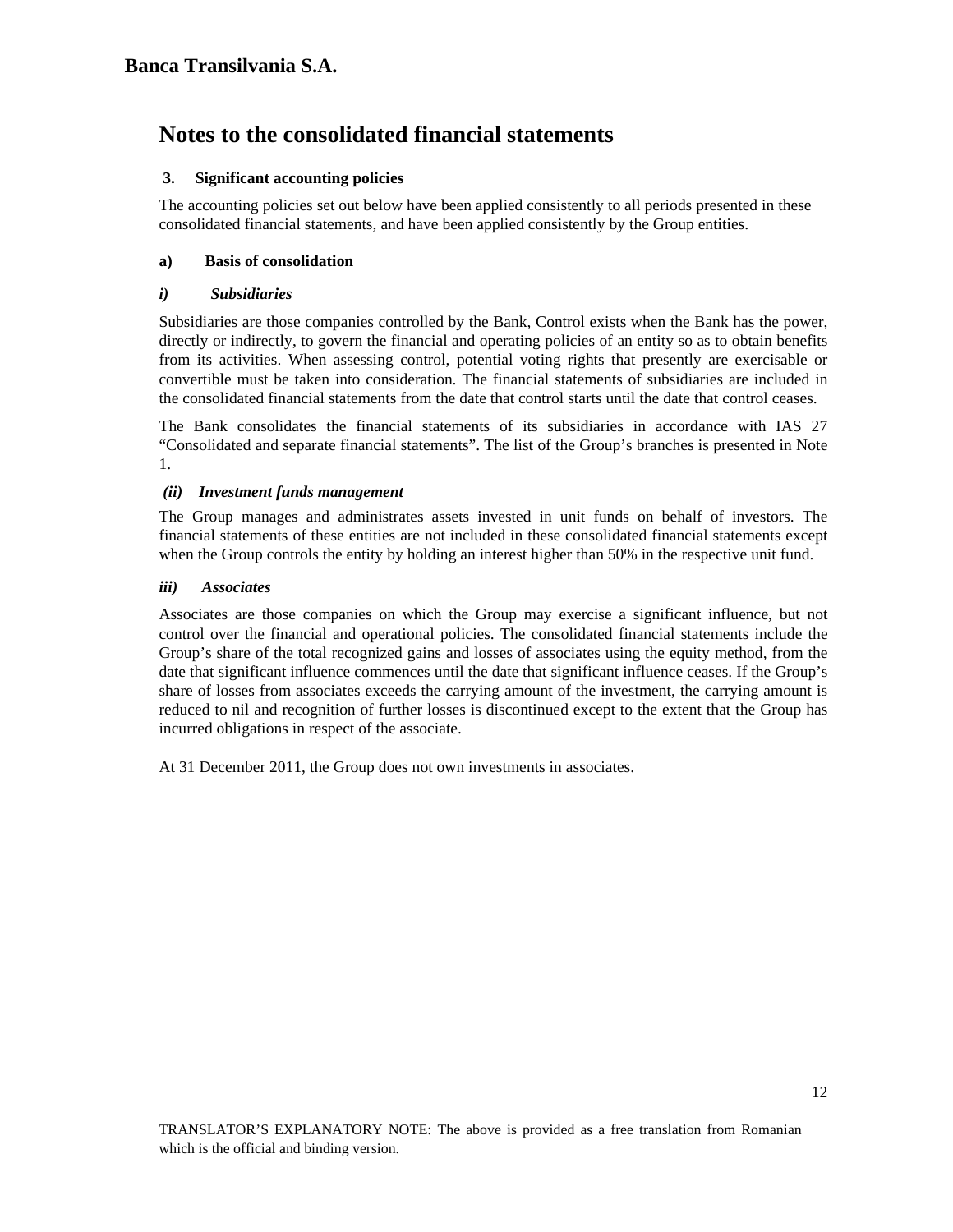# Notes to the consolidated financial statements

## 3. Significant accounting policies

The accounting policies set out below have been applied consistently to all periods presented in these consolidated financial statements, and have been applied consistently by the Group entities.

### a) Basis of consolidation

#### *i) Subsidiaries*

Subsidiaries are those companies controlled by the Bank, Control exists when the Bank has the power, directly or indirectly, to govern the financial and operating policies of an entity so as to obtain benefits from its activities. When assessing control, potential voting rights that presently are exercisable or convertible must be taken into consideration. The financial statements of subsidiaries are included in the consolidated financial statements from the date that control starts until the date that control ceases.

The Bank consolidates the financial statements of its subsidiaries in accordance with IAS 27 "Consolidated and separate financial statements". The list of the Group's branches is presented in Note 1.

#### *(ii) Investment funds management*

The Group manages and administrates assets invested in unit funds on behalf of investors. The financial statements of these entities are not included in these consolidated financial statements except when the Group controls the entity by holding an interest higher than 50% in the respective unit fund.

#### *iii) Associates*

Associates are those companies on which the Group may exercise a significant influence, but not control over the financial and operational policies. The consolidated financial statements include the Group's share of the total recognized gains and losses of associates using the equity method, from the date that significant influence commences until the date that significant influence ceases. If the Group's share of losses from associates exceeds the carrying amount of the investment, the carrying amount is reduced to nil and recognition of further losses is discontinued except to the extent that the Group has incurred obligations in respect of the associate.

At 31 December 2011, the Group does not own investments in associates.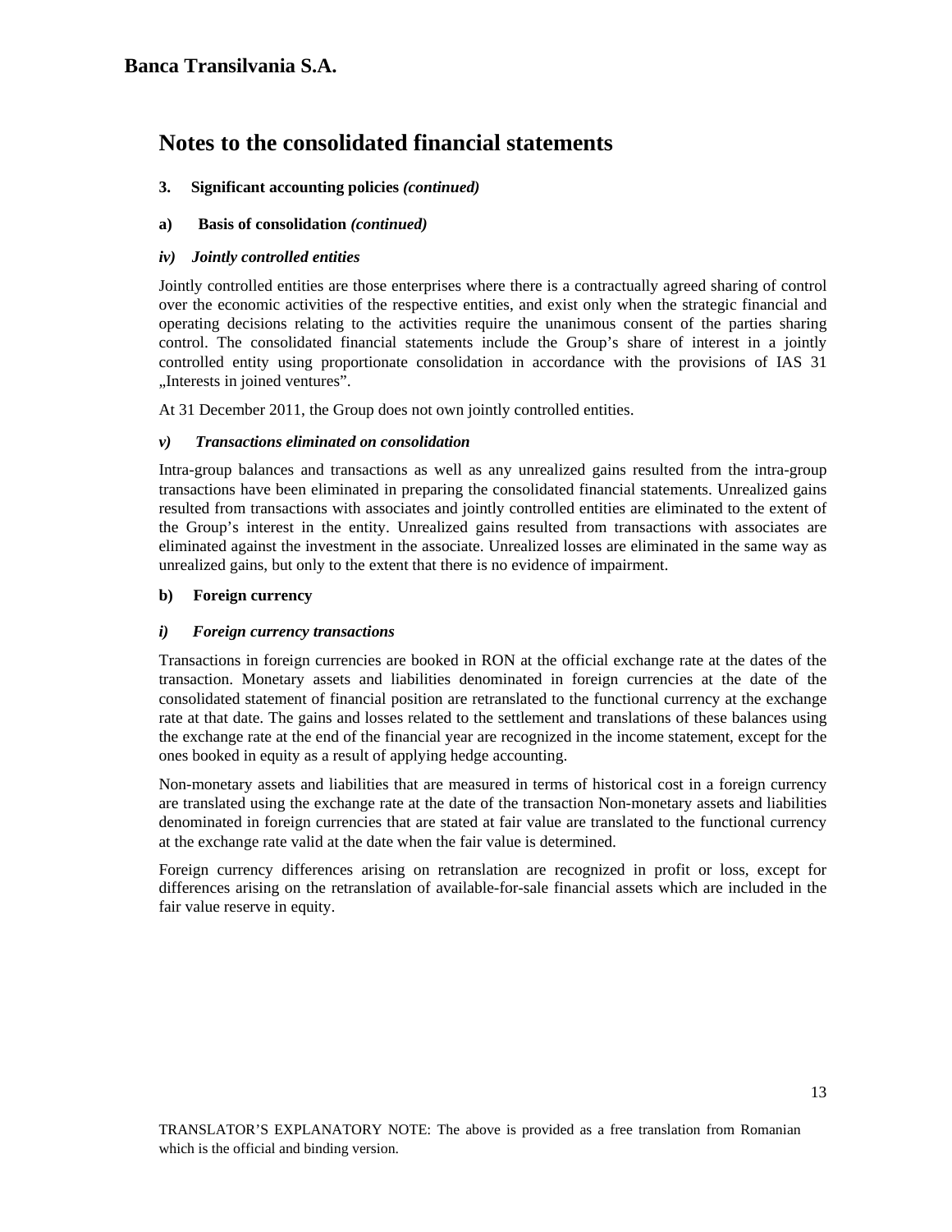# Notes to the consolidated financial statements

## 3. Significant accounting policies *(continued)*

### a) Basis of consolidation *(continued)*

#### *iv) Jointly controlled entities*

Jointly controlled entities are those enterprises where there is a contractually agreed sharing of control over the economic activities of the respective entities, and exist only when the strategic financial and operating decisions relating to the activities require the unanimous consent of the parties sharing control. The consolidated financial statements include the Group's share of interest in a jointly controlled entity using proportionate consolidation in accordance with the provisions of IAS 31 „Interests in joined ventures".

At 31 December 2011, the Group does not own jointly controlled entities.

#### *v) Transactions eliminated on consolidation*

Intra-group balances and transactions as well as any unrealized gains resulted from the intra-group transactions have been eliminated in preparing the consolidated financial statements. Unrealized gains resulted from transactions with associates and jointly controlled entities are eliminated to the extent of the Group's interest in the entity. Unrealized gains resulted from transactions with associates are eliminated against the investment in the associate. Unrealized losses are eliminated in the same way as unrealized gains, but only to the extent that there is no evidence of impairment.

### b) Foreign currency

#### *i) Foreign currency transactions*

Transactions in foreign currencies are booked in RON at the official exchange rate at the dates of the transaction. Monetary assets and liabilities denominated in foreign currencies at the date of the consolidated statement of financial position are retranslated to the functional currency at the exchange rate at that date. The gains and losses related to the settlement and translations of these balances using the exchange rate at the end of the financial year are recognized in the income statement, except for the ones booked in equity as a result of applying hedge accounting.

Non-monetary assets and liabilities that are measured in terms of historical cost in a foreign currency are translated using the exchange rate at the date of the transaction Non-monetary assets and liabilities denominated in foreign currencies that are stated at fair value are translated to the functional currency at the exchange rate valid at the date when the fair value is determined.

Foreign currency differences arising on retranslation are recognized in profit or loss, except for differences arising on the retranslation of available-for-sale financial assets which are included in the fair value reserve in equity.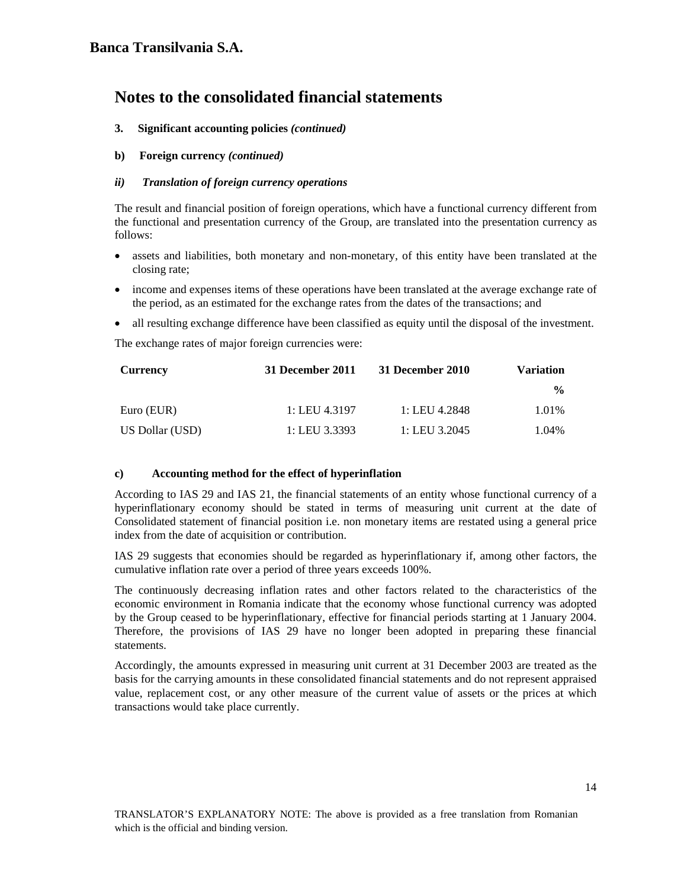# Banca Transilvania S.A.

## Notes to the consolidated financial statements

**3. Significant accounting policies *(continued)***

**b) Foreign currency *(continued)***

***ii) Translation of foreign currency operations***

The result and financial position of foreign operations, which have a functional currency different from the functional and presentation currency of the Group, are translated into the presentation currency as follows:

- assets and liabilities, both monetary and non-monetary, of this entity have been translated at the closing rate;
- income and expenses items of these operations have been translated at the average exchange rate of the period, as an estimated for the exchange rates from the dates of the transactions; and
- all resulting exchange difference have been classified as equity until the disposal of the investment.

The exchange rates of major foreign currencies were:

| Currency | 31 December 2011 | 31 December 2010 | Variation % |
|---|---|---|---|
| Euro (EUR) | 1: LEU 4.3197 | 1: LEU 4.2848 | 1.01% |
| US Dollar (USD) | 1: LEU 3.3393 | 1: LEU 3.2045 | 1.04% |

**c) Accounting method for the effect of hyperinflation**

According to IAS 29 and IAS 21, the financial statements of an entity whose functional currency of a hyperinflationary economy should be stated in terms of measuring unit current at the date of Consolidated statement of financial position i.e. non monetary items are restated using a general price index from the date of acquisition or contribution.

IAS 29 suggests that economies should be regarded as hyperinflationary if, among other factors, the cumulative inflation rate over a period of three years exceeds 100%.

The continuously decreasing inflation rates and other factors related to the characteristics of the economic environment in Romania indicate that the economy whose functional currency was adopted by the Group ceased to be hyperinflationary, effective for financial periods starting at 1 January 2004. Therefore, the provisions of IAS 29 have no longer been adopted in preparing these financial statements.

Accordingly, the amounts expressed in measuring unit current at 31 December 2003 are treated as the basis for the carrying amounts in these consolidated financial statements and do not represent appraised value, replacement cost, or any other measure of the current value of assets or the prices at which transactions would take place currently.

TRANSLATOR'S EXPLANATORY NOTE: The above is provided as a free translation from Romanian which is the official and binding version.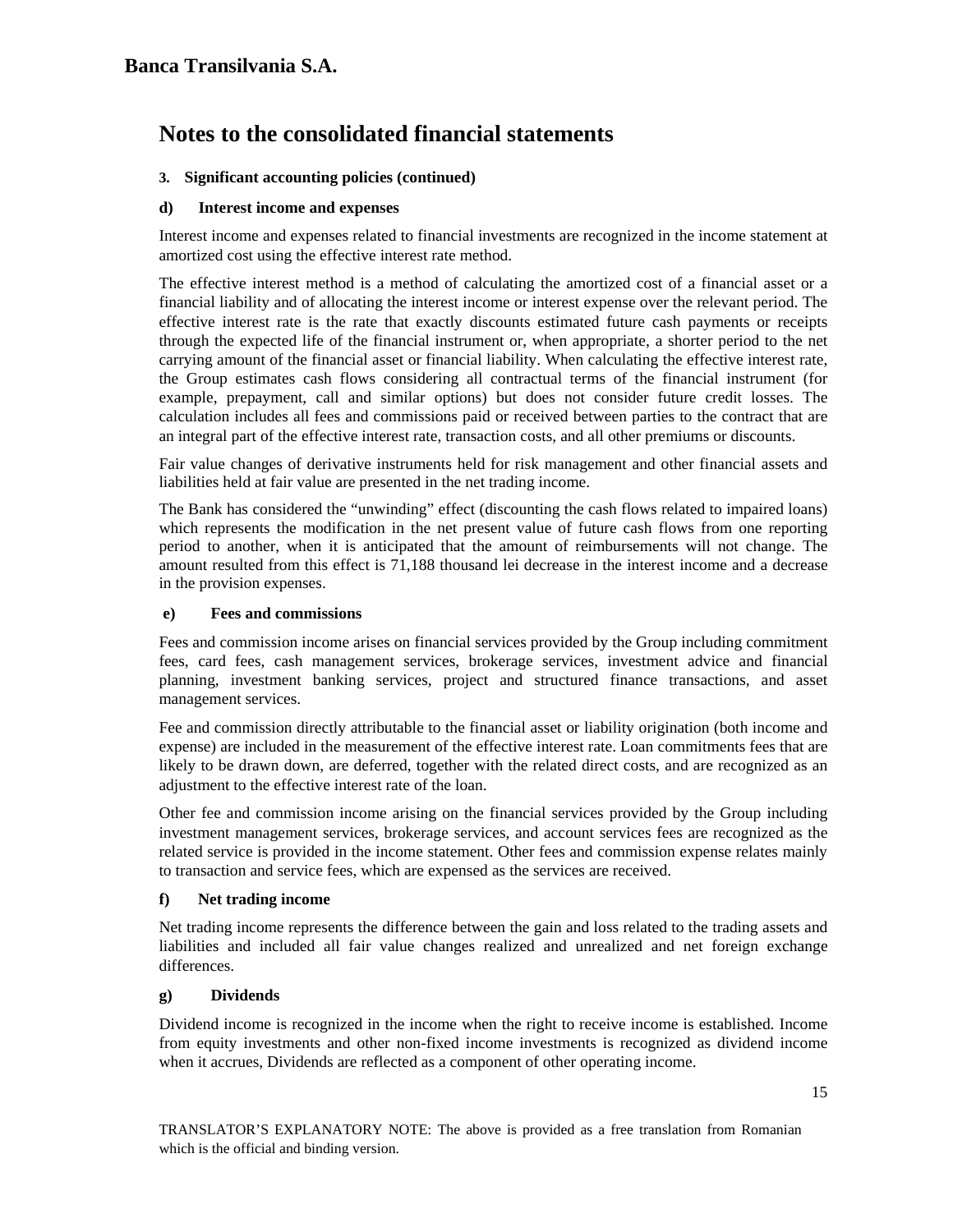# Notes to the consolidated financial statements

### 3. Significant accounting policies (continued)

#### d) Interest income and expenses

Interest income and expenses related to financial investments are recognized in the income statement at amortized cost using the effective interest rate method.

The effective interest method is a method of calculating the amortized cost of a financial asset or a financial liability and of allocating the interest income or interest expense over the relevant period. The effective interest rate is the rate that exactly discounts estimated future cash payments or receipts through the expected life of the financial instrument or, when appropriate, a shorter period to the net carrying amount of the financial asset or financial liability. When calculating the effective interest rate, the Group estimates cash flows considering all contractual terms of the financial instrument (for example, prepayment, call and similar options) but does not consider future credit losses. The calculation includes all fees and commissions paid or received between parties to the contract that are an integral part of the effective interest rate, transaction costs, and all other premiums or discounts.

Fair value changes of derivative instruments held for risk management and other financial assets and liabilities held at fair value are presented in the net trading income.

The Bank has considered the "unwinding" effect (discounting the cash flows related to impaired loans) which represents the modification in the net present value of future cash flows from one reporting period to another, when it is anticipated that the amount of reimbursements will not change. The amount resulted from this effect is 71,188 thousand lei decrease in the interest income and a decrease in the provision expenses.

#### e) Fees and commissions

Fees and commission income arises on financial services provided by the Group including commitment fees, card fees, cash management services, brokerage services, investment advice and financial planning, investment banking services, project and structured finance transactions, and asset management services.

Fee and commission directly attributable to the financial asset or liability origination (both income and expense) are included in the measurement of the effective interest rate. Loan commitments fees that are likely to be drawn down, are deferred, together with the related direct costs, and are recognized as an adjustment to the effective interest rate of the loan.

Other fee and commission income arising on the financial services provided by the Group including investment management services, brokerage services, and account services fees are recognized as the related service is provided in the income statement. Other fees and commission expense relates mainly to transaction and service fees, which are expensed as the services are received.

#### f) Net trading income

Net trading income represents the difference between the gain and loss related to the trading assets and liabilities and included all fair value changes realized and unrealized and net foreign exchange differences.

#### g) Dividends

Dividend income is recognized in the income when the right to receive income is established. Income from equity investments and other non-fixed income investments is recognized as dividend income when it accrues, Dividends are reflected as a component of other operating income.

TRANSLATOR'S EXPLANATORY NOTE: The above is provided as a free translation from Romanian which is the official and binding version.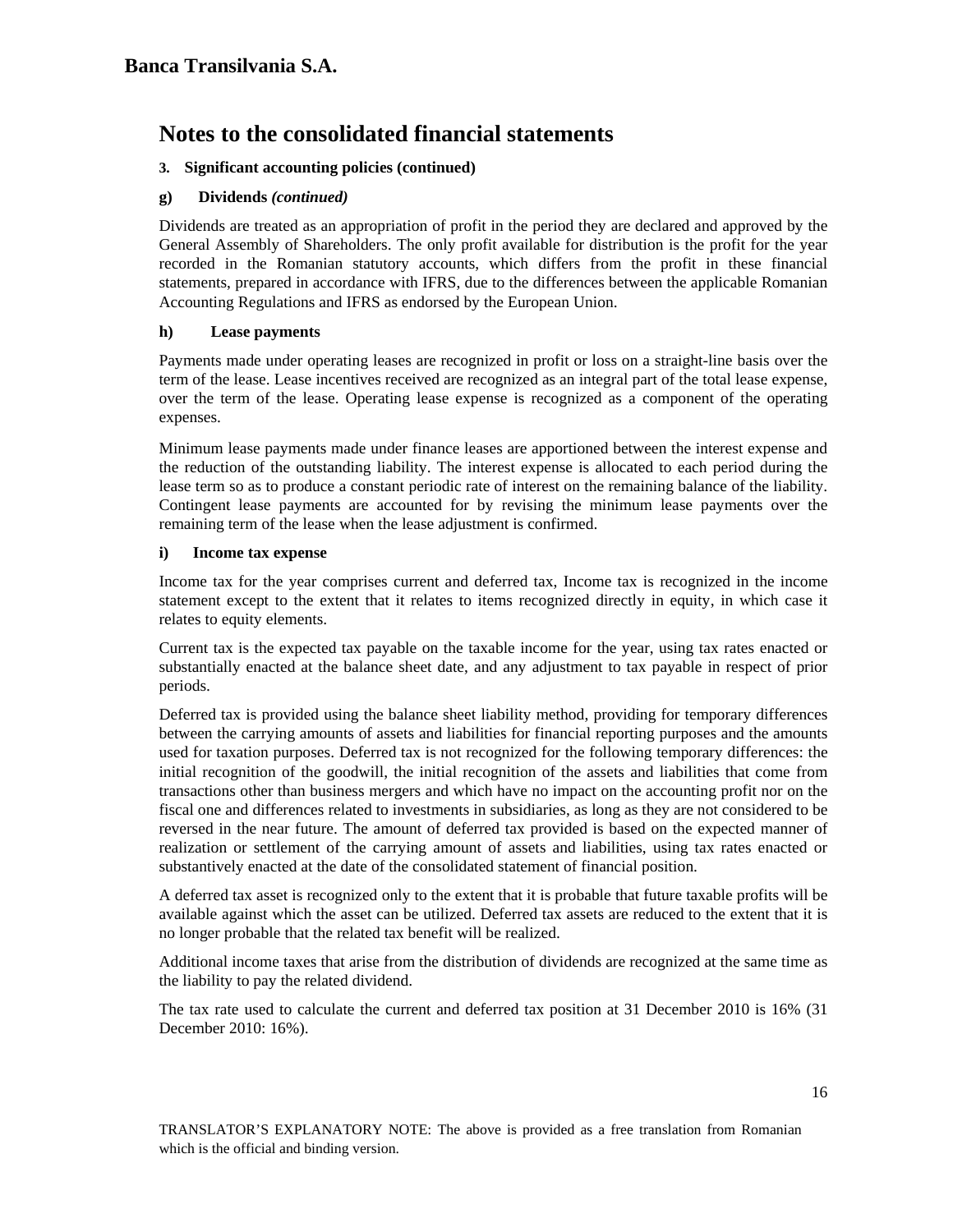# Notes to the consolidated financial statements

**3. Significant accounting policies (continued)**

**g) Dividends *(continued)***

Dividends are treated as an appropriation of profit in the period they are declared and approved by the General Assembly of Shareholders. The only profit available for distribution is the profit for the year recorded in the Romanian statutory accounts, which differs from the profit in these financial statements, prepared in accordance with IFRS, due to the differences between the applicable Romanian Accounting Regulations and IFRS as endorsed by the European Union.

**h) Lease payments**

Payments made under operating leases are recognized in profit or loss on a straight-line basis over the term of the lease. Lease incentives received are recognized as an integral part of the total lease expense, over the term of the lease. Operating lease expense is recognized as a component of the operating expenses.

Minimum lease payments made under finance leases are apportioned between the interest expense and the reduction of the outstanding liability. The interest expense is allocated to each period during the lease term so as to produce a constant periodic rate of interest on the remaining balance of the liability. Contingent lease payments are accounted for by revising the minimum lease payments over the remaining term of the lease when the lease adjustment is confirmed.

**i) Income tax expense**

Income tax for the year comprises current and deferred tax, Income tax is recognized in the income statement except to the extent that it relates to items recognized directly in equity, in which case it relates to equity elements.

Current tax is the expected tax payable on the taxable income for the year, using tax rates enacted or substantially enacted at the balance sheet date, and any adjustment to tax payable in respect of prior periods.

Deferred tax is provided using the balance sheet liability method, providing for temporary differences between the carrying amounts of assets and liabilities for financial reporting purposes and the amounts used for taxation purposes. Deferred tax is not recognized for the following temporary differences: the initial recognition of the goodwill, the initial recognition of the assets and liabilities that come from transactions other than business mergers and which have no impact on the accounting profit nor on the fiscal one and differences related to investments in subsidiaries, as long as they are not considered to be reversed in the near future. The amount of deferred tax provided is based on the expected manner of realization or settlement of the carrying amount of assets and liabilities, using tax rates enacted or substantively enacted at the date of the consolidated statement of financial position.

A deferred tax asset is recognized only to the extent that it is probable that future taxable profits will be available against which the asset can be utilized. Deferred tax assets are reduced to the extent that it is no longer probable that the related tax benefit will be realized.

Additional income taxes that arise from the distribution of dividends are recognized at the same time as the liability to pay the related dividend.

The tax rate used to calculate the current and deferred tax position at 31 December 2010 is 16% (31 December 2010: 16%).

TRANSLATOR'S EXPLANATORY NOTE: The above is provided as a free translation from Romanian which is the official and binding version.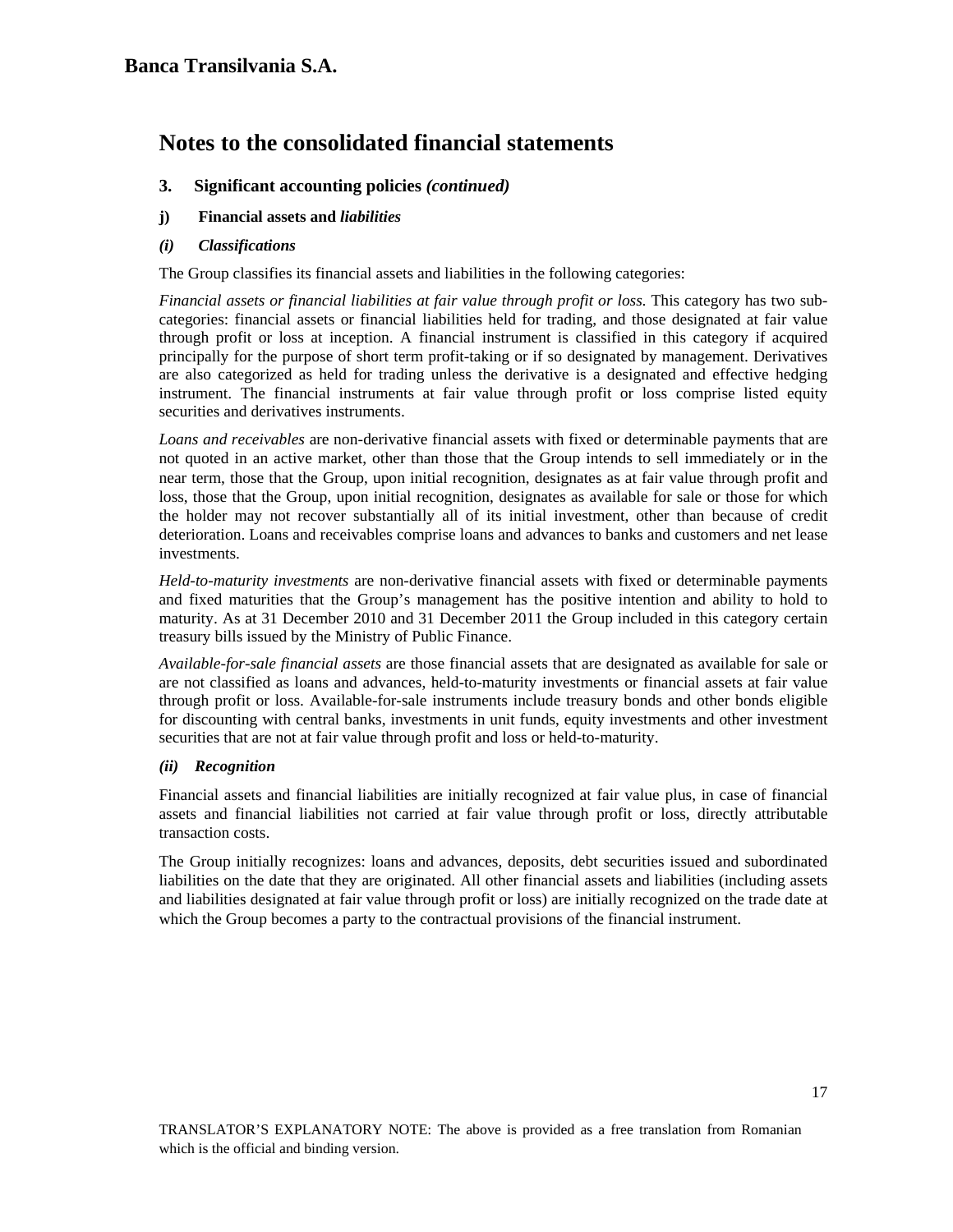**Banca Transilvania S.A.**

# Notes to the consolidated financial statements

### 3. Significant accounting policies *(continued)*

#### j) Financial assets and *liabilities*

#### *(i) Classifications*

The Group classifies its financial assets and liabilities in the following categories:

*Financial assets or financial liabilities at fair value through profit or loss.* This category has two sub-categories: financial assets or financial liabilities held for trading, and those designated at fair value through profit or loss at inception. A financial instrument is classified in this category if acquired principally for the purpose of short term profit-taking or if so designated by management. Derivatives are also categorized as held for trading unless the derivative is a designated and effective hedging instrument. The financial instruments at fair value through profit or loss comprise listed equity securities and derivatives instruments.

*Loans and receivables* are non-derivative financial assets with fixed or determinable payments that are not quoted in an active market, other than those that the Group intends to sell immediately or in the near term, those that the Group, upon initial recognition, designates as at fair value through profit and loss, those that the Group, upon initial recognition, designates as available for sale or those for which the holder may not recover substantially all of its initial investment, other than because of credit deterioration. Loans and receivables comprise loans and advances to banks and customers and net lease investments.

*Held-to-maturity investments* are non-derivative financial assets with fixed or determinable payments and fixed maturities that the Group's management has the positive intention and ability to hold to maturity. As at 31 December 2010 and 31 December 2011 the Group included in this category certain treasury bills issued by the Ministry of Public Finance.

*Available-for-sale financial assets* are those financial assets that are designated as available for sale or are not classified as loans and advances, held-to-maturity investments or financial assets at fair value through profit or loss. Available-for-sale instruments include treasury bonds and other bonds eligible for discounting with central banks, investments in unit funds, equity investments and other investment securities that are not at fair value through profit and loss or held-to-maturity.

#### *(ii) Recognition*

Financial assets and financial liabilities are initially recognized at fair value plus, in case of financial assets and financial liabilities not carried at fair value through profit or loss, directly attributable transaction costs.

The Group initially recognizes: loans and advances, deposits, debt securities issued and subordinated liabilities on the date that they are originated. All other financial assets and liabilities (including assets and liabilities designated at fair value through profit or loss) are initially recognized on the trade date at which the Group becomes a party to the contractual provisions of the financial instrument.

TRANSLATOR'S EXPLANATORY NOTE: The above is provided as a free translation from Romanian which is the official and binding version.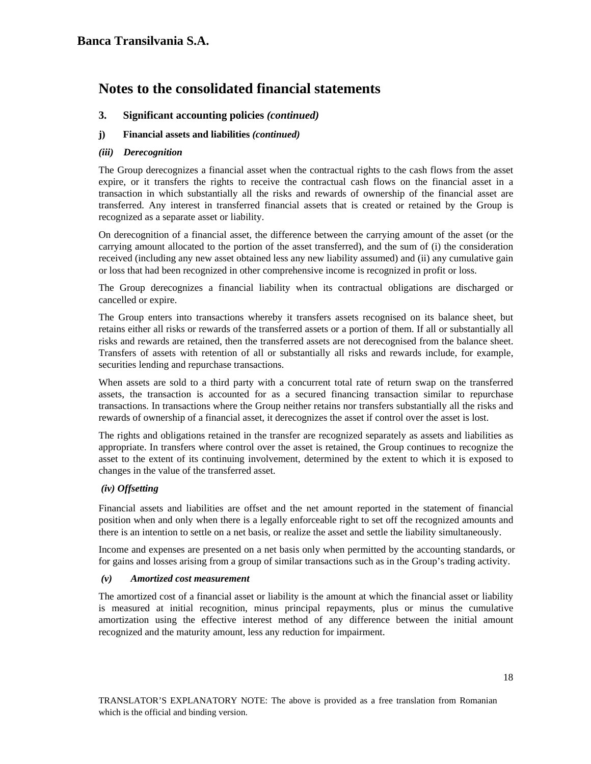## Notes to the consolidated financial statements

### 3. Significant accounting policies *(continued)*

#### j) Financial assets and liabilities *(continued)*

##### *(iii) Derecognition*

The Group derecognizes a financial asset when the contractual rights to the cash flows from the asset expire, or it transfers the rights to receive the contractual cash flows on the financial asset in a transaction in which substantially all the risks and rewards of ownership of the financial asset are transferred. Any interest in transferred financial assets that is created or retained by the Group is recognized as a separate asset or liability.

On derecognition of a financial asset, the difference between the carrying amount of the asset (or the carrying amount allocated to the portion of the asset transferred), and the sum of (i) the consideration received (including any new asset obtained less any new liability assumed) and (ii) any cumulative gain or loss that had been recognized in other comprehensive income is recognized in profit or loss.

The Group derecognizes a financial liability when its contractual obligations are discharged or cancelled or expire.

The Group enters into transactions whereby it transfers assets recognised on its balance sheet, but retains either all risks or rewards of the transferred assets or a portion of them. If all or substantially all risks and rewards are retained, then the transferred assets are not derecognised from the balance sheet. Transfers of assets with retention of all or substantially all risks and rewards include, for example, securities lending and repurchase transactions.

When assets are sold to a third party with a concurrent total rate of return swap on the transferred assets, the transaction is accounted for as a secured financing transaction similar to repurchase transactions. In transactions where the Group neither retains nor transfers substantially all the risks and rewards of ownership of a financial asset, it derecognizes the asset if control over the asset is lost.

The rights and obligations retained in the transfer are recognized separately as assets and liabilities as appropriate. In transfers where control over the asset is retained, the Group continues to recognize the asset to the extent of its continuing involvement, determined by the extent to which it is exposed to changes in the value of the transferred asset.

##### *(iv) Offsetting*

Financial assets and liabilities are offset and the net amount reported in the statement of financial position when and only when there is a legally enforceable right to set off the recognized amounts and there is an intention to settle on a net basis, or realize the asset and settle the liability simultaneously.

Income and expenses are presented on a net basis only when permitted by the accounting standards, or for gains and losses arising from a group of similar transactions such as in the Group's trading activity.

##### *(v) Amortized cost measurement*

The amortized cost of a financial asset or liability is the amount at which the financial asset or liability is measured at initial recognition, minus principal repayments, plus or minus the cumulative amortization using the effective interest method of any difference between the initial amount recognized and the maturity amount, less any reduction for impairment.

TRANSLATOR'S EXPLANATORY NOTE: The above is provided as a free translation from Romanian which is the official and binding version.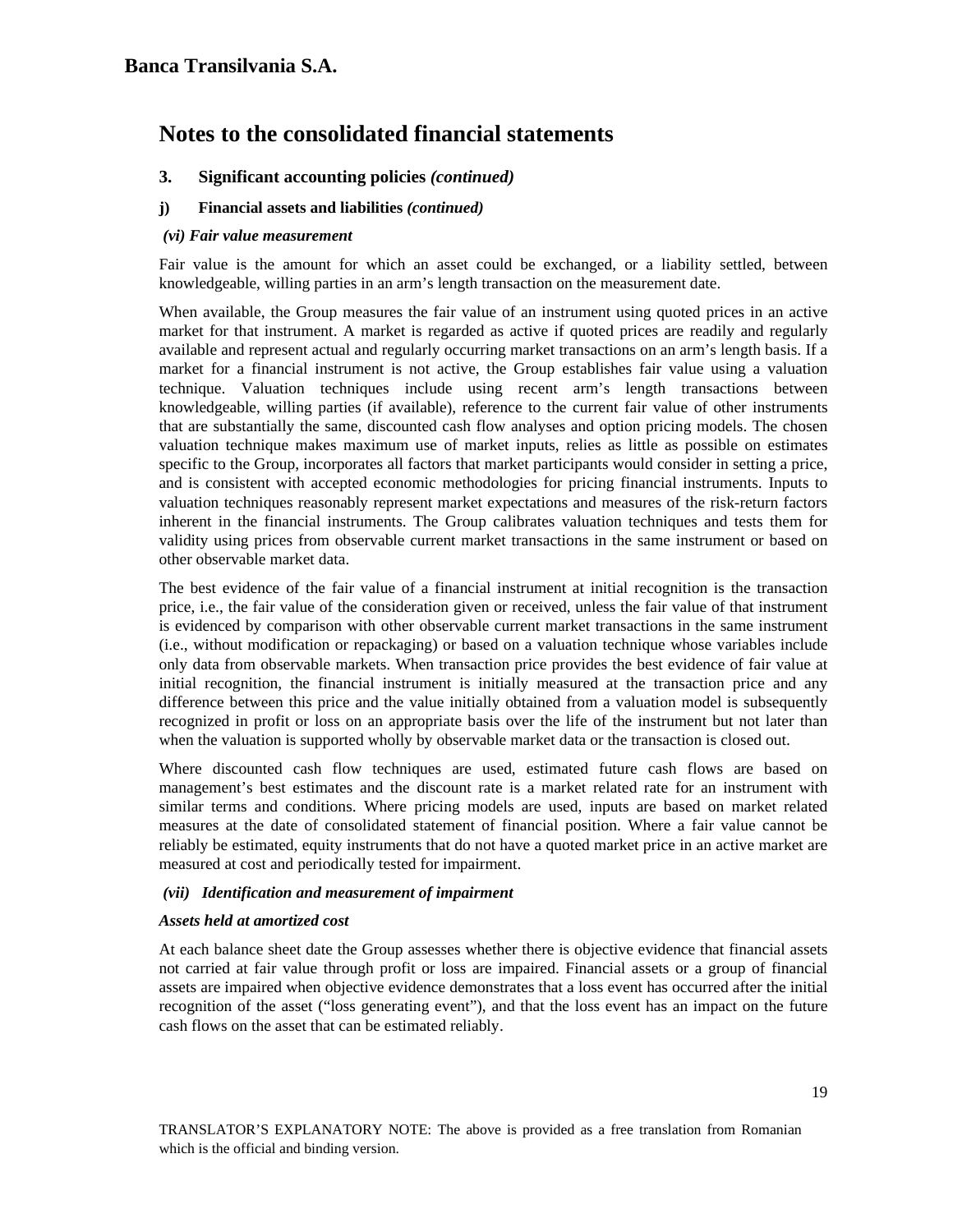# Banca Transilvania S.A.

## Notes to the consolidated financial statements

### 3. Significant accounting policies *(continued)*

#### j) Financial assets and liabilities *(continued)*

***(vi) Fair value measurement***

Fair value is the amount for which an asset could be exchanged, or a liability settled, between knowledgeable, willing parties in an arm's length transaction on the measurement date.

When available, the Group measures the fair value of an instrument using quoted prices in an active market for that instrument. A market is regarded as active if quoted prices are readily and regularly available and represent actual and regularly occurring market transactions on an arm's length basis. If a market for a financial instrument is not active, the Group establishes fair value using a valuation technique. Valuation techniques include using recent arm's length transactions between knowledgeable, willing parties (if available), reference to the current fair value of other instruments that are substantially the same, discounted cash flow analyses and option pricing models. The chosen valuation technique makes maximum use of market inputs, relies as little as possible on estimates specific to the Group, incorporates all factors that market participants would consider in setting a price, and is consistent with accepted economic methodologies for pricing financial instruments. Inputs to valuation techniques reasonably represent market expectations and measures of the risk-return factors inherent in the financial instruments. The Group calibrates valuation techniques and tests them for validity using prices from observable current market transactions in the same instrument or based on other observable market data.

The best evidence of the fair value of a financial instrument at initial recognition is the transaction price, i.e., the fair value of the consideration given or received, unless the fair value of that instrument is evidenced by comparison with other observable current market transactions in the same instrument (i.e., without modification or repackaging) or based on a valuation technique whose variables include only data from observable markets. When transaction price provides the best evidence of fair value at initial recognition, the financial instrument is initially measured at the transaction price and any difference between this price and the value initially obtained from a valuation model is subsequently recognized in profit or loss on an appropriate basis over the life of the instrument but not later than when the valuation is supported wholly by observable market data or the transaction is closed out.

Where discounted cash flow techniques are used, estimated future cash flows are based on management's best estimates and the discount rate is a market related rate for an instrument with similar terms and conditions. Where pricing models are used, inputs are based on market related measures at the date of consolidated statement of financial position. Where a fair value cannot be reliably be estimated, equity instruments that do not have a quoted market price in an active market are measured at cost and periodically tested for impairment.

***(vii) Identification and measurement of impairment***

***Assets held at amortized cost***

At each balance sheet date the Group assesses whether there is objective evidence that financial assets not carried at fair value through profit or loss are impaired. Financial assets or a group of financial assets are impaired when objective evidence demonstrates that a loss event has occurred after the initial recognition of the asset ("loss generating event"), and that the loss event has an impact on the future cash flows on the asset that can be estimated reliably.

TRANSLATOR'S EXPLANATORY NOTE: The above is provided as a free translation from Romanian which is the official and binding version.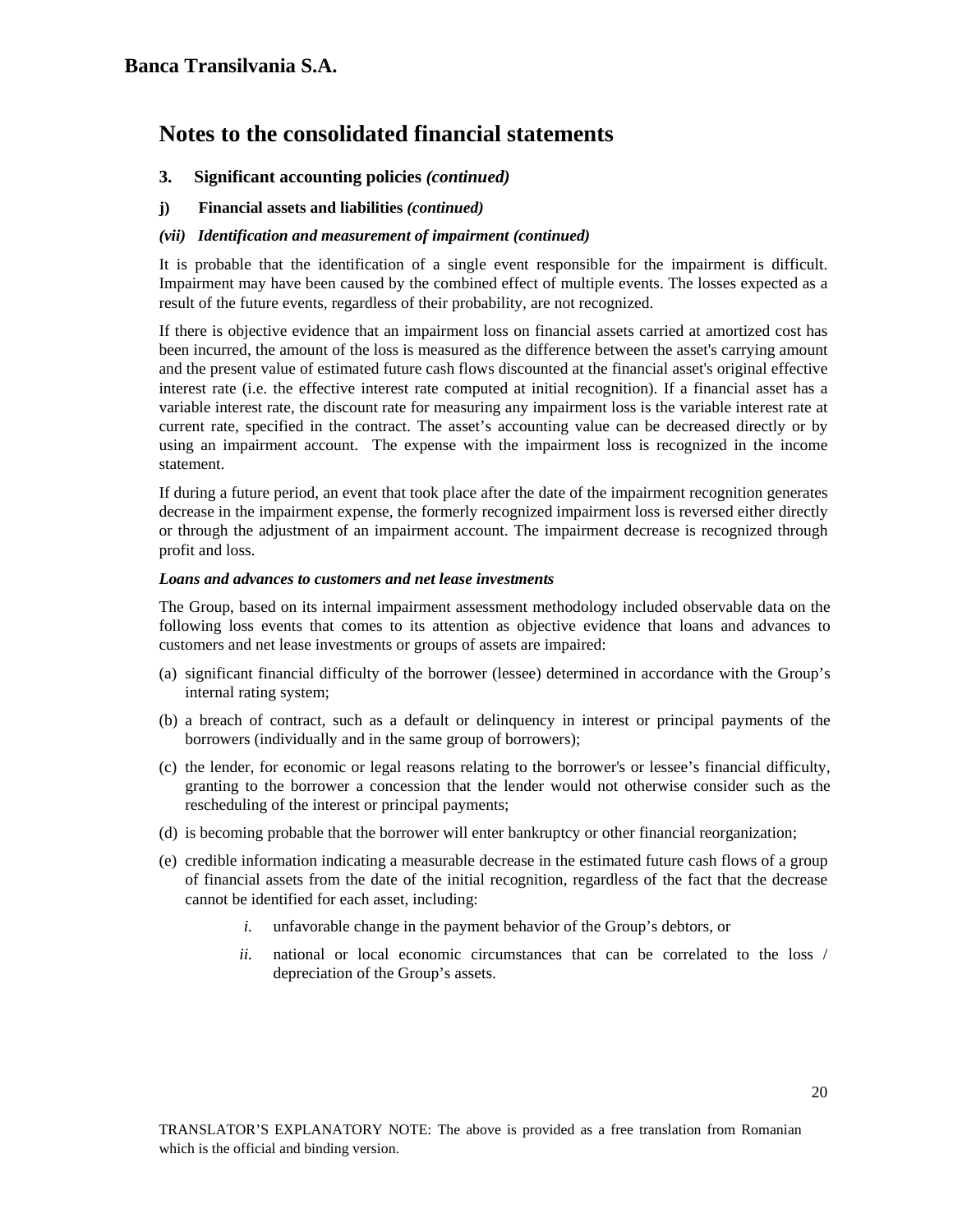# Banca Transilvania S.A.

## Notes to the consolidated financial statements

### 3. Significant accounting policies *(continued)*

### j) Financial assets and liabilities *(continued)*

#### *(vii) Identification and measurement of impairment (continued)*

It is probable that the identification of a single event responsible for the impairment is difficult. Impairment may have been caused by the combined effect of multiple events. The losses expected as a result of the future events, regardless of their probability, are not recognized.

If there is objective evidence that an impairment loss on financial assets carried at amortized cost has been incurred, the amount of the loss is measured as the difference between the asset's carrying amount and the present value of estimated future cash flows discounted at the financial asset's original effective interest rate (i.e. the effective interest rate computed at initial recognition). If a financial asset has a variable interest rate, the discount rate for measuring any impairment loss is the variable interest rate at current rate, specified in the contract. The asset's accounting value can be decreased directly or by using an impairment account. The expense with the impairment loss is recognized in the income statement.

If during a future period, an event that took place after the date of the impairment recognition generates decrease in the impairment expense, the formerly recognized impairment loss is reversed either directly or through the adjustment of an impairment account. The impairment decrease is recognized through profit and loss.

***Loans and advances to customers and net lease investments***

The Group, based on its internal impairment assessment methodology included observable data on the following loss events that comes to its attention as objective evidence that loans and advances to customers and net lease investments or groups of assets are impaired:

(a) significant financial difficulty of the borrower (lessee) determined in accordance with the Group's internal rating system;

(b) a breach of contract, such as a default or delinquency in interest or principal payments of the borrowers (individually and in the same group of borrowers);

(c) the lender, for economic or legal reasons relating to the borrower's or lessee's financial difficulty, granting to the borrower a concession that the lender would not otherwise consider such as the rescheduling of the interest or principal payments;

(d) is becoming probable that the borrower will enter bankruptcy or other financial reorganization;

(e) credible information indicating a measurable decrease in the estimated future cash flows of a group of financial assets from the date of the initial recognition, regardless of the fact that the decrease cannot be identified for each asset, including:

   *i.* unfavorable change in the payment behavior of the Group's debtors, or

   *ii.* national or local economic circumstances that can be correlated to the loss / depreciation of the Group's assets.

TRANSLATOR'S EXPLANATORY NOTE: The above is provided as a free translation from Romanian which is the official and binding version.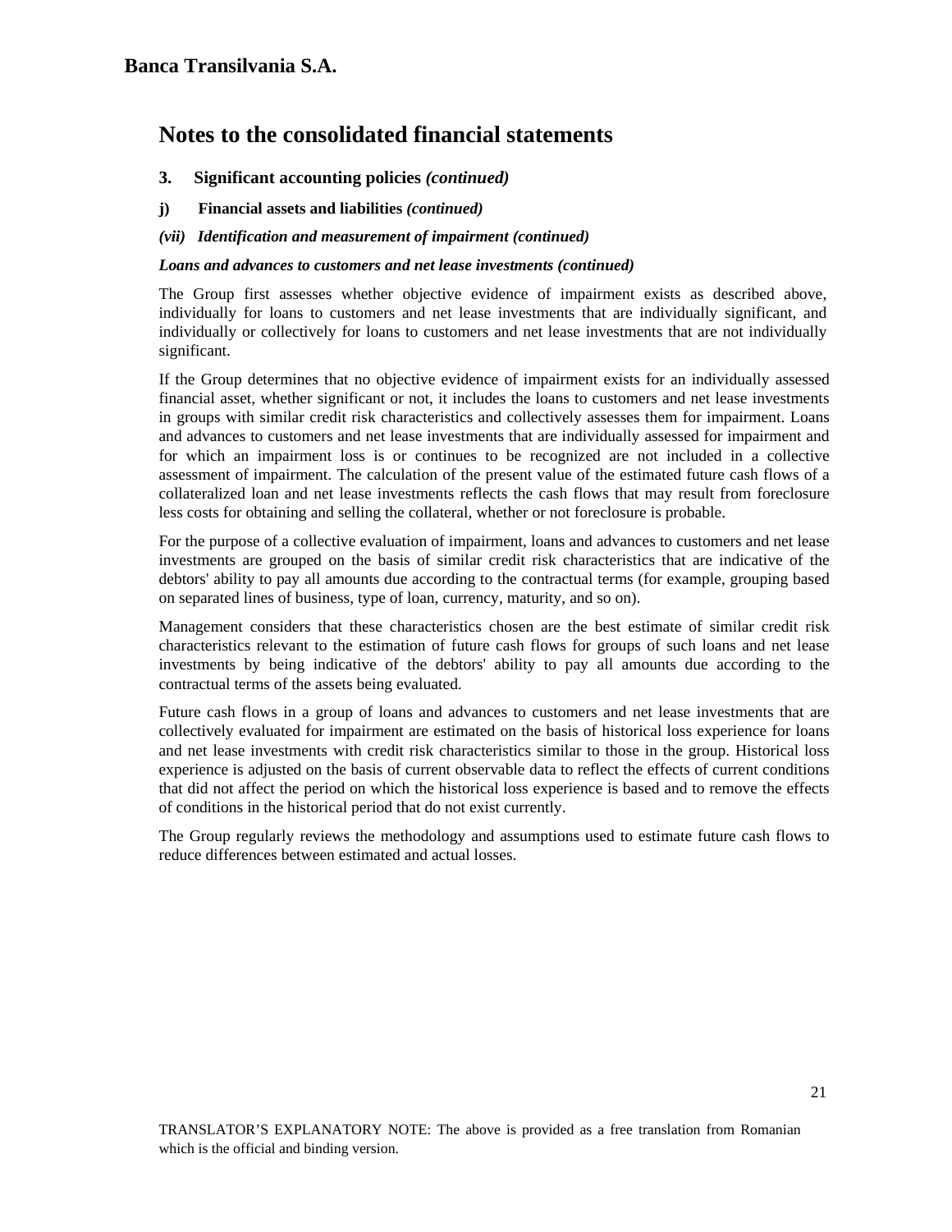# Notes to the consolidated financial statements

## 3. Significant accounting policies *(continued)*

### j) Financial assets and liabilities *(continued)*

***(vii) Identification and measurement of impairment (continued)***

***Loans and advances to customers and net lease investments (continued)***

The Group first assesses whether objective evidence of impairment exists as described above, individually for loans to customers and net lease investments that are individually significant, and individually or collectively for loans to customers and net lease investments that are not individually significant.

If the Group determines that no objective evidence of impairment exists for an individually assessed financial asset, whether significant or not, it includes the loans to customers and net lease investments in groups with similar credit risk characteristics and collectively assesses them for impairment. Loans and advances to customers and net lease investments that are individually assessed for impairment and for which an impairment loss is or continues to be recognized are not included in a collective assessment of impairment. The calculation of the present value of the estimated future cash flows of a collateralized loan and net lease investments reflects the cash flows that may result from foreclosure less costs for obtaining and selling the collateral, whether or not foreclosure is probable.

For the purpose of a collective evaluation of impairment, loans and advances to customers and net lease investments are grouped on the basis of similar credit risk characteristics that are indicative of the debtors' ability to pay all amounts due according to the contractual terms (for example, grouping based on separated lines of business, type of loan, currency, maturity, and so on).

Management considers that these characteristics chosen are the best estimate of similar credit risk characteristics relevant to the estimation of future cash flows for groups of such loans and net lease investments by being indicative of the debtors' ability to pay all amounts due according to the contractual terms of the assets being evaluated.

Future cash flows in a group of loans and advances to customers and net lease investments that are collectively evaluated for impairment are estimated on the basis of historical loss experience for loans and net lease investments with credit risk characteristics similar to those in the group. Historical loss experience is adjusted on the basis of current observable data to reflect the effects of current conditions that did not affect the period on which the historical loss experience is based and to remove the effects of conditions in the historical period that do not exist currently.

The Group regularly reviews the methodology and assumptions used to estimate future cash flows to reduce differences between estimated and actual losses.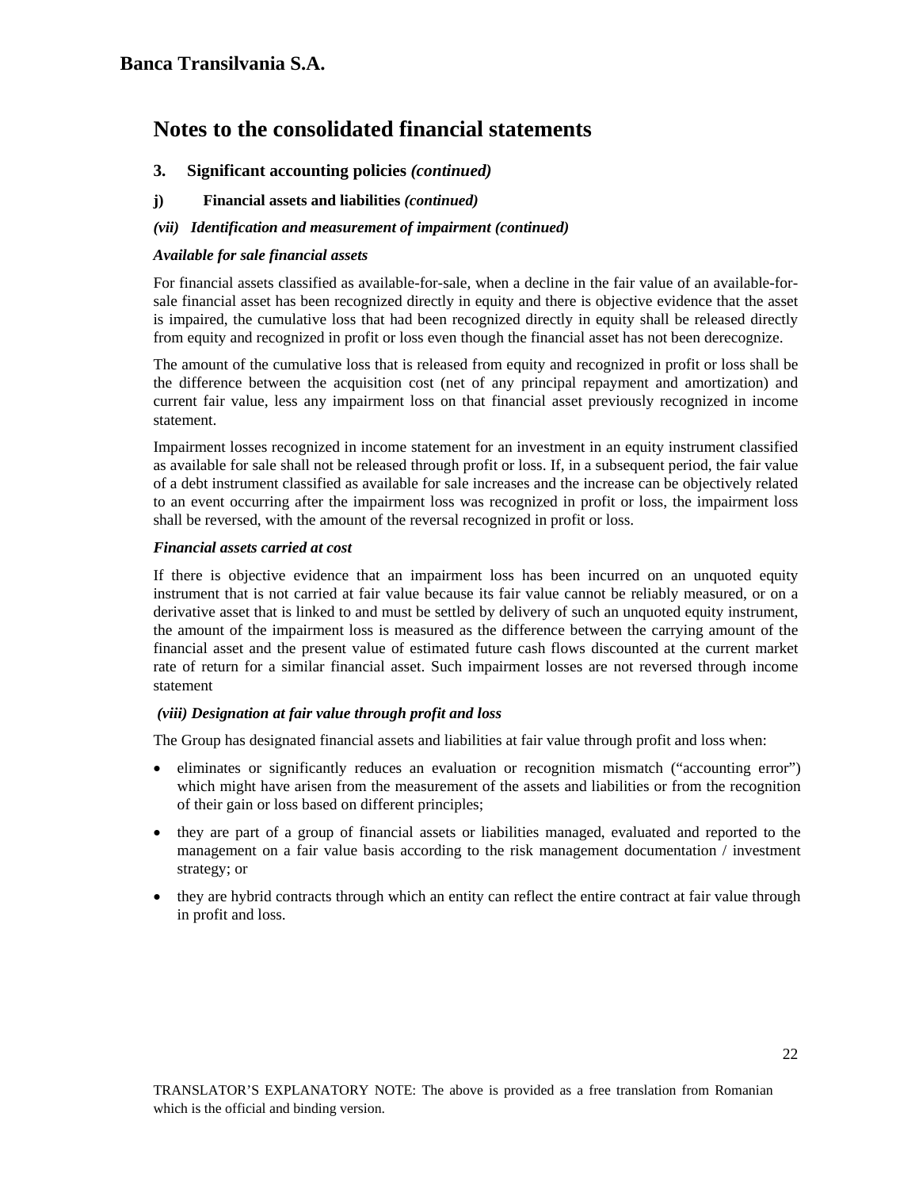# Notes to the consolidated financial statements

## 3. Significant accounting policies *(continued)*

### j) Financial assets and liabilities *(continued)*

***(vii) Identification and measurement of impairment (continued)***

***Available for sale financial assets***

For financial assets classified as available-for-sale, when a decline in the fair value of an available-for-sale financial asset has been recognized directly in equity and there is objective evidence that the asset is impaired, the cumulative loss that had been recognized directly in equity shall be released directly from equity and recognized in profit or loss even though the financial asset has not been derecognize.

The amount of the cumulative loss that is released from equity and recognized in profit or loss shall be the difference between the acquisition cost (net of any principal repayment and amortization) and current fair value, less any impairment loss on that financial asset previously recognized in income statement.

Impairment losses recognized in income statement for an investment in an equity instrument classified as available for sale shall not be released through profit or loss. If, in a subsequent period, the fair value of a debt instrument classified as available for sale increases and the increase can be objectively related to an event occurring after the impairment loss was recognized in profit or loss, the impairment loss shall be reversed, with the amount of the reversal recognized in profit or loss.

***Financial assets carried at cost***

If there is objective evidence that an impairment loss has been incurred on an unquoted equity instrument that is not carried at fair value because its fair value cannot be reliably measured, or on a derivative asset that is linked to and must be settled by delivery of such an unquoted equity instrument, the amount of the impairment loss is measured as the difference between the carrying amount of the financial asset and the present value of estimated future cash flows discounted at the current market rate of return for a similar financial asset. Such impairment losses are not reversed through income statement

***(viii) Designation at fair value through profit and loss***

The Group has designated financial assets and liabilities at fair value through profit and loss when:

- eliminates or significantly reduces an evaluation or recognition mismatch ("accounting error") which might have arisen from the measurement of the assets and liabilities or from the recognition of their gain or loss based on different principles;
- they are part of a group of financial assets or liabilities managed, evaluated and reported to the management on a fair value basis according to the risk management documentation / investment strategy; or
- they are hybrid contracts through which an entity can reflect the entire contract at fair value through in profit and loss.

TRANSLATOR'S EXPLANATORY NOTE: The above is provided as a free translation from Romanian which is the official and binding version.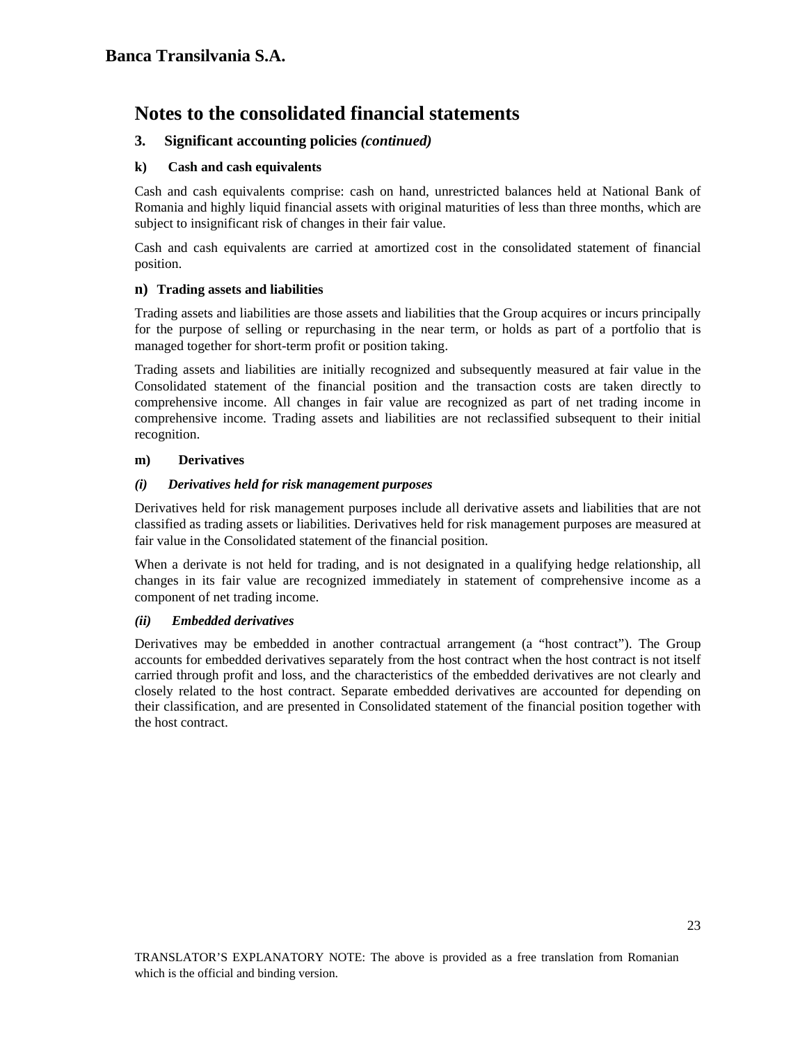**Banca Transilvania S.A.**

# Notes to the consolidated financial statements

## 3. Significant accounting policies *(continued)*

### k) Cash and cash equivalents

Cash and cash equivalents comprise: cash on hand, unrestricted balances held at National Bank of Romania and highly liquid financial assets with original maturities of less than three months, which are subject to insignificant risk of changes in their fair value.

Cash and cash equivalents are carried at amortized cost in the consolidated statement of financial position.

### n) Trading assets and liabilities

Trading assets and liabilities are those assets and liabilities that the Group acquires or incurs principally for the purpose of selling or repurchasing in the near term, or holds as part of a portfolio that is managed together for short-term profit or position taking.

Trading assets and liabilities are initially recognized and subsequently measured at fair value in the Consolidated statement of the financial position and the transaction costs are taken directly to comprehensive income. All changes in fair value are recognized as part of net trading income in comprehensive income. Trading assets and liabilities are not reclassified subsequent to their initial recognition.

### m) Derivatives

#### *(i) Derivatives held for risk management purposes*

Derivatives held for risk management purposes include all derivative assets and liabilities that are not classified as trading assets or liabilities. Derivatives held for risk management purposes are measured at fair value in the Consolidated statement of the financial position.

When a derivate is not held for trading, and is not designated in a qualifying hedge relationship, all changes in its fair value are recognized immediately in statement of comprehensive income as a component of net trading income.

#### *(ii) Embedded derivatives*

Derivatives may be embedded in another contractual arrangement (a "host contract"). The Group accounts for embedded derivatives separately from the host contract when the host contract is not itself carried through profit and loss, and the characteristics of the embedded derivatives are not clearly and closely related to the host contract. Separate embedded derivatives are accounted for depending on their classification, and are presented in Consolidated statement of the financial position together with the host contract.

TRANSLATOR'S EXPLANATORY NOTE: The above is provided as a free translation from Romanian which is the official and binding version.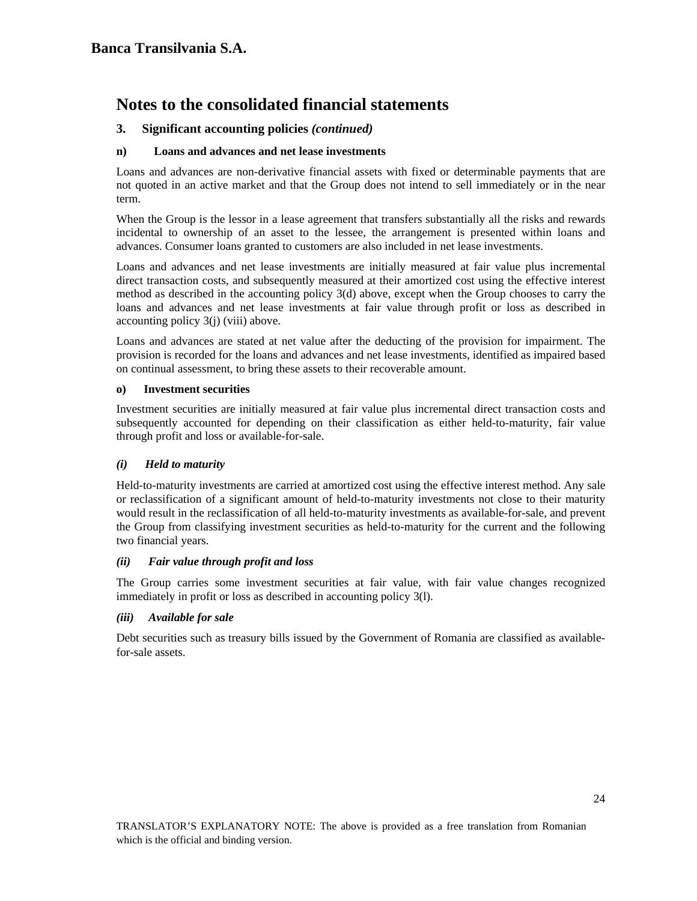## Notes to the consolidated financial statements

### 3. Significant accounting policies *(continued)*

**n) Loans and advances and net lease investments**

Loans and advances are non-derivative financial assets with fixed or determinable payments that are not quoted in an active market and that the Group does not intend to sell immediately or in the near term.

When the Group is the lessor in a lease agreement that transfers substantially all the risks and rewards incidental to ownership of an asset to the lessee, the arrangement is presented within loans and advances. Consumer loans granted to customers are also included in net lease investments.

Loans and advances and net lease investments are initially measured at fair value plus incremental direct transaction costs, and subsequently measured at their amortized cost using the effective interest method as described in the accounting policy 3(d) above, except when the Group chooses to carry the loans and advances and net lease investments at fair value through profit or loss as described in accounting policy 3(j) (viii) above.

Loans and advances are stated at net value after the deducting of the provision for impairment. The provision is recorded for the loans and advances and net lease investments, identified as impaired based on continual assessment, to bring these assets to their recoverable amount.

**o) Investment securities**

Investment securities are initially measured at fair value plus incremental direct transaction costs and subsequently accounted for depending on their classification as either held-to-maturity, fair value through profit and loss or available-for-sale.

***(i) Held to maturity***

Held-to-maturity investments are carried at amortized cost using the effective interest method. Any sale or reclassification of a significant amount of held-to-maturity investments not close to their maturity would result in the reclassification of all held-to-maturity investments as available-for-sale, and prevent the Group from classifying investment securities as held-to-maturity for the current and the following two financial years.

***(ii) Fair value through profit and loss***

The Group carries some investment securities at fair value, with fair value changes recognized immediately in profit or loss as described in accounting policy 3(l).

***(iii) Available for sale***

Debt securities such as treasury bills issued by the Government of Romania are classified as available-for-sale assets.

TRANSLATOR'S EXPLANATORY NOTE: The above is provided as a free translation from Romanian which is the official and binding version.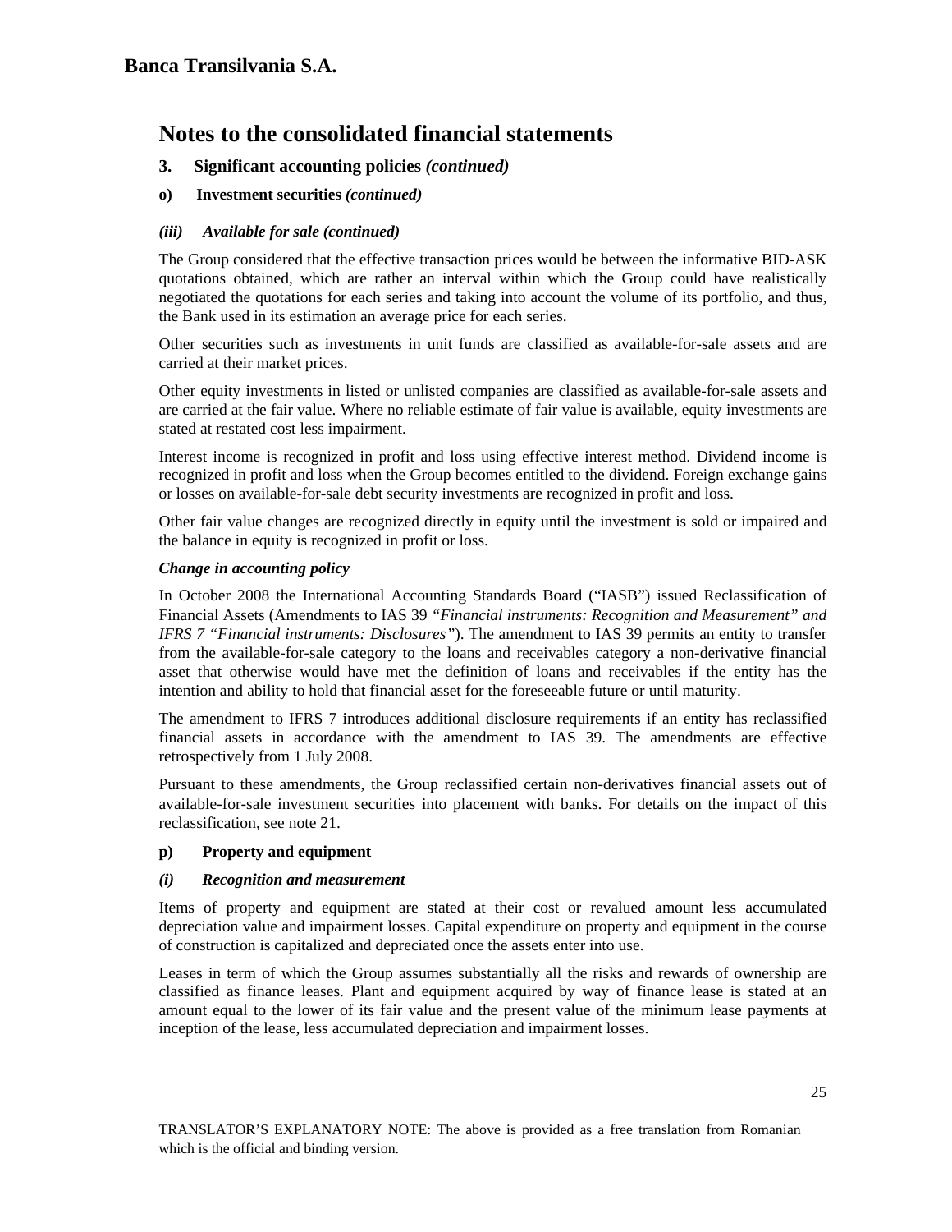**Banca Transilvania S.A.**

# Notes to the consolidated financial statements

### 3. Significant accounting policies *(continued)*

#### o) Investment securities *(continued)*

##### *(iii) Available for sale (continued)*

The Group considered that the effective transaction prices would be between the informative BID-ASK quotations obtained, which are rather an interval within which the Group could have realistically negotiated the quotations for each series and taking into account the volume of its portfolio, and thus, the Bank used in its estimation an average price for each series.

Other securities such as investments in unit funds are classified as available-for-sale assets and are carried at their market prices.

Other equity investments in listed or unlisted companies are classified as available-for-sale assets and are carried at the fair value. Where no reliable estimate of fair value is available, equity investments are stated at restated cost less impairment.

Interest income is recognized in profit and loss using effective interest method. Dividend income is recognized in profit and loss when the Group becomes entitled to the dividend. Foreign exchange gains or losses on available-for-sale debt security investments are recognized in profit and loss.

Other fair value changes are recognized directly in equity until the investment is sold or impaired and the balance in equity is recognized in profit or loss.

***Change in accounting policy***

In October 2008 the International Accounting Standards Board ("IASB") issued Reclassification of Financial Assets (Amendments to IAS 39 *"Financial instruments: Recognition and Measurement" and IFRS 7 "Financial instruments: Disclosures"*). The amendment to IAS 39 permits an entity to transfer from the available-for-sale category to the loans and receivables category a non-derivative financial asset that otherwise would have met the definition of loans and receivables if the entity has the intention and ability to hold that financial asset for the foreseeable future or until maturity.

The amendment to IFRS 7 introduces additional disclosure requirements if an entity has reclassified financial assets in accordance with the amendment to IAS 39. The amendments are effective retrospectively from 1 July 2008.

Pursuant to these amendments, the Group reclassified certain non-derivatives financial assets out of available-for-sale investment securities into placement with banks. For details on the impact of this reclassification, see note 21.

#### p) Property and equipment

##### *(i) Recognition and measurement*

Items of property and equipment are stated at their cost or revalued amount less accumulated depreciation value and impairment losses. Capital expenditure on property and equipment in the course of construction is capitalized and depreciated once the assets enter into use.

Leases in term of which the Group assumes substantially all the risks and rewards of ownership are classified as finance leases. Plant and equipment acquired by way of finance lease is stated at an amount equal to the lower of its fair value and the present value of the minimum lease payments at inception of the lease, less accumulated depreciation and impairment losses.

TRANSLATOR'S EXPLANATORY NOTE: The above is provided as a free translation from Romanian which is the official and binding version.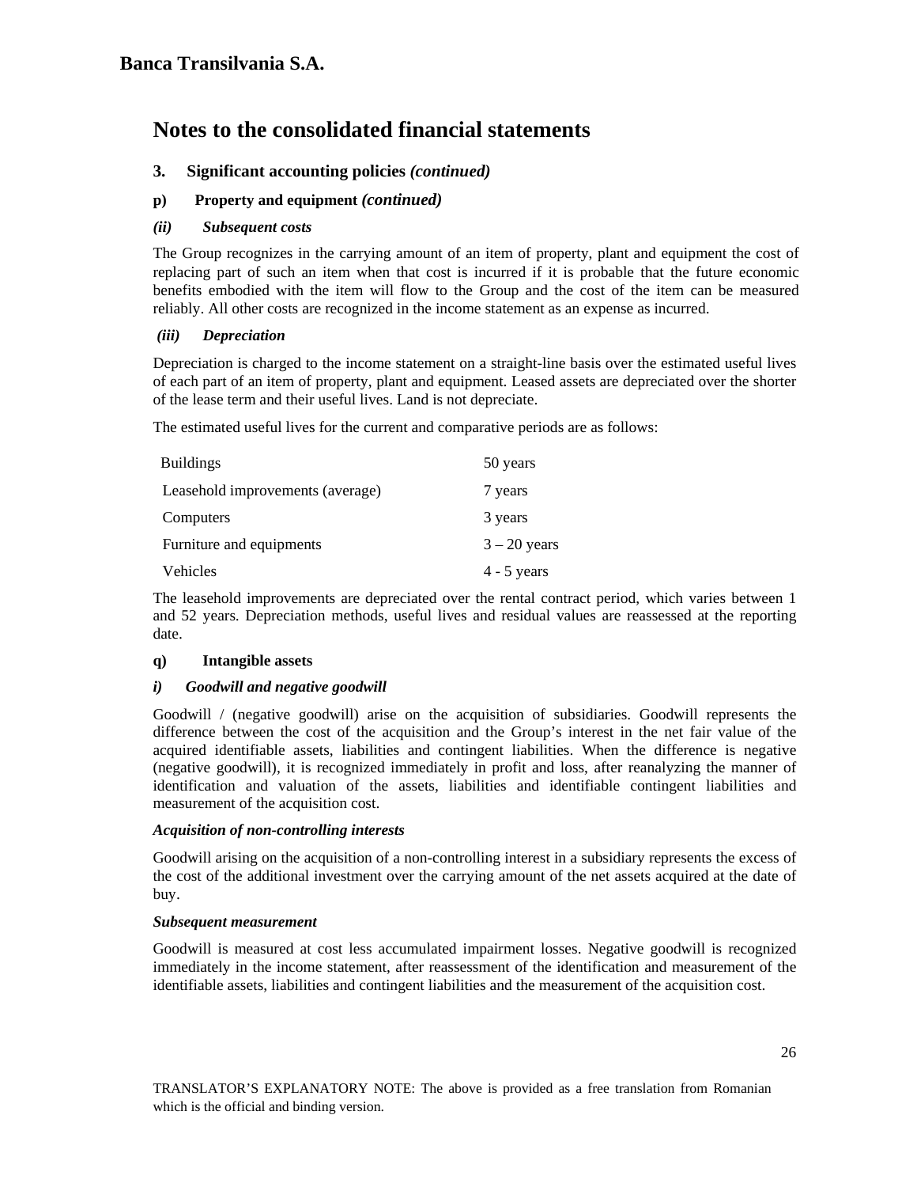# Banca Transilvania S.A.

# Notes to the consolidated financial statements

### 3. Significant accounting policies *(continued)*

### p) Property and equipment *(continued)*

#### *(ii) Subsequent costs*

The Group recognizes in the carrying amount of an item of property, plant and equipment the cost of replacing part of such an item when that cost is incurred if it is probable that the future economic benefits embodied with the item will flow to the Group and the cost of the item can be measured reliably. All other costs are recognized in the income statement as an expense as incurred.

#### *(iii) Depreciation*

Depreciation is charged to the income statement on a straight-line basis over the estimated useful lives of each part of an item of property, plant and equipment. Leased assets are depreciated over the shorter of the lease term and their useful lives. Land is not depreciate.

The estimated useful lives for the current and comparative periods are as follows:

| | |
|---|---|
| Buildings | 50 years |
| Leasehold improvements (average) | 7 years |
| Computers | 3 years |
| Furniture and equipments | 3 – 20 years |
| Vehicles | 4 - 5 years |

The leasehold improvements are depreciated over the rental contract period, which varies between 1 and 52 years. Depreciation methods, useful lives and residual values are reassessed at the reporting date.

### q) Intangible assets

#### *i) Goodwill and negative goodwill*

Goodwill / (negative goodwill) arise on the acquisition of subsidiaries. Goodwill represents the difference between the cost of the acquisition and the Group's interest in the net fair value of the acquired identifiable assets, liabilities and contingent liabilities. When the difference is negative (negative goodwill), it is recognized immediately in profit and loss, after reanalyzing the manner of identification and valuation of the assets, liabilities and identifiable contingent liabilities and measurement of the acquisition cost.

***Acquisition of non-controlling interests***

Goodwill arising on the acquisition of a non-controlling interest in a subsidiary represents the excess of the cost of the additional investment over the carrying amount of the net assets acquired at the date of buy.

***Subsequent measurement***

Goodwill is measured at cost less accumulated impairment losses. Negative goodwill is recognized immediately in the income statement, after reassessment of the identification and measurement of the identifiable assets, liabilities and contingent liabilities and the measurement of the acquisition cost.

TRANSLATOR'S EXPLANATORY NOTE: The above is provided as a free translation from Romanian which is the official and binding version.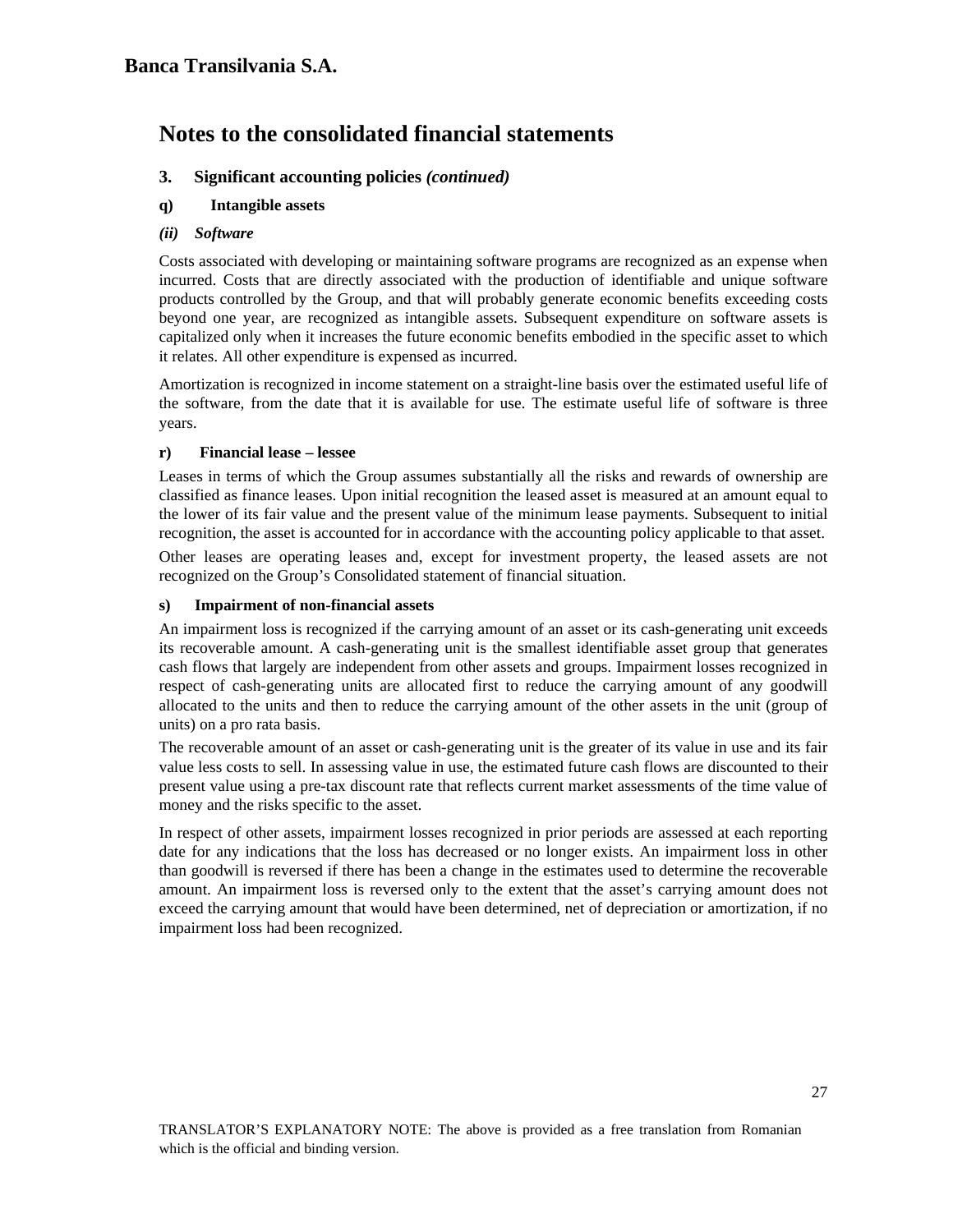Banca Transilvania S.A.

# Notes to the consolidated financial statements

## 3. Significant accounting policies *(continued)*

### q) Intangible assets

#### *(ii) Software*

Costs associated with developing or maintaining software programs are recognized as an expense when incurred. Costs that are directly associated with the production of identifiable and unique software products controlled by the Group, and that will probably generate economic benefits exceeding costs beyond one year, are recognized as intangible assets. Subsequent expenditure on software assets is capitalized only when it increases the future economic benefits embodied in the specific asset to which it relates. All other expenditure is expensed as incurred.

Amortization is recognized in income statement on a straight-line basis over the estimated useful life of the software, from the date that it is available for use. The estimate useful life of software is three years.

### r) Financial lease – lessee

Leases in terms of which the Group assumes substantially all the risks and rewards of ownership are classified as finance leases. Upon initial recognition the leased asset is measured at an amount equal to the lower of its fair value and the present value of the minimum lease payments. Subsequent to initial recognition, the asset is accounted for in accordance with the accounting policy applicable to that asset.

Other leases are operating leases and, except for investment property, the leased assets are not recognized on the Group's Consolidated statement of financial situation.

### s) Impairment of non-financial assets

An impairment loss is recognized if the carrying amount of an asset or its cash-generating unit exceeds its recoverable amount. A cash-generating unit is the smallest identifiable asset group that generates cash flows that largely are independent from other assets and groups. Impairment losses recognized in respect of cash-generating units are allocated first to reduce the carrying amount of any goodwill allocated to the units and then to reduce the carrying amount of the other assets in the unit (group of units) on a pro rata basis.

The recoverable amount of an asset or cash-generating unit is the greater of its value in use and its fair value less costs to sell. In assessing value in use, the estimated future cash flows are discounted to their present value using a pre-tax discount rate that reflects current market assessments of the time value of money and the risks specific to the asset.

In respect of other assets, impairment losses recognized in prior periods are assessed at each reporting date for any indications that the loss has decreased or no longer exists. An impairment loss in other than goodwill is reversed if there has been a change in the estimates used to determine the recoverable amount. An impairment loss is reversed only to the extent that the asset's carrying amount does not exceed the carrying amount that would have been determined, net of depreciation or amortization, if no impairment loss had been recognized.

TRANSLATOR'S EXPLANATORY NOTE: The above is provided as a free translation from Romanian which is the official and binding version.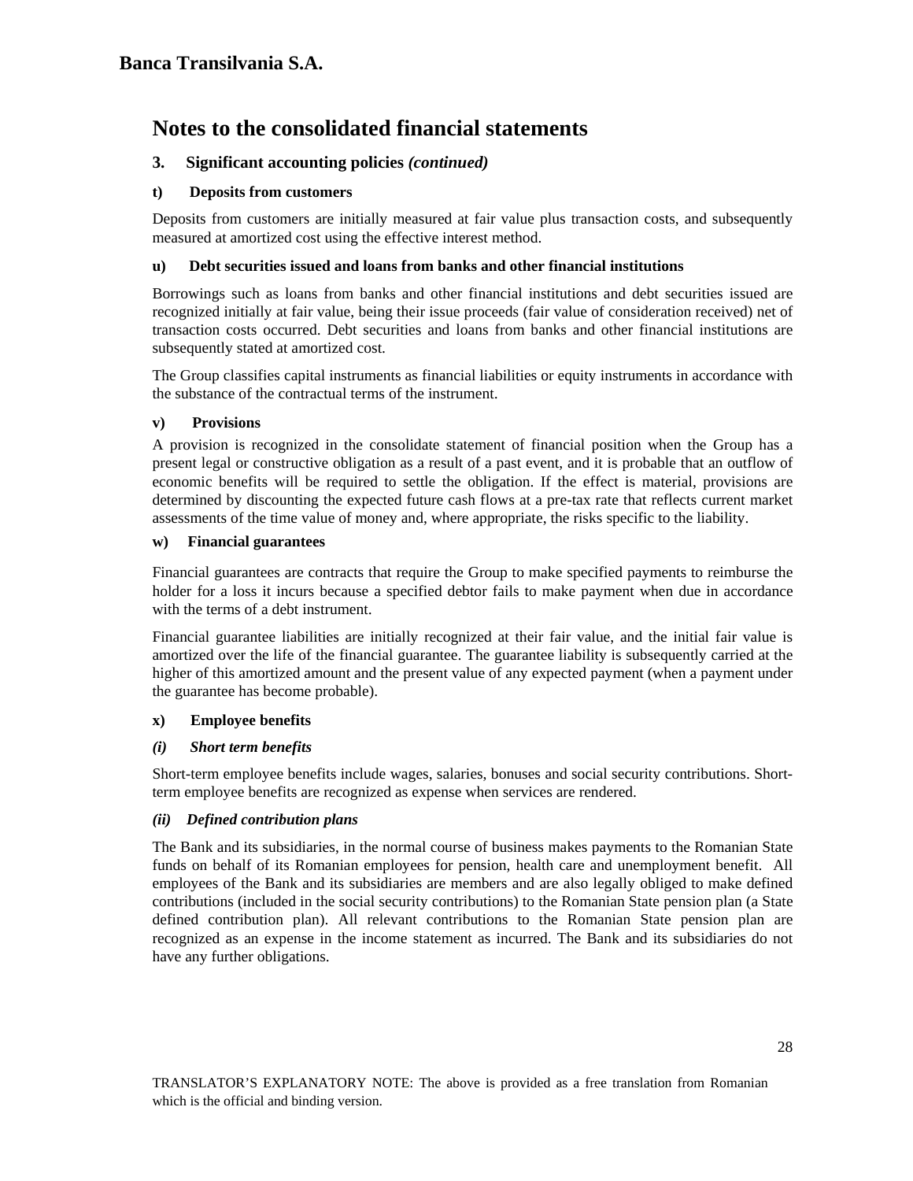# Notes to the consolidated financial statements

## 3. Significant accounting policies *(continued)*

### t) Deposits from customers

Deposits from customers are initially measured at fair value plus transaction costs, and subsequently measured at amortized cost using the effective interest method.

### u) Debt securities issued and loans from banks and other financial institutions

Borrowings such as loans from banks and other financial institutions and debt securities issued are recognized initially at fair value, being their issue proceeds (fair value of consideration received) net of transaction costs occurred. Debt securities and loans from banks and other financial institutions are subsequently stated at amortized cost.

The Group classifies capital instruments as financial liabilities or equity instruments in accordance with the substance of the contractual terms of the instrument.

### v) Provisions

A provision is recognized in the consolidate statement of financial position when the Group has a present legal or constructive obligation as a result of a past event, and it is probable that an outflow of economic benefits will be required to settle the obligation. If the effect is material, provisions are determined by discounting the expected future cash flows at a pre-tax rate that reflects current market assessments of the time value of money and, where appropriate, the risks specific to the liability.

### w) Financial guarantees

Financial guarantees are contracts that require the Group to make specified payments to reimburse the holder for a loss it incurs because a specified debtor fails to make payment when due in accordance with the terms of a debt instrument.

Financial guarantee liabilities are initially recognized at their fair value, and the initial fair value is amortized over the life of the financial guarantee. The guarantee liability is subsequently carried at the higher of this amortized amount and the present value of any expected payment (when a payment under the guarantee has become probable).

### x) Employee benefits

#### *(i) Short term benefits*

Short-term employee benefits include wages, salaries, bonuses and social security contributions. Short-term employee benefits are recognized as expense when services are rendered.

#### *(ii) Defined contribution plans*

The Bank and its subsidiaries, in the normal course of business makes payments to the Romanian State funds on behalf of its Romanian employees for pension, health care and unemployment benefit. All employees of the Bank and its subsidiaries are members and are also legally obliged to make defined contributions (included in the social security contributions) to the Romanian State pension plan (a State defined contribution plan). All relevant contributions to the Romanian State pension plan are recognized as an expense in the income statement as incurred. The Bank and its subsidiaries do not have any further obligations.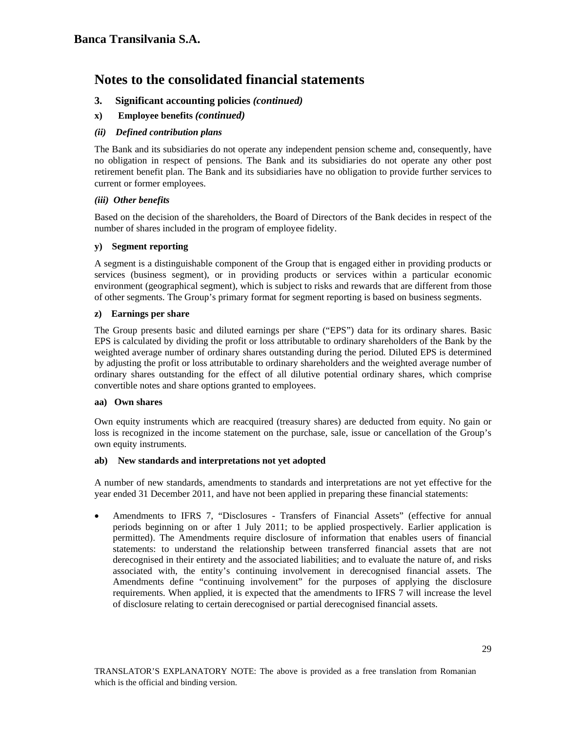# Banca Transilvania S.A.

## Notes to the consolidated financial statements

### 3. Significant accounting policies *(continued)*

#### x) Employee benefits *(continued)*

##### *(ii) Defined contribution plans*

The Bank and its subsidiaries do not operate any independent pension scheme and, consequently, have no obligation in respect of pensions. The Bank and its subsidiaries do not operate any other post retirement benefit plan. The Bank and its subsidiaries have no obligation to provide further services to current or former employees.

##### *(iii) Other benefits*

Based on the decision of the shareholders, the Board of Directors of the Bank decides in respect of the number of shares included in the program of employee fidelity.

#### y) Segment reporting

A segment is a distinguishable component of the Group that is engaged either in providing products or services (business segment), or in providing products or services within a particular economic environment (geographical segment), which is subject to risks and rewards that are different from those of other segments. The Group's primary format for segment reporting is based on business segments.

#### z) Earnings per share

The Group presents basic and diluted earnings per share ("EPS") data for its ordinary shares. Basic EPS is calculated by dividing the profit or loss attributable to ordinary shareholders of the Bank by the weighted average number of ordinary shares outstanding during the period. Diluted EPS is determined by adjusting the profit or loss attributable to ordinary shareholders and the weighted average number of ordinary shares outstanding for the effect of all dilutive potential ordinary shares, which comprise convertible notes and share options granted to employees.

#### aa) Own shares

Own equity instruments which are reacquired (treasury shares) are deducted from equity. No gain or loss is recognized in the income statement on the purchase, sale, issue or cancellation of the Group's own equity instruments.

#### ab) New standards and interpretations not yet adopted

A number of new standards, amendments to standards and interpretations are not yet effective for the year ended 31 December 2011, and have not been applied in preparing these financial statements:

- Amendments to IFRS 7, "Disclosures - Transfers of Financial Assets" (effective for annual periods beginning on or after 1 July 2011; to be applied prospectively. Earlier application is permitted). The Amendments require disclosure of information that enables users of financial statements: to understand the relationship between transferred financial assets that are not derecognised in their entirety and the associated liabilities; and to evaluate the nature of, and risks associated with, the entity's continuing involvement in derecognised financial assets. The Amendments define "continuing involvement" for the purposes of applying the disclosure requirements. When applied, it is expected that the amendments to IFRS 7 will increase the level of disclosure relating to certain derecognised or partial derecognised financial assets.

TRANSLATOR'S EXPLANATORY NOTE: The above is provided as a free translation from Romanian which is the official and binding version.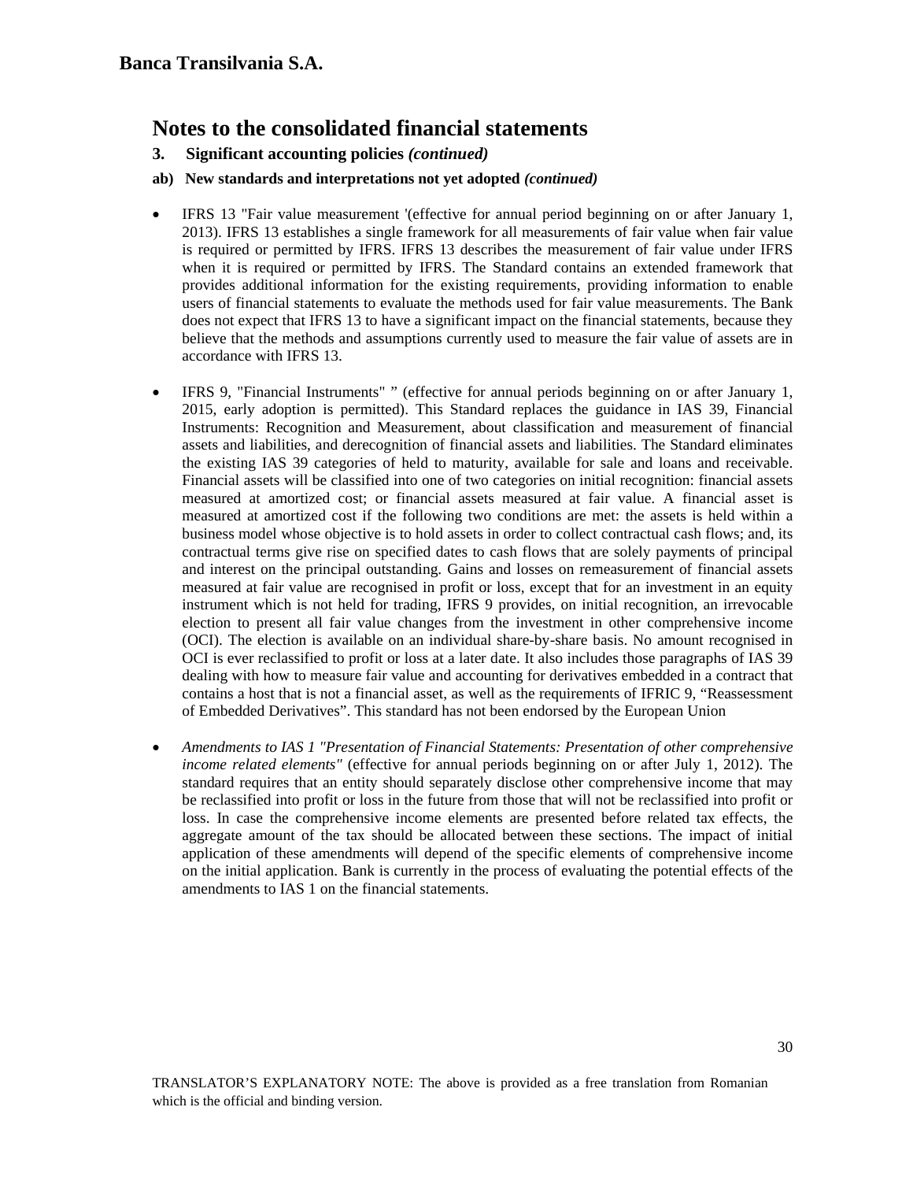**Banca Transilvania S.A.**

# Notes to the consolidated financial statements

**3. Significant accounting policies *(continued)***

**ab) New standards and interpretations not yet adopted *(continued)***

- IFRS 13 "Fair value measurement '(effective for annual period beginning on or after January 1, 2013). IFRS 13 establishes a single framework for all measurements of fair value when fair value is required or permitted by IFRS. IFRS 13 describes the measurement of fair value under IFRS when it is required or permitted by IFRS. The Standard contains an extended framework that provides additional information for the existing requirements, providing information to enable users of financial statements to evaluate the methods used for fair value measurements. The Bank does not expect that IFRS 13 to have a significant impact on the financial statements, because they believe that the methods and assumptions currently used to measure the fair value of assets are in accordance with IFRS 13.

- IFRS 9, "Financial Instruments" " (effective for annual periods beginning on or after January 1, 2015, early adoption is permitted). This Standard replaces the guidance in IAS 39, Financial Instruments: Recognition and Measurement, about classification and measurement of financial assets and liabilities, and derecognition of financial assets and liabilities. The Standard eliminates the existing IAS 39 categories of held to maturity, available for sale and loans and receivable. Financial assets will be classified into one of two categories on initial recognition: financial assets measured at amortized cost; or financial assets measured at fair value. A financial asset is measured at amortized cost if the following two conditions are met: the assets is held within a business model whose objective is to hold assets in order to collect contractual cash flows; and, its contractual terms give rise on specified dates to cash flows that are solely payments of principal and interest on the principal outstanding. Gains and losses on remeasurement of financial assets measured at fair value are recognised in profit or loss, except that for an investment in an equity instrument which is not held for trading, IFRS 9 provides, on initial recognition, an irrevocable election to present all fair value changes from the investment in other comprehensive income (OCI). The election is available on an individual share-by-share basis. No amount recognised in OCI is ever reclassified to profit or loss at a later date. It also includes those paragraphs of IAS 39 dealing with how to measure fair value and accounting for derivatives embedded in a contract that contains a host that is not a financial asset, as well as the requirements of IFRIC 9, "Reassessment of Embedded Derivatives". This standard has not been endorsed by the European Union

- *Amendments to IAS 1 "Presentation of Financial Statements: Presentation of other comprehensive income related elements"* (effective for annual periods beginning on or after July 1, 2012). The standard requires that an entity should separately disclose other comprehensive income that may be reclassified into profit or loss in the future from those that will not be reclassified into profit or loss. In case the comprehensive income elements are presented before related tax effects, the aggregate amount of the tax should be allocated between these sections. The impact of initial application of these amendments will depend of the specific elements of comprehensive income on the initial application. Bank is currently in the process of evaluating the potential effects of the amendments to IAS 1 on the financial statements.

TRANSLATOR'S EXPLANATORY NOTE: The above is provided as a free translation from Romanian which is the official and binding version.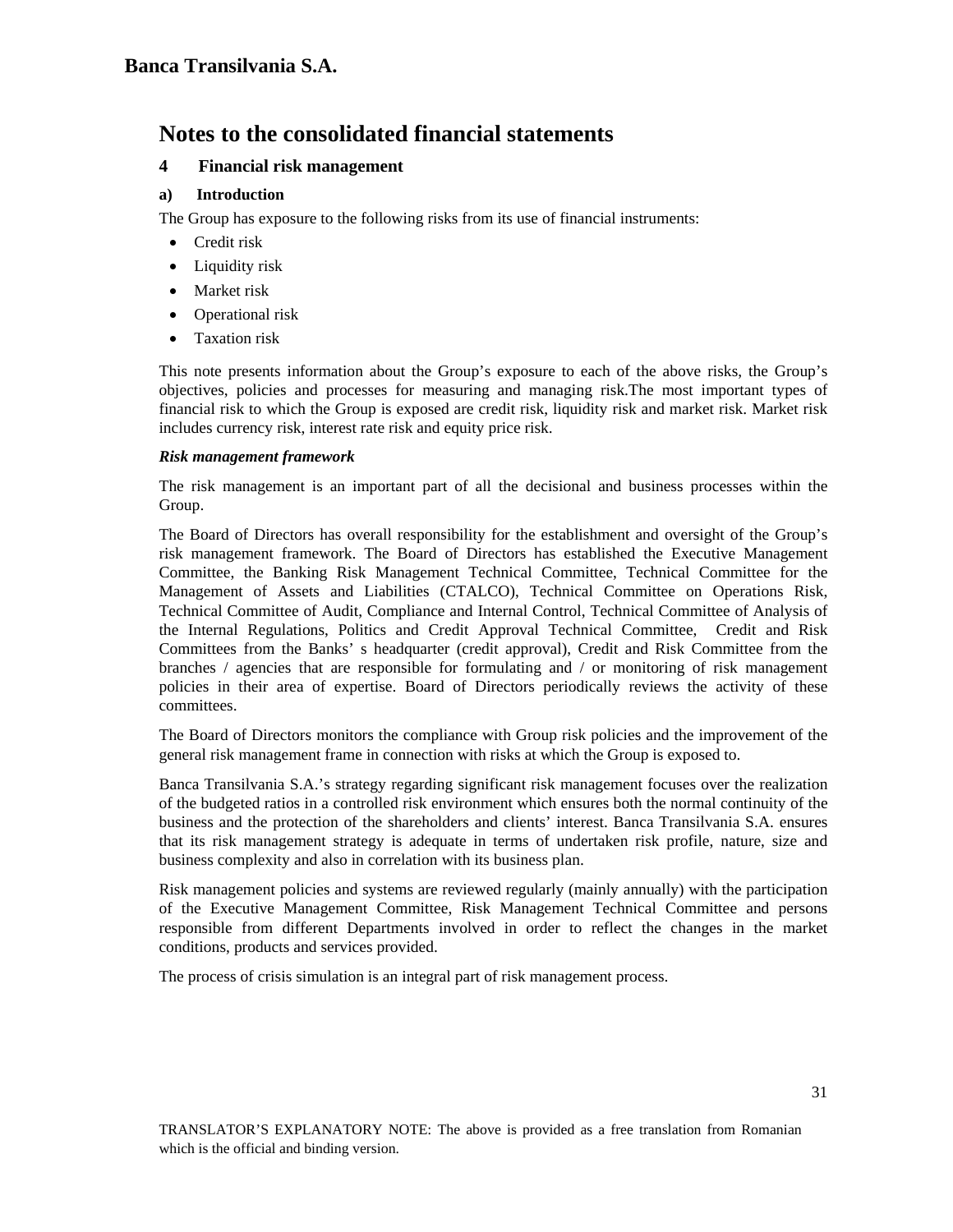# Notes to the consolidated financial statements

## 4 Financial risk management

### a) Introduction

The Group has exposure to the following risks from its use of financial instruments:

- Credit risk
- Liquidity risk
- Market risk
- Operational risk
- Taxation risk

This note presents information about the Group's exposure to each of the above risks, the Group's objectives, policies and processes for measuring and managing risk.The most important types of financial risk to which the Group is exposed are credit risk, liquidity risk and market risk. Market risk includes currency risk, interest rate risk and equity price risk.

***Risk management framework***

The risk management is an important part of all the decisional and business processes within the Group.

The Board of Directors has overall responsibility for the establishment and oversight of the Group's risk management framework. The Board of Directors has established the Executive Management Committee, the Banking Risk Management Technical Committee, Technical Committee for the Management of Assets and Liabilities (CTALCO), Technical Committee on Operations Risk, Technical Committee of Audit, Compliance and Internal Control, Technical Committee of Analysis of the Internal Regulations, Politics and Credit Approval Technical Committee, Credit and Risk Committees from the Banks' s headquarter (credit approval), Credit and Risk Committee from the branches / agencies that are responsible for formulating and / or monitoring of risk management policies in their area of expertise. Board of Directors periodically reviews the activity of these committees.

The Board of Directors monitors the compliance with Group risk policies and the improvement of the general risk management frame in connection with risks at which the Group is exposed to.

Banca Transilvania S.A.'s strategy regarding significant risk management focuses over the realization of the budgeted ratios in a controlled risk environment which ensures both the normal continuity of the business and the protection of the shareholders and clients' interest. Banca Transilvania S.A. ensures that its risk management strategy is adequate in terms of undertaken risk profile, nature, size and business complexity and also in correlation with its business plan.

Risk management policies and systems are reviewed regularly (mainly annually) with the participation of the Executive Management Committee, Risk Management Technical Committee and persons responsible from different Departments involved in order to reflect the changes in the market conditions, products and services provided.

The process of crisis simulation is an integral part of risk management process.

TRANSLATOR'S EXPLANATORY NOTE: The above is provided as a free translation from Romanian which is the official and binding version.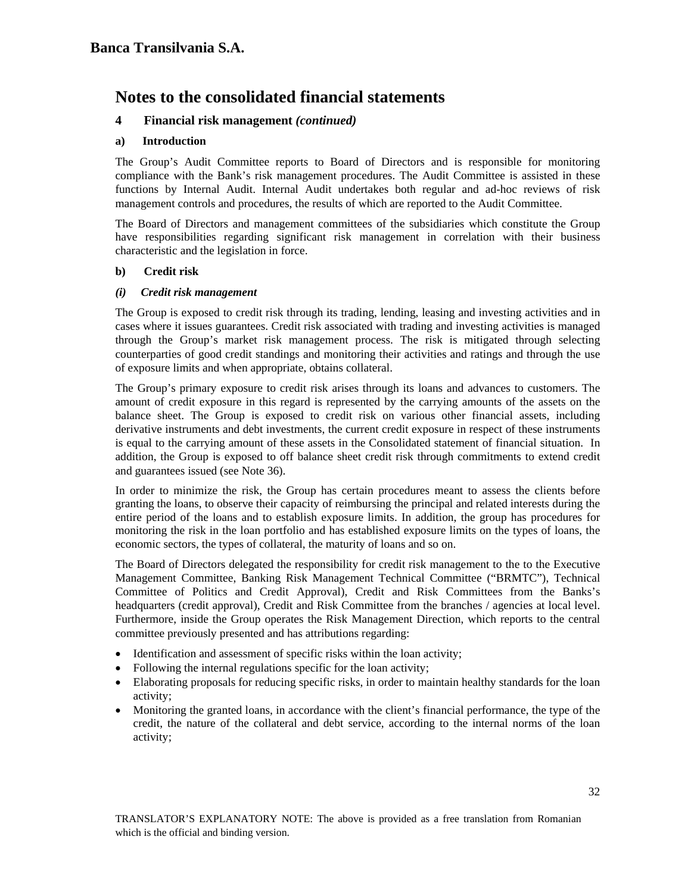# Notes to the consolidated financial statements

## 4 Financial risk management *(continued)*

### a) Introduction

The Group's Audit Committee reports to Board of Directors and is responsible for monitoring compliance with the Bank's risk management procedures. The Audit Committee is assisted in these functions by Internal Audit. Internal Audit undertakes both regular and ad-hoc reviews of risk management controls and procedures, the results of which are reported to the Audit Committee.

The Board of Directors and management committees of the subsidiaries which constitute the Group have responsibilities regarding significant risk management in correlation with their business characteristic and the legislation in force.

### b) Credit risk

#### *(i) Credit risk management*

The Group is exposed to credit risk through its trading, lending, leasing and investing activities and in cases where it issues guarantees. Credit risk associated with trading and investing activities is managed through the Group's market risk management process. The risk is mitigated through selecting counterparties of good credit standings and monitoring their activities and ratings and through the use of exposure limits and when appropriate, obtains collateral.

The Group's primary exposure to credit risk arises through its loans and advances to customers. The amount of credit exposure in this regard is represented by the carrying amounts of the assets on the balance sheet. The Group is exposed to credit risk on various other financial assets, including derivative instruments and debt investments, the current credit exposure in respect of these instruments is equal to the carrying amount of these assets in the Consolidated statement of financial situation. In addition, the Group is exposed to off balance sheet credit risk through commitments to extend credit and guarantees issued (see Note 36).

In order to minimize the risk, the Group has certain procedures meant to assess the clients before granting the loans, to observe their capacity of reimbursing the principal and related interests during the entire period of the loans and to establish exposure limits. In addition, the group has procedures for monitoring the risk in the loan portfolio and has established exposure limits on the types of loans, the economic sectors, the types of collateral, the maturity of loans and so on.

The Board of Directors delegated the responsibility for credit risk management to the to the to the Executive Management Committee, Banking Risk Management Technical Committee ("BRMTC"), Technical Committee of Politics and Credit Approval), Credit and Risk Committees from the Banks's headquarters (credit approval), Credit and Risk Committee from the branches / agencies at local level. Furthermore, inside the Group operates the Risk Management Direction, which reports to the central committee previously presented and has attributions regarding:

- Identification and assessment of specific risks within the loan activity;
- Following the internal regulations specific for the loan activity;
- Elaborating proposals for reducing specific risks, in order to maintain healthy standards for the loan activity;
- Monitoring the granted loans, in accordance with the client's financial performance, the type of the credit, the nature of the collateral and debt service, according to the internal norms of the loan activity;

TRANSLATOR'S EXPLANATORY NOTE: The above is provided as a free translation from Romanian which is the official and binding version.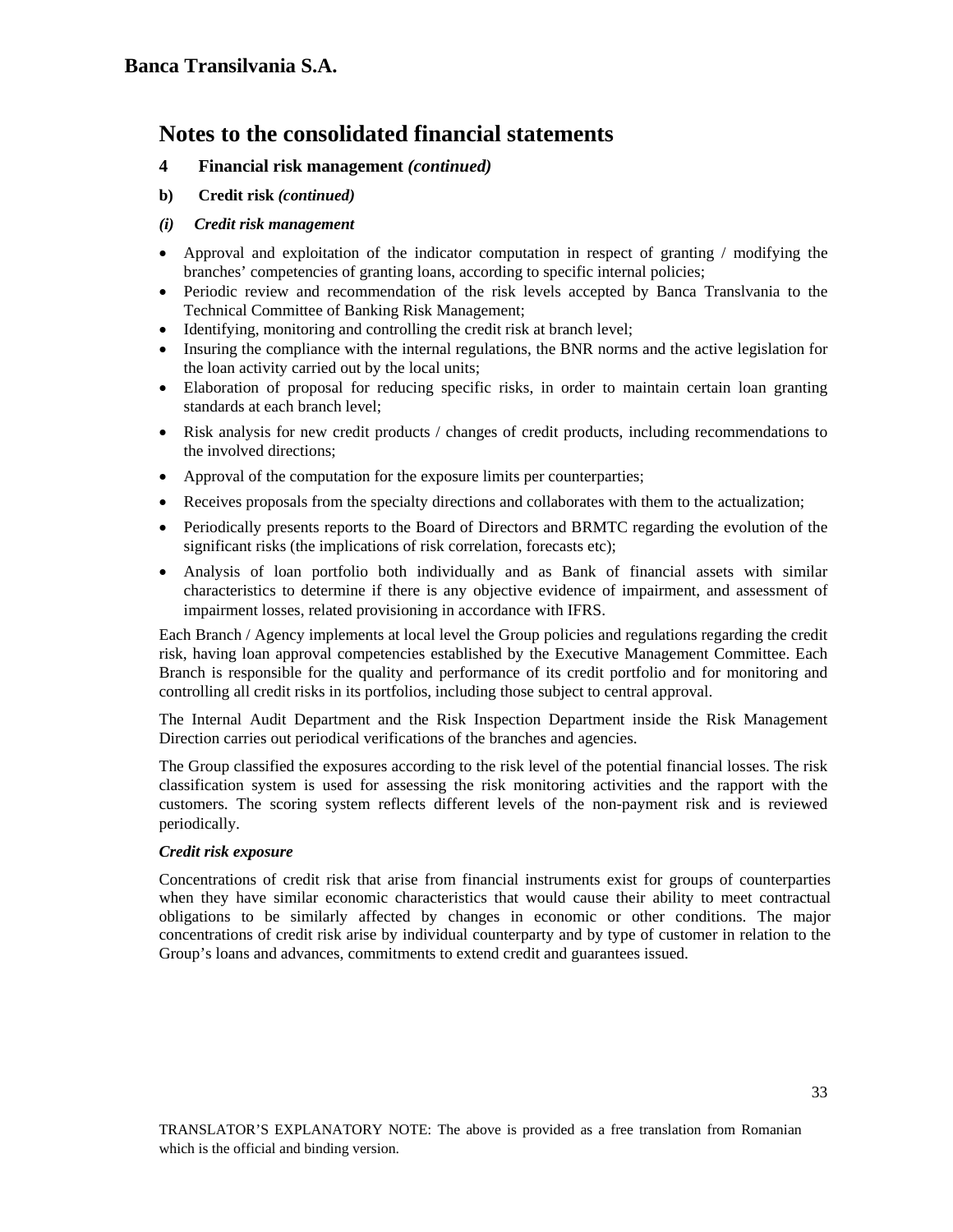**Banca Transilvania S.A.**

# Notes to the consolidated financial statements

## 4 Financial risk management *(continued)*

### b) Credit risk *(continued)*

#### *(i) Credit risk management*

- Approval and exploitation of the indicator computation in respect of granting / modifying the branches' competencies of granting loans, according to specific internal policies;
- Periodic review and recommendation of the risk levels accepted by Banca Translvania to the Technical Committee of Banking Risk Management;
- Identifying, monitoring and controlling the credit risk at branch level;
- Insuring the compliance with the internal regulations, the BNR norms and the active legislation for the loan activity carried out by the local units;
- Elaboration of proposal for reducing specific risks, in order to maintain certain loan granting standards at each branch level;
- Risk analysis for new credit products / changes of credit products, including recommendations to the involved directions;
- Approval of the computation for the exposure limits per counterparties;
- Receives proposals from the specialty directions and collaborates with them to the actualization;
- Periodically presents reports to the Board of Directors and BRMTC regarding the evolution of the significant risks (the implications of risk correlation, forecasts etc);
- Analysis of loan portfolio both individually and as Bank of financial assets with similar characteristics to determine if there is any objective evidence of impairment, and assessment of impairment losses, related provisioning in accordance with IFRS.

Each Branch / Agency implements at local level the Group policies and regulations regarding the credit risk, having loan approval competencies established by the Executive Management Committee. Each Branch is responsible for the quality and performance of its credit portfolio and for monitoring and controlling all credit risks in its portfolios, including those subject to central approval.

The Internal Audit Department and the Risk Inspection Department inside the Risk Management Direction carries out periodical verifications of the branches and agencies.

The Group classified the exposures according to the risk level of the potential financial losses. The risk classification system is used for assessing the risk monitoring activities and the rapport with the customers. The scoring system reflects different levels of the non-payment risk and is reviewed periodically.

***Credit risk exposure***

Concentrations of credit risk that arise from financial instruments exist for groups of counterparties when they have similar economic characteristics that would cause their ability to meet contractual obligations to be similarly affected by changes in economic or other conditions. The major concentrations of credit risk arise by individual counterparty and by type of customer in relation to the Group's loans and advances, commitments to extend credit and guarantees issued.

TRANSLATOR'S EXPLANATORY NOTE: The above is provided as a free translation from Romanian which is the official and binding version.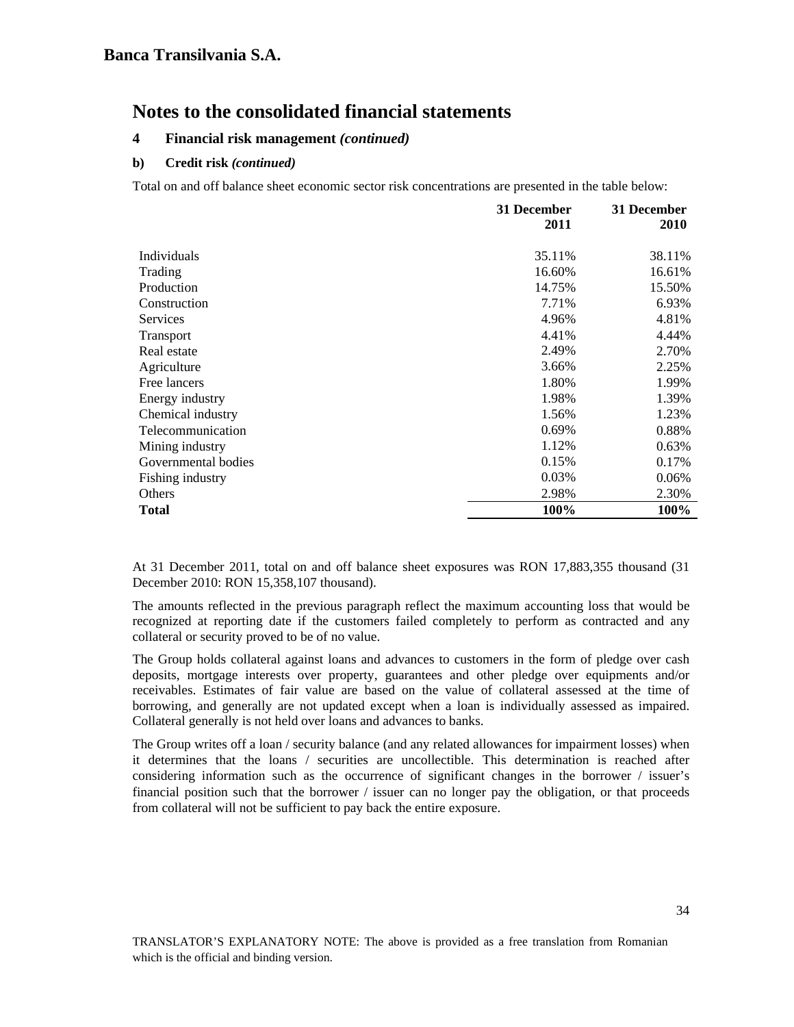# Banca Transilvania S.A.

## Notes to the consolidated financial statements

### 4 Financial risk management *(continued)*

#### b) Credit risk *(continued)*

Total on and off balance sheet economic sector risk concentrations are presented in the table below:

| | 31 December 2011 | 31 December 2010 |
|---|---|---|
| Individuals | 35.11% | 38.11% |
| Trading | 16.60% | 16.61% |
| Production | 14.75% | 15.50% |
| Construction | 7.71% | 6.93% |
| Services | 4.96% | 4.81% |
| Transport | 4.41% | 4.44% |
| Real estate | 2.49% | 2.70% |
| Agriculture | 3.66% | 2.25% |
| Free lancers | 1.80% | 1.99% |
| Energy industry | 1.98% | 1.39% |
| Chemical industry | 1.56% | 1.23% |
| Telecommunication | 0.69% | 0.88% |
| Mining industry | 1.12% | 0.63% |
| Governmental bodies | 0.15% | 0.17% |
| Fishing industry | 0.03% | 0.06% |
| Others | 2.98% | 2.30% |
| **Total** | **100%** | **100%** |

At 31 December 2011, total on and off balance sheet exposures was RON 17,883,355 thousand (31 December 2010: RON 15,358,107 thousand).

The amounts reflected in the previous paragraph reflect the maximum accounting loss that would be recognized at reporting date if the customers failed completely to perform as contracted and any collateral or security proved to be of no value.

The Group holds collateral against loans and advances to customers in the form of pledge over cash deposits, mortgage interests over property, guarantees and other pledge over equipments and/or receivables. Estimates of fair value are based on the value of collateral assessed at the time of borrowing, and generally are not updated except when a loan is individually assessed as impaired. Collateral generally is not held over loans and advances to banks.

The Group writes off a loan / security balance (and any related allowances for impairment losses) when it determines that the loans / securities are uncollectible. This determination is reached after considering information such as the occurrence of significant changes in the borrower / issuer's financial position such that the borrower / issuer can no longer pay the obligation, or that proceeds from collateral will not be sufficient to pay back the entire exposure.

TRANSLATOR'S EXPLANATORY NOTE: The above is provided as a free translation from Romanian which is the official and binding version.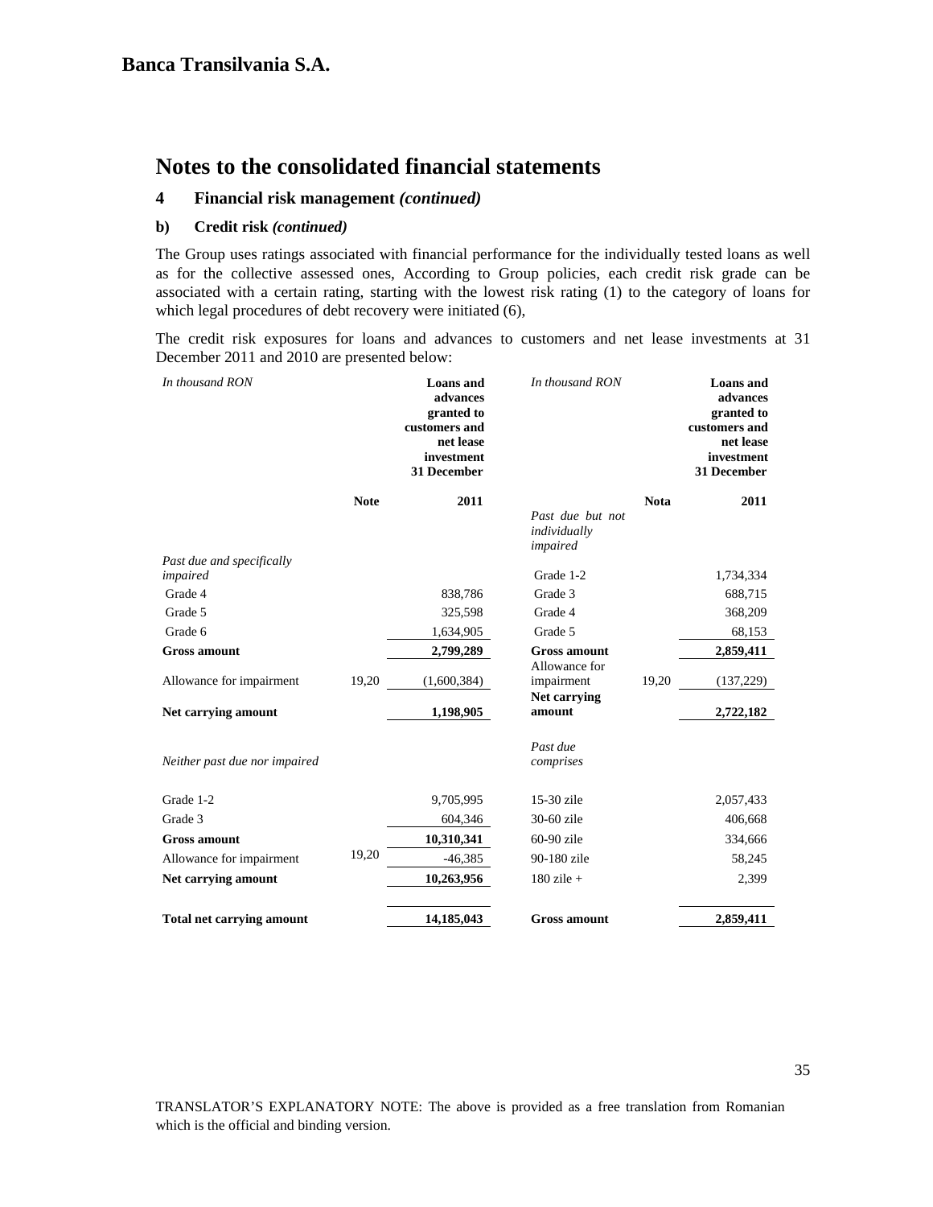# Notes to the consolidated financial statements

## 4 Financial risk management *(continued)*

### b) Credit risk *(continued)*

The Group uses ratings associated with financial performance for the individually tested loans as well as for the collective assessed ones, According to Group policies, each credit risk grade can be associated with a certain rating, starting with the lowest risk rating (1) to the category of loans for which legal procedures of debt recovery were initiated (6),

The credit risk exposures for loans and advances to customers and net lease investments at 31 December 2011 and 2010 are presented below:

| *In thousand RON* | Note | **Loans and advances granted to customers and net lease investment 31 December 2011** |
|---|---|---|
| *Past due and specifically impaired* | | |
| Grade 4 | | 838,786 |
| Grade 5 | | 325,598 |
| Grade 6 | | 1,634,905 |
| **Gross amount** | | **2,799,289** |
| Allowance for impairment | 19,20 | (1,600,384) |
| **Net carrying amount** | | **1,198,905** |
| *Neither past due nor impaired* | | |
| Grade 1-2 | | 9,705,995 |
| Grade 3 | | 604,346 |
| **Gross amount** | | **10,310,341** |
| Allowance for impairment | 19,20 | -46,385 |
| **Net carrying amount** | | **10,263,956** |
| **Total net carrying amount** | | **14,185,043** |

| *In thousand RON* | Nota | **Loans and advances granted to customers and net lease investment 31 December 2011** |
|---|---|---|
| *Past due but not individually impaired* | | |
| Grade 1-2 | | 1,734,334 |
| Grade 3 | | 688,715 |
| Grade 4 | | 368,209 |
| Grade 5 | | 68,153 |
| **Gross amount** | | **2,859,411** |
| Allowance for impairment | 19,20 | (137,229) |
| **Net carrying amount** | | **2,722,182** |
| *Past due comprises* | | |
| 15-30 zile | | 2,057,433 |
| 30-60 zile | | 406,668 |
| 60-90 zile | | 334,666 |
| 90-180 zile | | 58,245 |
| 180 zile + | | 2,399 |
| **Gross amount** | | **2,859,411** |

TRANSLATOR'S EXPLANATORY NOTE: The above is provided as a free translation from Romanian which is the official and binding version.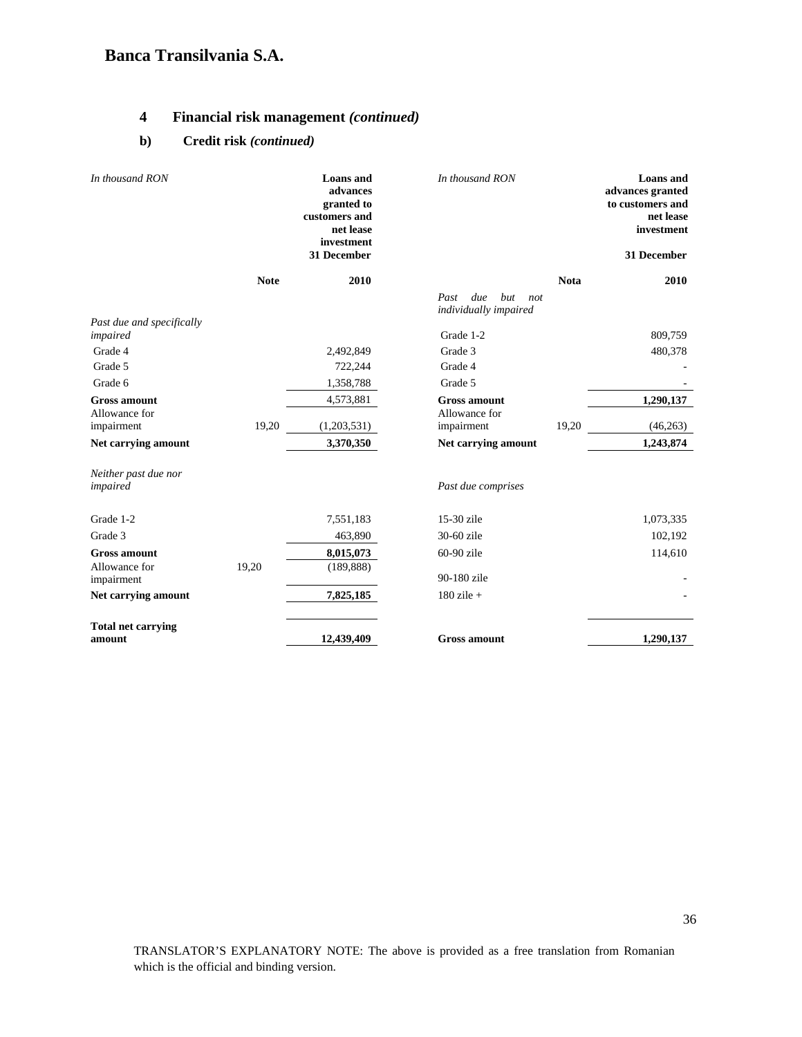## 4 Financial risk management *(continued)*

### b) Credit risk *(continued)*

| *In thousand RON* | Note | Loans and advances granted to customers and net lease investment 31 December 2010 |
|---|---|---|
| *Past due and specifically impaired* | | |
| Grade 4 | | 2,492,849 |
| Grade 5 | | 722,244 |
| Grade 6 | | 1,358,788 |
| **Gross amount** | | 4,573,881 |
| Allowance for impairment | 19,20 | (1,203,531) |
| **Net carrying amount** | | **3,370,350** |
| *Neither past due nor impaired* | | |
| Grade 1-2 | | 7,551,183 |
| Grade 3 | | 463,890 |
| **Gross amount** | | **8,015,073** |
| Allowance for impairment | 19,20 | (189,888) |
| **Net carrying amount** | | **7,825,185** |
| **Total net carrying amount** | | **12,439,409** |

| *In thousand RON* | Nota | Loans and advances granted to customers and net lease investment 31 December 2010 |
|---|---|---|
| *Past due but not individually impaired* | | |
| Grade 1-2 | | 809,759 |
| Grade 3 | | 480,378 |
| Grade 4 | | - |
| Grade 5 | | - |
| **Gross amount** | | **1,290,137** |
| Allowance for impairment | 19,20 | (46,263) |
| **Net carrying amount** | | **1,243,874** |
| *Past due comprises* | | |
| 15-30 zile | | 1,073,335 |
| 30-60 zile | | 102,192 |
| 60-90 zile | | 114,610 |
| 90-180 zile | | - |
| 180 zile + | | - |
| **Gross amount** | | **1,290,137** |

TRANSLATOR'S EXPLANATORY NOTE: The above is provided as a free translation from Romanian which is the official and binding version.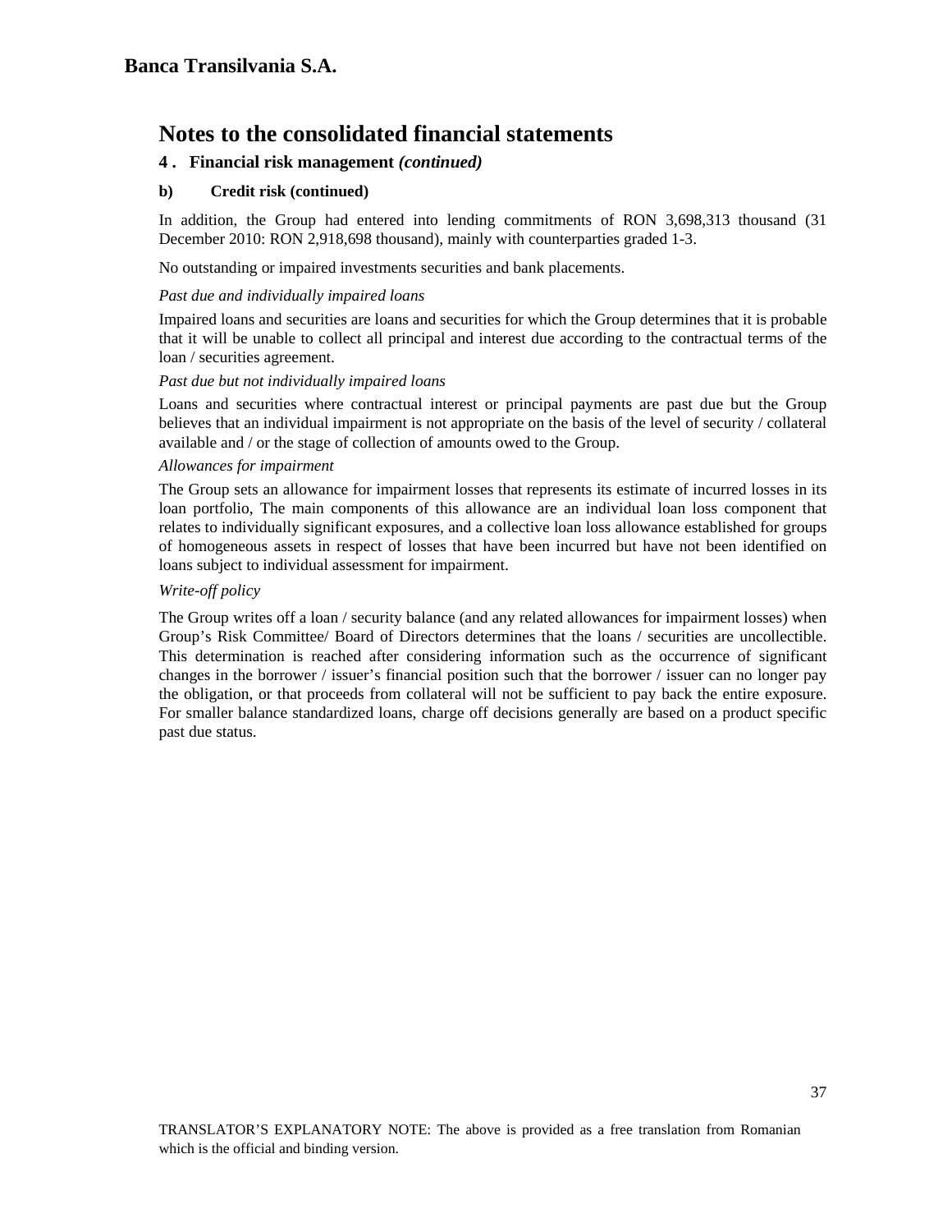# Notes to the consolidated financial statements

## 4. Financial risk management *(continued)*

### b) Credit risk (continued)

In addition, the Group had entered into lending commitments of RON 3,698,313 thousand (31 December 2010: RON 2,918,698 thousand), mainly with counterparties graded 1-3.

No outstanding or impaired investments securities and bank placements.

*Past due and individually impaired loans*

Impaired loans and securities are loans and securities for which the Group determines that it is probable that it will be unable to collect all principal and interest due according to the contractual terms of the loan / securities agreement.

*Past due but not individually impaired loans*

Loans and securities where contractual interest or principal payments are past due but the Group believes that an individual impairment is not appropriate on the basis of the level of security / collateral available and / or the stage of collection of amounts owed to the Group.

*Allowances for impairment*

The Group sets an allowance for impairment losses that represents its estimate of incurred losses in its loan portfolio, The main components of this allowance are an individual loan loss component that relates to individually significant exposures, and a collective loan loss allowance established for groups of homogeneous assets in respect of losses that have been incurred but have not been identified on loans subject to individual assessment for impairment.

*Write-off policy*

The Group writes off a loan / security balance (and any related allowances for impairment losses) when Group's Risk Committee/ Board of Directors determines that the loans / securities are uncollectible. This determination is reached after considering information such as the occurrence of significant changes in the borrower / issuer's financial position such that the borrower / issuer can no longer pay the obligation, or that proceeds from collateral will not be sufficient to pay back the entire exposure. For smaller balance standardized loans, charge off decisions generally are based on a product specific past due status.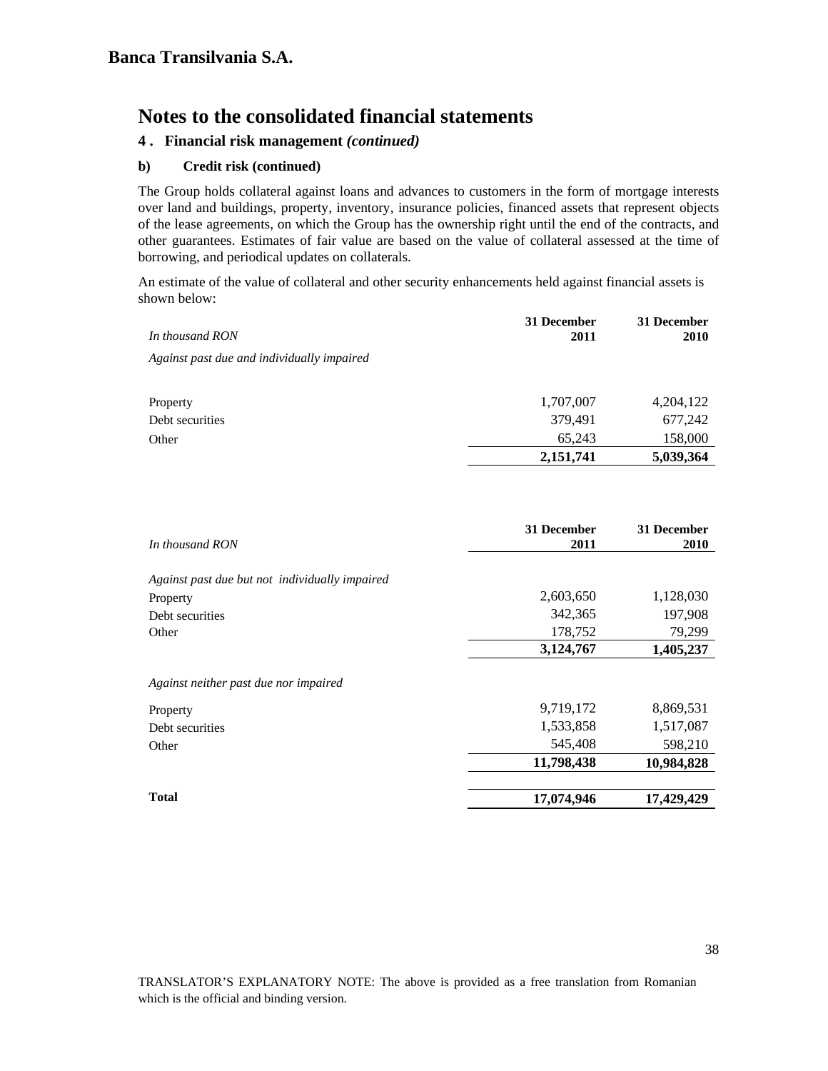# Notes to the consolidated financial statements

## 4. Financial risk management *(continued)*

### b) Credit risk (continued)

The Group holds collateral against loans and advances to customers in the form of mortgage interests over land and buildings, property, inventory, insurance policies, financed assets that represent objects of the lease agreements, on which the Group has the ownership right until the end of the contracts, and other guarantees. Estimates of fair value are based on the value of collateral assessed at the time of borrowing, and periodical updates on collaterals.

An estimate of the value of collateral and other security enhancements held against financial assets is shown below:

| *In thousand RON* | **31 December 2011** | **31 December 2010** |
|---|---|---|
| *Against past due and individually impaired* | | |
| Property | 1,707,007 | 4,204,122 |
| Debt securities | 379,491 | 677,242 |
| Other | 65,243 | 158,000 |
| | **2,151,741** | **5,039,364** |

| *In thousand RON* | **31 December 2011** | **31 December 2010** |
|---|---|---|
| *Against past due but not individually impaired* | | |
| Property | 2,603,650 | 1,128,030 |
| Debt securities | 342,365 | 197,908 |
| Other | 178,752 | 79,299 |
| | **3,124,767** | **1,405,237** |
| *Against neither past due nor impaired* | | |
| Property | 9,719,172 | 8,869,531 |
| Debt securities | 1,533,858 | 1,517,087 |
| Other | 545,408 | 598,210 |
| | **11,798,438** | **10,984,828** |
| **Total** | **17,074,946** | **17,429,429** |

TRANSLATOR'S EXPLANATORY NOTE: The above is provided as a free translation from Romanian which is the official and binding version.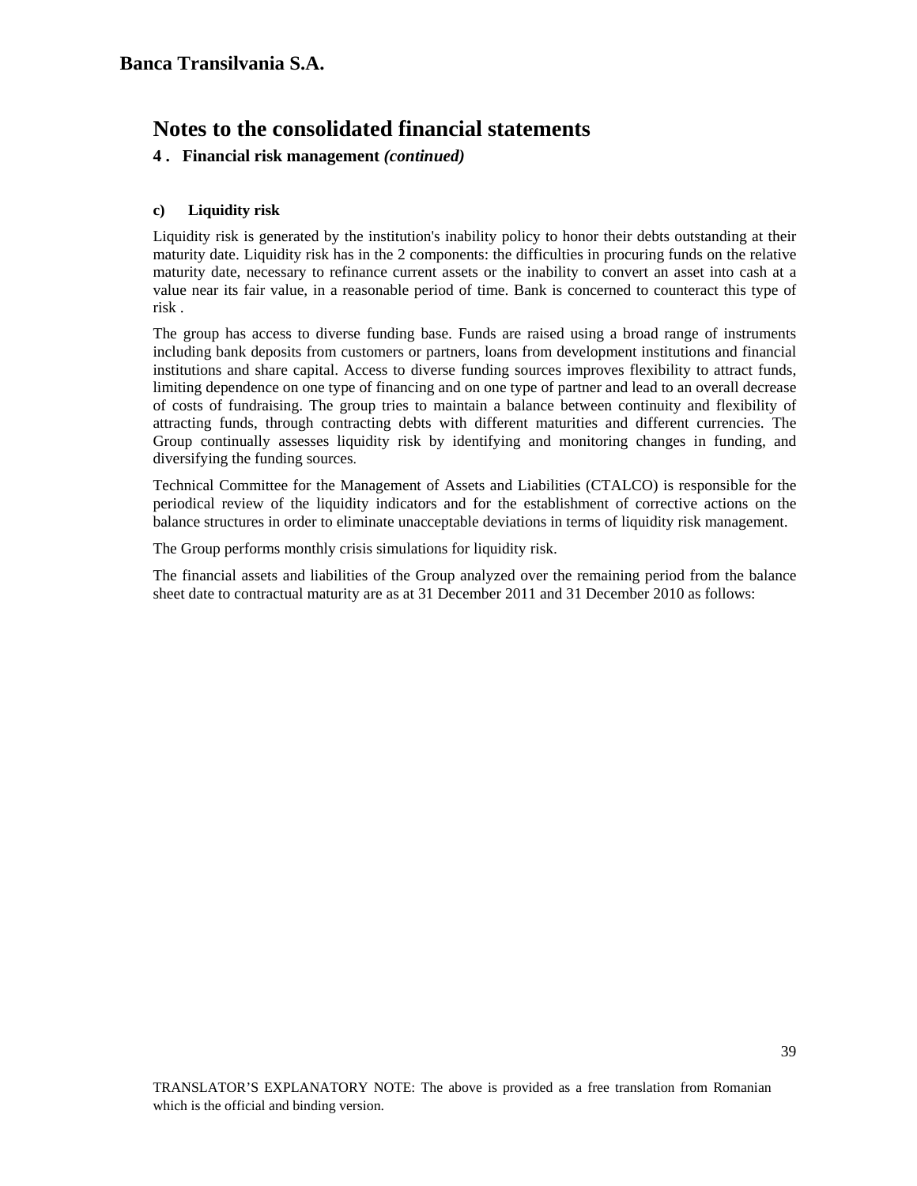# Notes to the consolidated financial statements

## 4 . Financial risk management *(continued)*

### c) Liquidity risk

Liquidity risk is generated by the institution's inability policy to honor their debts outstanding at their maturity date. Liquidity risk has in the 2 components: the difficulties in procuring funds on the relative maturity date, necessary to refinance current assets or the inability to convert an asset into cash at a value near its fair value, in a reasonable period of time. Bank is concerned to counteract this type of risk .

The group has access to diverse funding base. Funds are raised using a broad range of instruments including bank deposits from customers or partners, loans from development institutions and financial institutions and share capital. Access to diverse funding sources improves flexibility to attract funds, limiting dependence on one type of financing and on one type of partner and lead to an overall decrease of costs of fundraising. The group tries to maintain a balance between continuity and flexibility of attracting funds, through contracting debts with different maturities and different currencies. The Group continually assesses liquidity risk by identifying and monitoring changes in funding, and diversifying the funding sources.

Technical Committee for the Management of Assets and Liabilities (CTALCO) is responsible for the periodical review of the liquidity indicators and for the establishment of corrective actions on the balance structures in order to eliminate unacceptable deviations in terms of liquidity risk management.

The Group performs monthly crisis simulations for liquidity risk.

The financial assets and liabilities of the Group analyzed over the remaining period from the balance sheet date to contractual maturity are as at 31 December 2011 and 31 December 2010 as follows:

TRANSLATOR'S EXPLANATORY NOTE: The above is provided as a free translation from Romanian which is the official and binding version.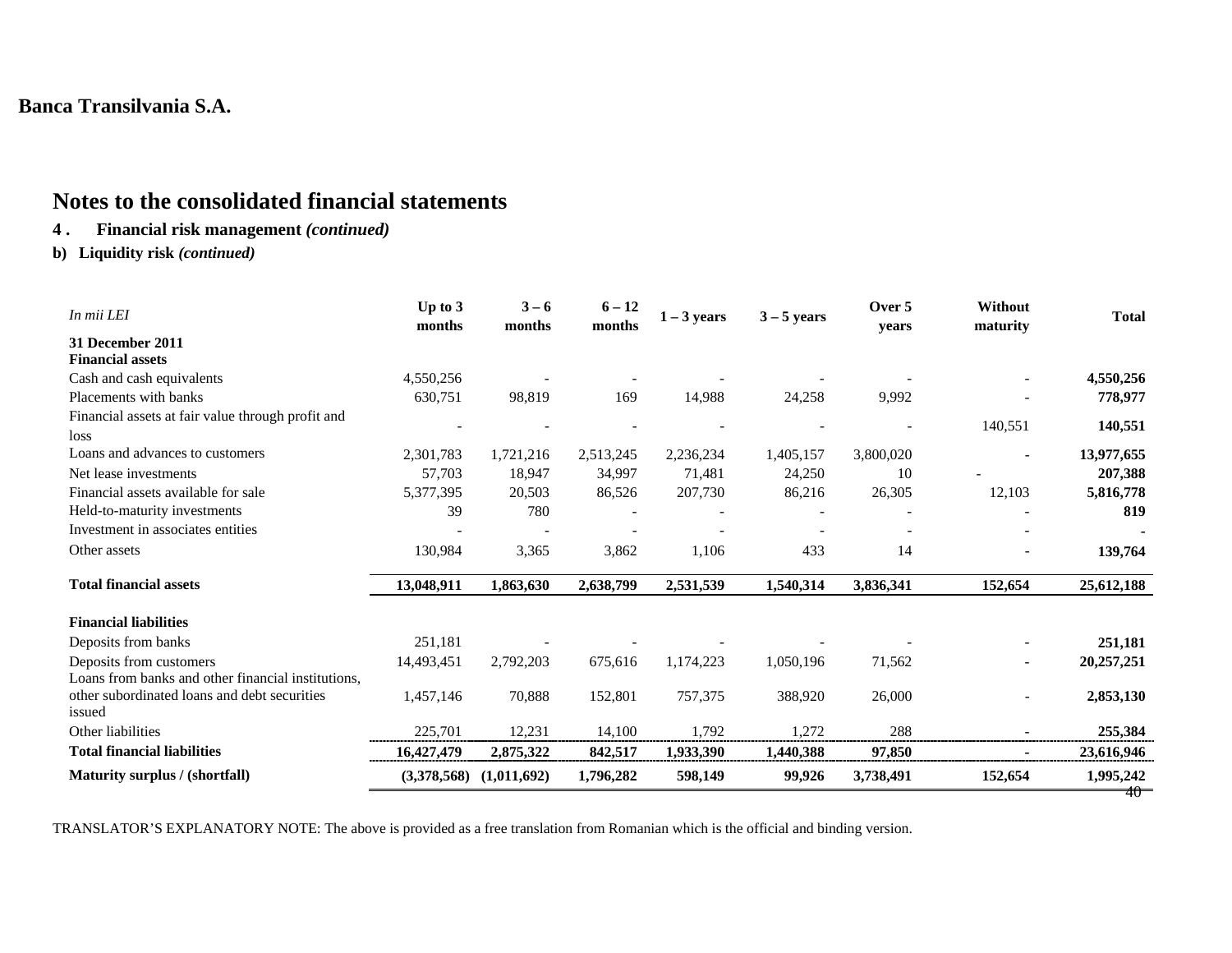**Banca Transilvania S.A.**

# Notes to the consolidated financial statements

## 4 . Financial risk management *(continued)*

### b) Liquidity risk *(continued)*

| *In mii LEI* | Up to 3 months | 3 – 6 months | 6 – 12 months | 1 – 3 years | 3 – 5 years | Over 5 years | Without maturity | Total |
|---|---|---|---|---|---|---|---|---|
| **31 December 2011** | | | | | | | | |
| **Financial assets** | | | | | | | | |
| Cash and cash equivalents | 4,550,256 | - | - | - | - | - | - | **4,550,256** |
| Placements with banks | 630,751 | 98,819 | 169 | 14,988 | 24,258 | 9,992 | - | **778,977** |
| Financial assets at fair value through profit and loss | - | - | - | - | - | - | 140,551 | **140,551** |
| Loans and advances to customers | 2,301,783 | 1,721,216 | 2,513,245 | 2,236,234 | 1,405,157 | 3,800,020 | - | **13,977,655** |
| Net lease investments | 57,703 | 18,947 | 34,997 | 71,481 | 24,250 | 10 | - | **207,388** |
| Financial assets available for sale | 5,377,395 | 20,503 | 86,526 | 207,730 | 86,216 | 26,305 | 12,103 | **5,816,778** |
| Held-to-maturity investments | 39 | 780 | - | - | - | - | - | **819** |
| Investment in associates entities | - | - | - | - | - | - | - | **-** |
| Other assets | 130,984 | 3,365 | 3,862 | 1,106 | 433 | 14 | - | **139,764** |
| **Total financial assets** | **13,048,911** | **1,863,630** | **2,638,799** | **2,531,539** | **1,540,314** | **3,836,341** | **152,654** | **25,612,188** |
| **Financial liabilities** | | | | | | | | |
| Deposits from banks | 251,181 | - | - | - | - | - | - | **251,181** |
| Deposits from customers | 14,493,451 | 2,792,203 | 675,616 | 1,174,223 | 1,050,196 | 71,562 | - | **20,257,251** |
| Loans from banks and other financial institutions, other subordinated loans and debt securities issued | 1,457,146 | 70,888 | 152,801 | 757,375 | 388,920 | 26,000 | - | **2,853,130** |
| Other liabilities | 225,701 | 12,231 | 14,100 | 1,792 | 1,272 | 288 | - | **255,384** |
| **Total financial liabilities** | **16,427,479** | **2,875,322** | **842,517** | **1,933,390** | **1,440,388** | **97,850** | **-** | **23,616,946** |
| **Maturity surplus / (shortfall)** | **(3,378,568)** | **(1,011,692)** | **1,796,282** | **598,149** | **99,926** | **3,738,491** | **152,654** | **1,995,242** |

TRANSLATOR'S EXPLANATORY NOTE: The above is provided as a free translation from Romanian which is the official and binding version.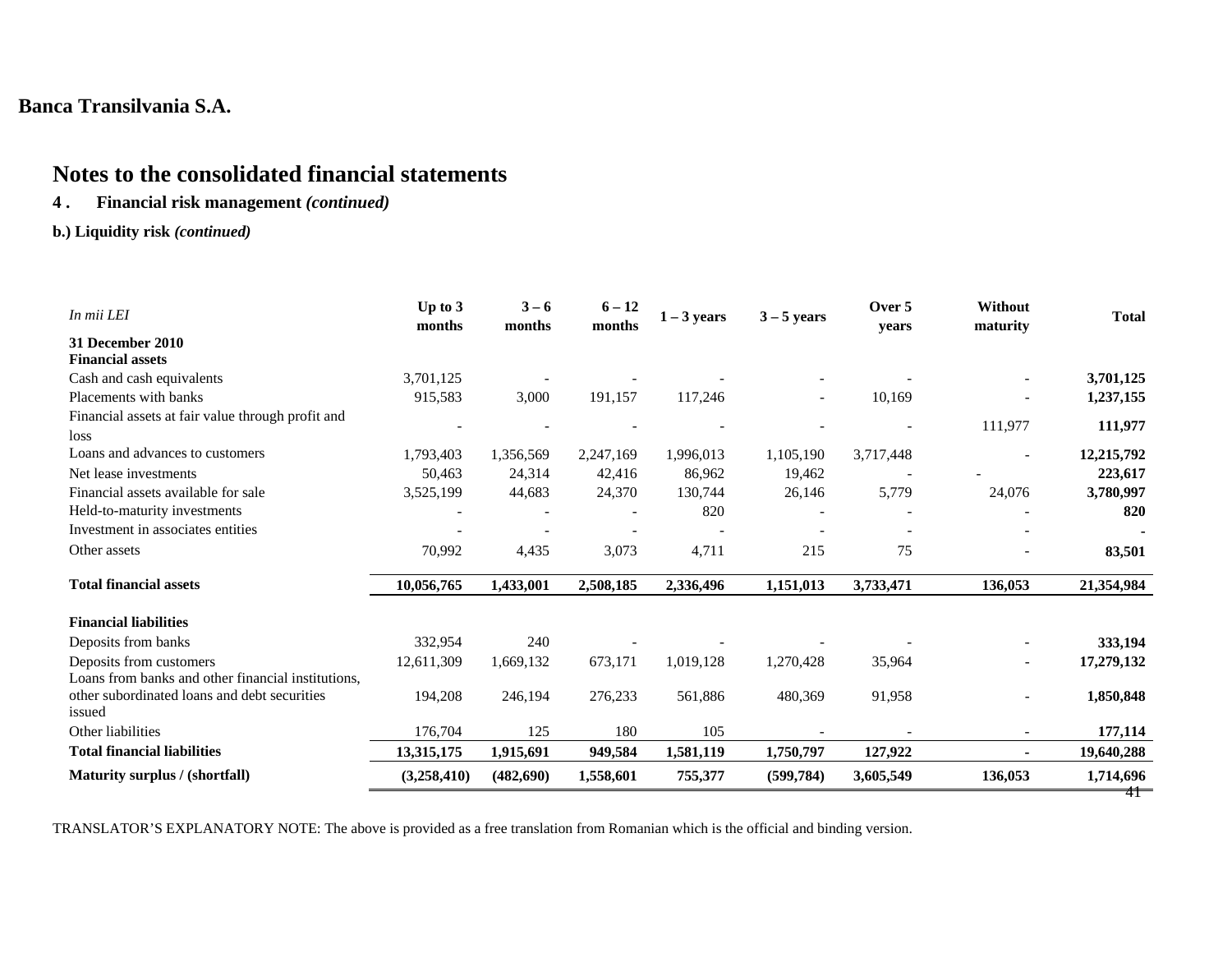Banca Transilvania S.A.

# Notes to the consolidated financial statements

## 4 . Financial risk management *(continued)*

### b.) Liquidity risk *(continued)*

| *In mii LEI* | Up to 3 months | 3 – 6 months | 6 – 12 months | 1 – 3 years | 3 – 5 years | Over 5 years | Without maturity | Total |
|---|---|---|---|---|---|---|---|---|
| **31 December 2010** | | | | | | | | |
| **Financial assets** | | | | | | | | |
| Cash and cash equivalents | 3,701,125 | - | - | - | - | - | - | **3,701,125** |
| Placements with banks | 915,583 | 3,000 | 191,157 | 117,246 | - | 10,169 | - | **1,237,155** |
| Financial assets at fair value through profit and loss | - | - | - | - | - | - | 111,977 | **111,977** |
| Loans and advances to customers | 1,793,403 | 1,356,569 | 2,247,169 | 1,996,013 | 1,105,190 | 3,717,448 | - | **12,215,792** |
| Net lease investments | 50,463 | 24,314 | 42,416 | 86,962 | 19,462 | - | - | **223,617** |
| Financial assets available for sale | 3,525,199 | 44,683 | 24,370 | 130,744 | 26,146 | 5,779 | 24,076 | **3,780,997** |
| Held-to-maturity investments | - | - | - | 820 | - | - | - | **820** |
| Investment in associates entities | - | - | - | - | - | - | - | **-** |
| Other assets | 70,992 | 4,435 | 3,073 | 4,711 | 215 | 75 | - | **83,501** |
| **Total financial assets** | **10,056,765** | **1,433,001** | **2,508,185** | **2,336,496** | **1,151,013** | **3,733,471** | **136,053** | **21,354,984** |
| **Financial liabilities** | | | | | | | | |
| Deposits from banks | 332,954 | 240 | - | - | - | - | - | **333,194** |
| Deposits from customers | 12,611,309 | 1,669,132 | 673,171 | 1,019,128 | 1,270,428 | 35,964 | - | **17,279,132** |
| Loans from banks and other financial institutions, other subordinated loans and debt securities issued | 194,208 | 246,194 | 276,233 | 561,886 | 480,369 | 91,958 | - | **1,850,848** |
| Other liabilities | 176,704 | 125 | 180 | 105 | - | - | - | **177,114** |
| **Total financial liabilities** | **13,315,175** | **1,915,691** | **949,584** | **1,581,119** | **1,750,797** | **127,922** | **-** | **19,640,288** |
| **Maturity surplus / (shortfall)** | **(3,258,410)** | **(482,690)** | **1,558,601** | **755,377** | **(599,784)** | **3,605,549** | **136,053** | **1,714,696** |

TRANSLATOR'S EXPLANATORY NOTE: The above is provided as a free translation from Romanian which is the official and binding version.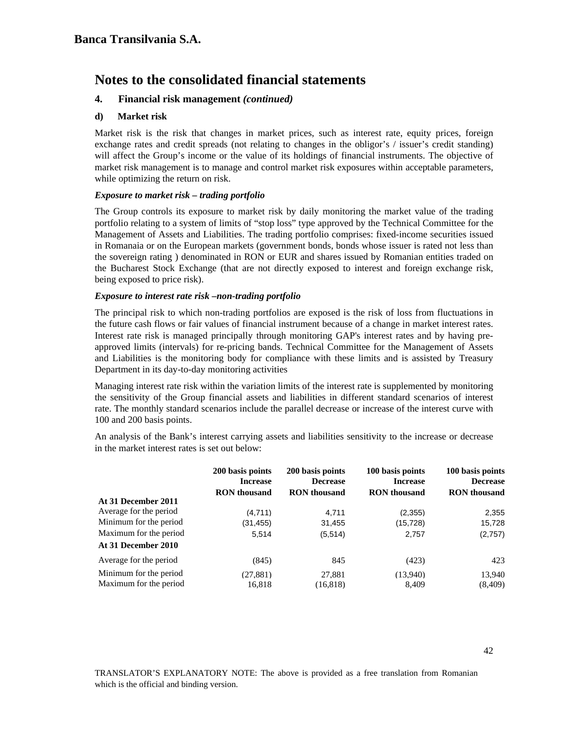## Banca Transilvania S.A.

# Notes to the consolidated financial statements

### 4. Financial risk management *(continued)*

#### d) Market risk

Market risk is the risk that changes in market prices, such as interest rate, equity prices, foreign exchange rates and credit spreads (not relating to changes in the obligor's / issuer's credit standing) will affect the Group's income or the value of its holdings of financial instruments. The objective of market risk management is to manage and control market risk exposures within acceptable parameters, while optimizing the return on risk.

***Exposure to market risk – trading portfolio***

The Group controls its exposure to market risk by daily monitoring the market value of the trading portfolio relating to a system of limits of "stop loss" type approved by the Technical Committee for the Management of Assets and Liabilities. The trading portfolio comprises: fixed-income securities issued in Romanaia or on the European markets (government bonds, bonds whose issuer is rated not less than the sovereign rating ) denominated in RON or EUR and shares issued by Romanian entities traded on the Bucharest Stock Exchange (that are not directly exposed to interest and foreign exchange risk, being exposed to price risk).

***Exposure to interest rate risk –non-trading portfolio***

The principal risk to which non-trading portfolios are exposed is the risk of loss from fluctuations in the future cash flows or fair values of financial instrument because of a change in market interest rates. Interest rate risk is managed principally through monitoring GAP's interest rates and by having pre-approved limits (intervals) for re-pricing bands. Technical Committee for the Management of Assets and Liabilities is the monitoring body for compliance with these limits and is assisted by Treasury Department in its day-to-day monitoring activities

Managing interest rate risk within the variation limits of the interest rate is supplemented by monitoring the sensitivity of the Group financial assets and liabilities in different standard scenarios of interest rate. The monthly standard scenarios include the parallel decrease or increase of the interest curve with 100 and 200 basis points.

An analysis of the Bank's interest carrying assets and liabilities sensitivity to the increase or decrease in the market interest rates is set out below:

| | **200 basis points Increase RON thousand** | **200 basis points Decrease RON thousand** | **100 basis points Increase RON thousand** | **100 basis points Decrease RON thousand** |
|---|---|---|---|---|
| **At 31 December 2011** | | | | |
| Average for the period | (4,711) | 4,711 | (2,355) | 2,355 |
| Minimum for the period | (31,455) | 31,455 | (15,728) | 15,728 |
| Maximum for the period | 5,514 | (5,514) | 2,757 | (2,757) |
| **At 31 December 2010** | | | | |
| Average for the period | (845) | 845 | (423) | 423 |
| Minimum for the period | (27,881) | 27,881 | (13,940) | 13,940 |
| Maximum for the period | 16,818 | (16,818) | 8,409 | (8,409) |

TRANSLATOR'S EXPLANATORY NOTE: The above is provided as a free translation from Romanian which is the official and binding version.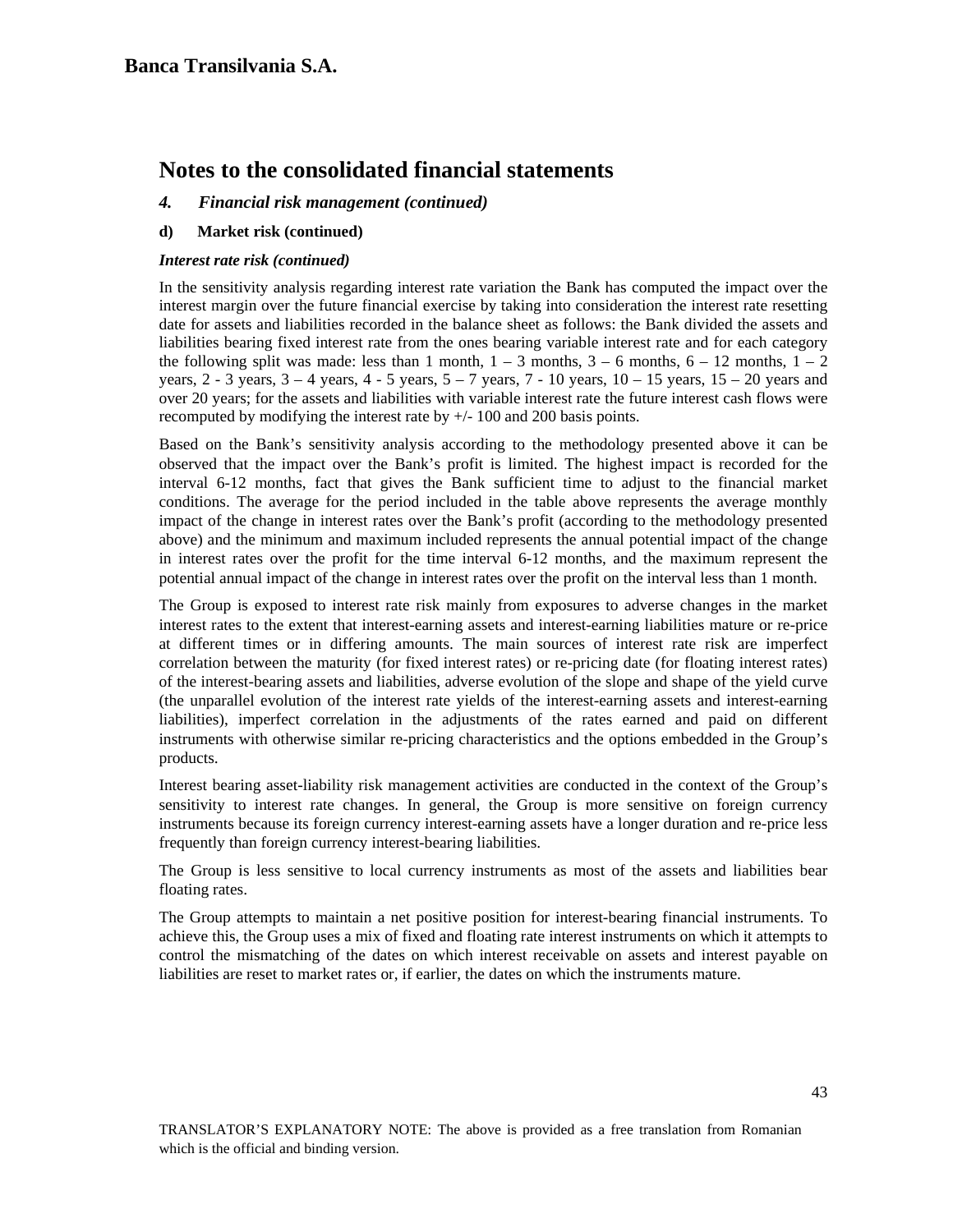# Notes to the consolidated financial statements

## 4. *Financial risk management (continued)*

### d) Market risk (continued)

***Interest rate risk (continued)***

In the sensitivity analysis regarding interest rate variation the Bank has computed the impact over the interest margin over the future financial exercise by taking into consideration the interest rate resetting date for assets and liabilities recorded in the balance sheet as follows: the Bank divided the assets and liabilities bearing fixed interest rate from the ones bearing variable interest rate and for each category the following split was made: less than 1 month, 1 – 3 months, 3 – 6 months, 6 – 12 months, 1 – 2 years, 2 - 3 years, 3 – 4 years, 4 - 5 years, 5 – 7 years, 7 - 10 years, 10 – 15 years, 15 – 20 years and over 20 years; for the assets and liabilities with variable interest rate the future interest cash flows were recomputed by modifying the interest rate by +/- 100 and 200 basis points.

Based on the Bank's sensitivity analysis according to the methodology presented above it can be observed that the impact over the Bank's profit is limited. The highest impact is recorded for the interval 6-12 months, fact that gives the Bank sufficient time to adjust to the financial market conditions. The average for the period included in the table above represents the average monthly impact of the change in interest rates over the Bank's profit (according to the methodology presented above) and the minimum and maximum included represents the annual potential impact of the change in interest rates over the profit for the time interval 6-12 months, and the maximum represent the potential annual impact of the change in interest rates over the profit on the interval less than 1 month.

The Group is exposed to interest rate risk mainly from exposures to adverse changes in the market interest rates to the extent that interest-earning assets and interest-earning liabilities mature or re-price at different times or in differing amounts. The main sources of interest rate risk are imperfect correlation between the maturity (for fixed interest rates) or re-pricing date (for floating interest rates) of the interest-bearing assets and liabilities, adverse evolution of the slope and shape of the yield curve (the unparallel evolution of the interest rate yields of the interest-earning assets and interest-earning liabilities), imperfect correlation in the adjustments of the rates earned and paid on different instruments with otherwise similar re-pricing characteristics and the options embedded in the Group's products.

Interest bearing asset-liability risk management activities are conducted in the context of the Group's sensitivity to interest rate changes. In general, the Group is more sensitive on foreign currency instruments because its foreign currency interest-earning assets have a longer duration and re-price less frequently than foreign currency interest-bearing liabilities.

The Group is less sensitive to local currency instruments as most of the assets and liabilities bear floating rates.

The Group attempts to maintain a net positive position for interest-bearing financial instruments. To achieve this, the Group uses a mix of fixed and floating rate interest instruments on which it attempts to control the mismatching of the dates on which interest receivable on assets and interest payable on liabilities are reset to market rates or, if earlier, the dates on which the instruments mature.

TRANSLATOR'S EXPLANATORY NOTE: The above is provided as a free translation from Romanian which is the official and binding version.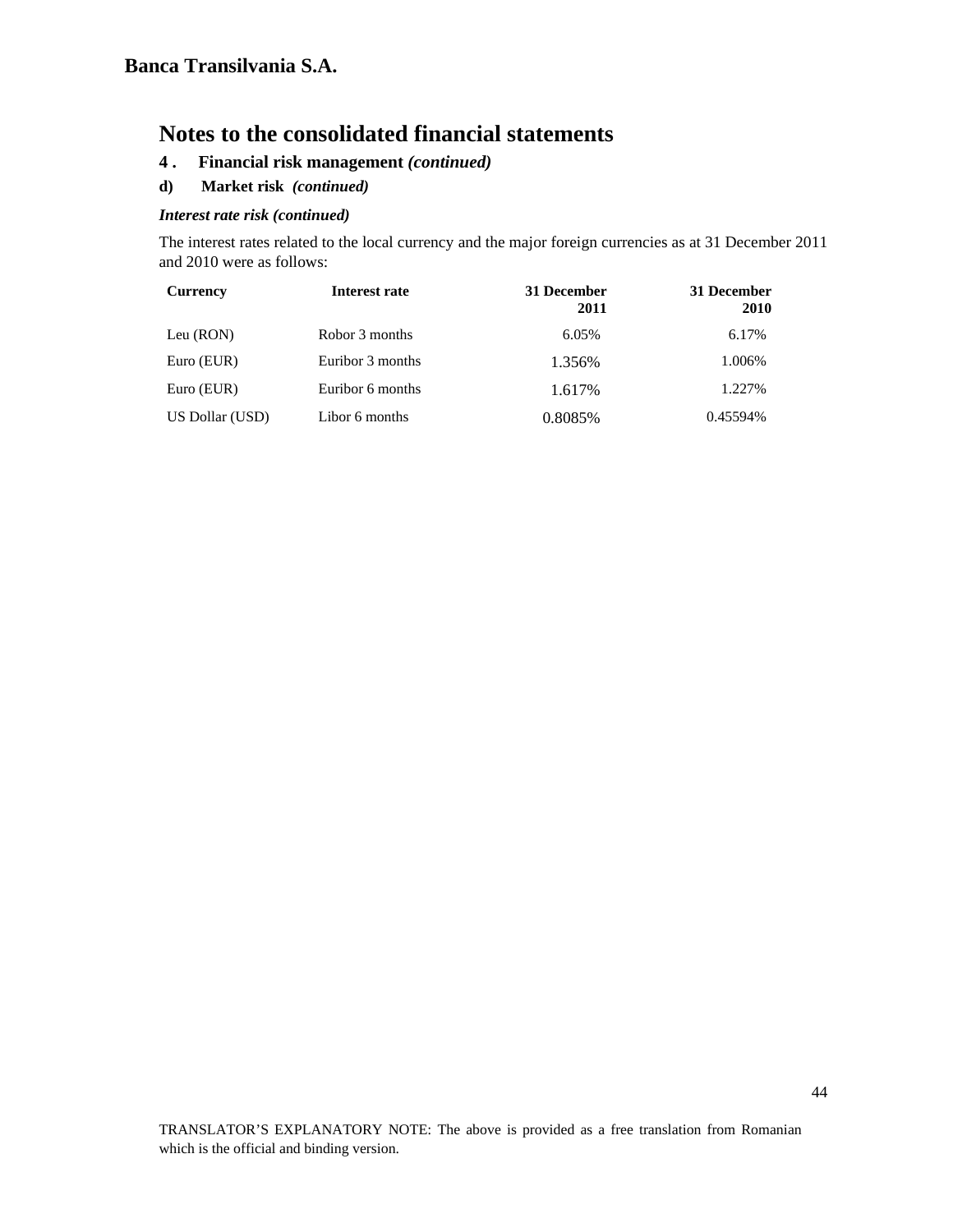**Banca Transilvania S.A.**

# Notes to the consolidated financial statements

## 4 . Financial risk management *(continued)*

### d) Market risk *(continued)*

***Interest rate risk (continued)***

The interest rates related to the local currency and the major foreign currencies as at 31 December 2011 and 2010 were as follows:

| Currency | Interest rate | 31 December 2011 | 31 December 2010 |
|---|---|---|---|
| Leu (RON) | Robor 3 months | 6.05% | 6.17% |
| Euro (EUR) | Euribor 3 months | 1.356% | 1.006% |
| Euro (EUR) | Euribor 6 months | 1.617% | 1.227% |
| US Dollar (USD) | Libor 6 months | 0.8085% | 0.45594% |

TRANSLATOR'S EXPLANATORY NOTE: The above is provided as a free translation from Romanian which is the official and binding version.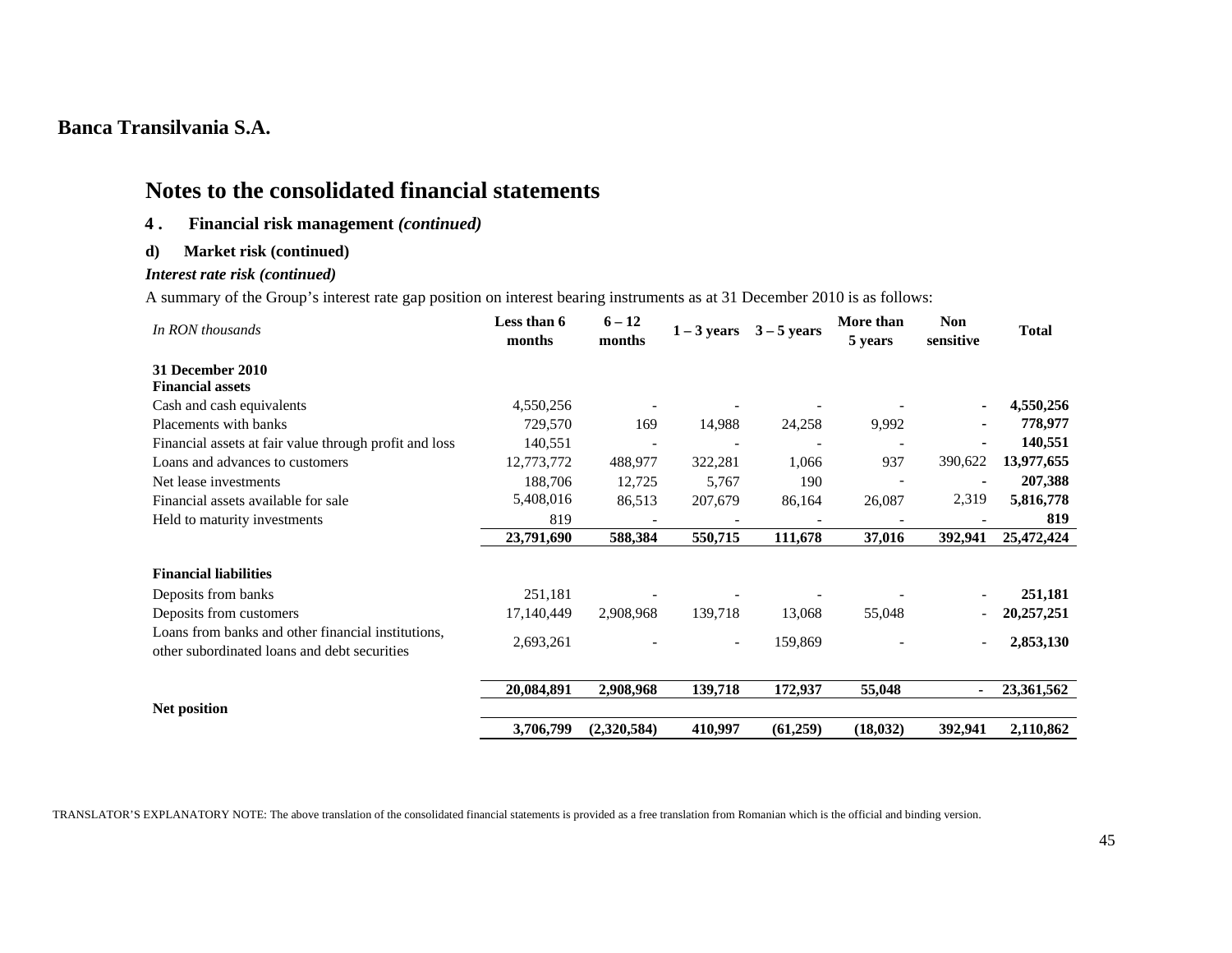**Banca Transilvania S.A.**

# Notes to the consolidated financial statements

### 4 . Financial risk management *(continued)*

#### d) Market risk (continued)

***Interest rate risk (continued)***

A summary of the Group's interest rate gap position on interest bearing instruments as at 31 December 2010 is as follows:

| *In RON thousands* | Less than 6 months | 6 – 12 months | 1 – 3 years | 3 – 5 years | More than 5 years | Non sensitive | Total |
|---|---|---|---|---|---|---|---|
| **31 December 2010** | | | | | | | |
| **Financial assets** | | | | | | | |
| Cash and cash equivalents | 4,550,256 | - | - | - | - | - | **4,550,256** |
| Placements with banks | 729,570 | 169 | 14,988 | 24,258 | 9,992 | - | **778,977** |
| Financial assets at fair value through profit and loss | 140,551 | - | - | - | - | - | **140,551** |
| Loans and advances to customers | 12,773,772 | 488,977 | 322,281 | 1,066 | 937 | 390,622 | **13,977,655** |
| Net lease investments | 188,706 | 12,725 | 5,767 | 190 | - | - | **207,388** |
| Financial assets available for sale | 5,408,016 | 86,513 | 207,679 | 86,164 | 26,087 | 2,319 | **5,816,778** |
| Held to maturity investments | 819 | - | - | - | - | - | **819** |
| | **23,791,690** | **588,384** | **550,715** | **111,678** | **37,016** | **392,941** | **25,472,424** |
| **Financial liabilities** | | | | | | | |
| Deposits from banks | 251,181 | - | - | - | - | - | **251,181** |
| Deposits from customers | 17,140,449 | 2,908,968 | 139,718 | 13,068 | 55,048 | - | **20,257,251** |
| Loans from banks and other financial institutions, other subordinated loans and debt securities | 2,693,261 | - | - | 159,869 | - | - | **2,853,130** |
| | **20,084,891** | **2,908,968** | **139,718** | **172,937** | **55,048** | **-** | **23,361,562** |
| **Net position** | | | | | | | |
| | **3,706,799** | **(2,320,584)** | **410,997** | **(61,259)** | **(18,032)** | **392,941** | **2,110,862** |

TRANSLATOR'S EXPLANATORY NOTE: The above translation of the consolidated financial statements is provided as a free translation from Romanian which is the official and binding version.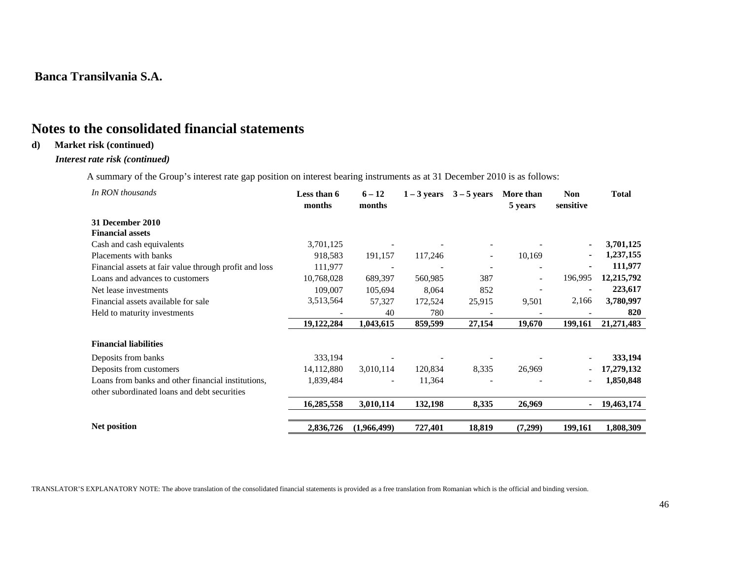**Banca Transilvania S.A.**

# Notes to the consolidated financial statements

**d) Market risk (continued)**

***Interest rate risk (continued)***

A summary of the Group's interest rate gap position on interest bearing instruments as at 31 December 2010 is as follows:

| *In RON thousands* | Less than 6 months | 6 – 12 months | 1 – 3 years | 3 – 5 years | More than 5 years | Non sensitive | Total |
|---|---|---|---|---|---|---|---|
| **31 December 2010** | | | | | | | |
| **Financial assets** | | | | | | | |
| Cash and cash equivalents | 3,701,125 | - | - | - | - | - | **3,701,125** |
| Placements with banks | 918,583 | 191,157 | 117,246 | - | 10,169 | - | **1,237,155** |
| Financial assets at fair value through profit and loss | 111,977 | - | - | - | - | - | **111,977** |
| Loans and advances to customers | 10,768,028 | 689,397 | 560,985 | 387 | - | 196,995 | **12,215,792** |
| Net lease investments | 109,007 | 105,694 | 8,064 | 852 | - | - | **223,617** |
| Financial assets available for sale | 3,513,564 | 57,327 | 172,524 | 25,915 | 9,501 | 2,166 | **3,780,997** |
| Held to maturity investments | - | 40 | 780 | - | - | - | **820** |
| | **19,122,284** | **1,043,615** | **859,599** | **27,154** | **19,670** | **199,161** | **21,271,483** |
| **Financial liabilities** | | | | | | | |
| Deposits from banks | 333,194 | - | - | - | - | - | **333,194** |
| Deposits from customers | 14,112,880 | 3,010,114 | 120,834 | 8,335 | 26,969 | - | **17,279,132** |
| Loans from banks and other financial institutions, other subordinated loans and debt securities | 1,839,484 | - | 11,364 | - | - | - | **1,850,848** |
| | **16,285,558** | **3,010,114** | **132,198** | **8,335** | **26,969** | **-** | **19,463,174** |
| **Net position** | **2,836,726** | **(1,966,499)** | **727,401** | **18,819** | **(7,299)** | **199,161** | **1,808,309** |

TRANSLATOR'S EXPLANATORY NOTE: The above translation of the consolidated financial statements is provided as a free translation from Romanian which is the official and binding version.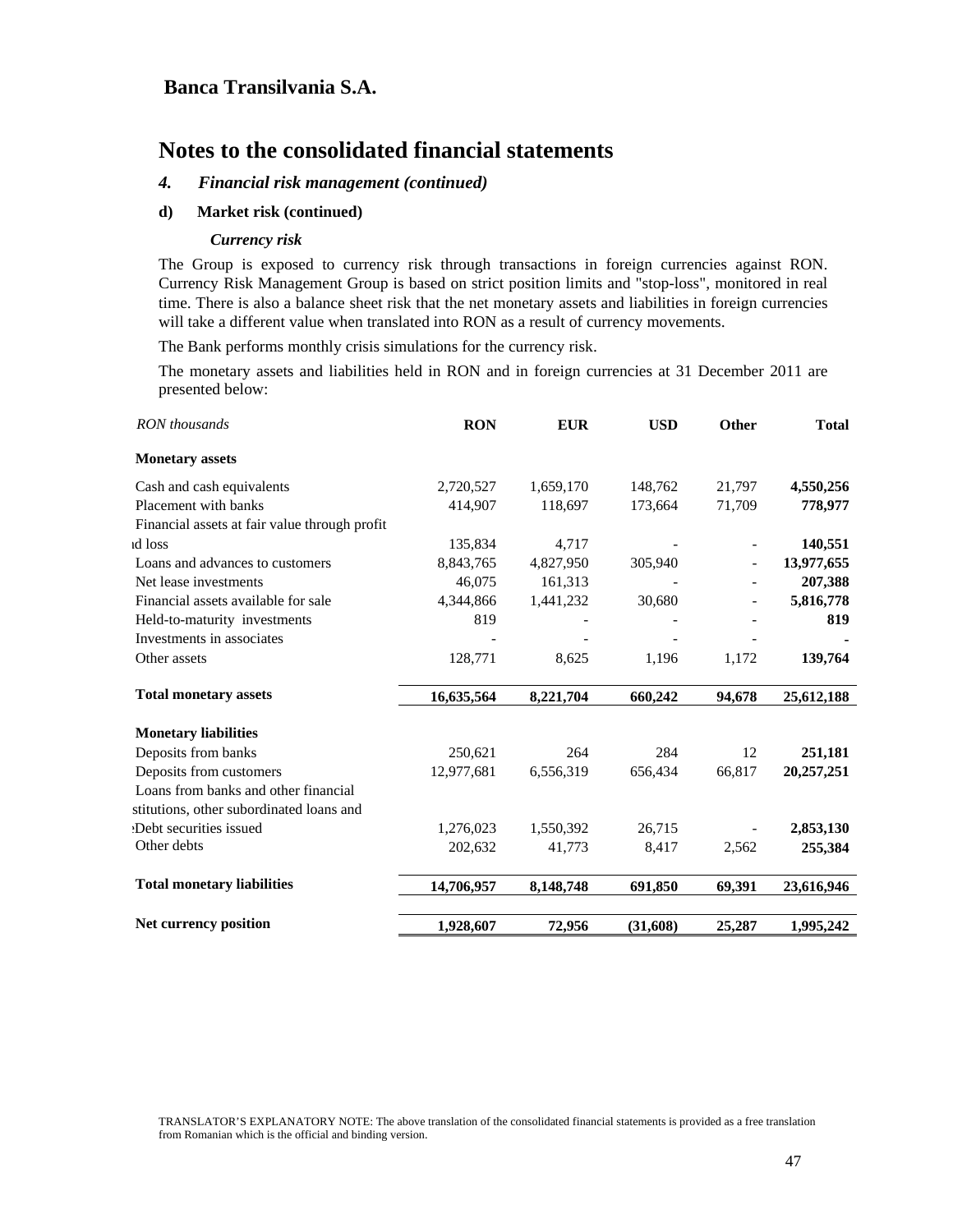**Banca Transilvania S.A.**

# Notes to the consolidated financial statements

## *4. Financial risk management (continued)*

### d) Market risk (continued)

***Currency risk***

The Group is exposed to currency risk through transactions in foreign currencies against RON. Currency Risk Management Group is based on strict position limits and "stop-loss", monitored in real time. There is also a balance sheet risk that the net monetary assets and liabilities in foreign currencies will take a different value when translated into RON as a result of currency movements.

The Bank performs monthly crisis simulations for the currency risk.

The monetary assets and liabilities held in RON and in foreign currencies at 31 December 2011 are presented below:

| *RON thousands* | **RON** | **EUR** | **USD** | **Other** | **Total** |
|---|---|---|---|---|---|
| **Monetary assets** | | | | | |
| Cash and cash equivalents | 2,720,527 | 1,659,170 | 148,762 | 21,797 | **4,550,256** |
| Placement with banks | 414,907 | 118,697 | 173,664 | 71,709 | **778,977** |
| Financial assets at fair value through profit and loss | 135,834 | 4,717 | - | - | **140,551** |
| Loans and advances to customers | 8,843,765 | 4,827,950 | 305,940 | - | **13,977,655** |
| Net lease investments | 46,075 | 161,313 | - | - | **207,388** |
| Financial assets available for sale | 4,344,866 | 1,441,232 | 30,680 | - | **5,816,778** |
| Held-to-maturity investments | 819 | - | - | - | **819** |
| Investments in associates | - | - | - | - | **-** |
| Other assets | 128,771 | 8,625 | 1,196 | 1,172 | **139,764** |
| **Total monetary assets** | **16,635,564** | **8,221,704** | **660,242** | **94,678** | **25,612,188** |
| **Monetary liabilities** | | | | | |
| Deposits from banks | 250,621 | 264 | 284 | 12 | **251,181** |
| Deposits from customers | 12,977,681 | 6,556,319 | 656,434 | 66,817 | **20,257,251** |
| Loans from banks and other financial institutions, other subordinated loans and Debt securities issued | 1,276,023 | 1,550,392 | 26,715 | - | **2,853,130** |
| Other debts | 202,632 | 41,773 | 8,417 | 2,562 | **255,384** |
| **Total monetary liabilities** | **14,706,957** | **8,148,748** | **691,850** | **69,391** | **23,616,946** |
| **Net currency position** | **1,928,607** | **72,956** | **(31,608)** | **25,287** | **1,995,242** |

TRANSLATOR'S EXPLANATORY NOTE: The above translation of the consolidated financial statements is provided as a free translation from Romanian which is the official and binding version.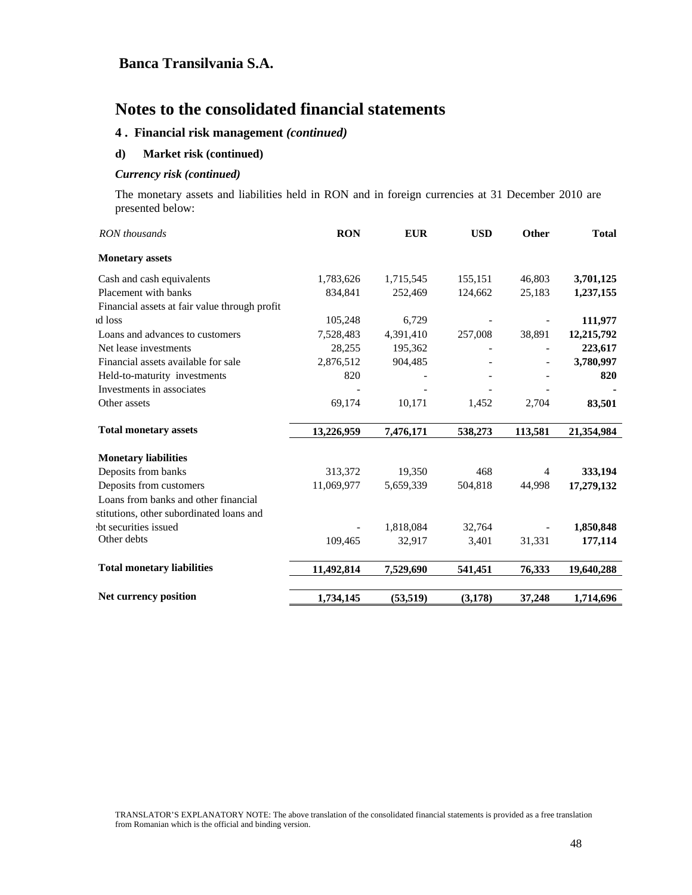# Banca Transilvania S.A.

## Notes to the consolidated financial statements

### 4 . Financial risk management *(continued)*

**d) Market risk (continued)**

***Currency risk (continued)***

The monetary assets and liabilities held in RON and in foreign currencies at 31 December 2010 are presented below:

| *RON thousands* | **RON** | **EUR** | **USD** | **Other** | **Total** |
|---|---|---|---|---|---|
| **Monetary assets** | | | | | |
| Cash and cash equivalents | 1,783,626 | 1,715,545 | 155,151 | 46,803 | **3,701,125** |
| Placement with banks | 834,841 | 252,469 | 124,662 | 25,183 | **1,237,155** |
| Financial assets at fair value through profit ıd loss | 105,248 | 6,729 | - | - | **111,977** |
| Loans and advances to customers | 7,528,483 | 4,391,410 | 257,008 | 38,891 | **12,215,792** |
| Net lease investments | 28,255 | 195,362 | - | - | **223,617** |
| Financial assets available for sale | 2,876,512 | 904,485 | - | - | **3,780,997** |
| Held-to-maturity investments | 820 | - | - | - | **820** |
| Investments in associates | - | - | - | - | **-** |
| Other assets | 69,174 | 10,171 | 1,452 | 2,704 | **83,501** |
| **Total monetary assets** | **13,226,959** | **7,476,171** | **538,273** | **113,581** | **21,354,984** |
| **Monetary liabilities** | | | | | |
| Deposits from banks | 313,372 | 19,350 | 468 | 4 | **333,194** |
| Deposits from customers | 11,069,977 | 5,659,339 | 504,818 | 44,998 | **17,279,132** |
| Loans from banks and other financial stitutions, other subordinated loans and ·bt securities issued | - | 1,818,084 | 32,764 | - | **1,850,848** |
| Other debts | 109,465 | 32,917 | 3,401 | 31,331 | **177,114** |
| **Total monetary liabilities** | **11,492,814** | **7,529,690** | **541,451** | **76,333** | **19,640,288** |
| **Net currency position** | **1,734,145** | **(53,519)** | **(3,178)** | **37,248** | **1,714,696** |

TRANSLATOR'S EXPLANATORY NOTE: The above translation of the consolidated financial statements is provided as a free translation from Romanian which is the official and binding version.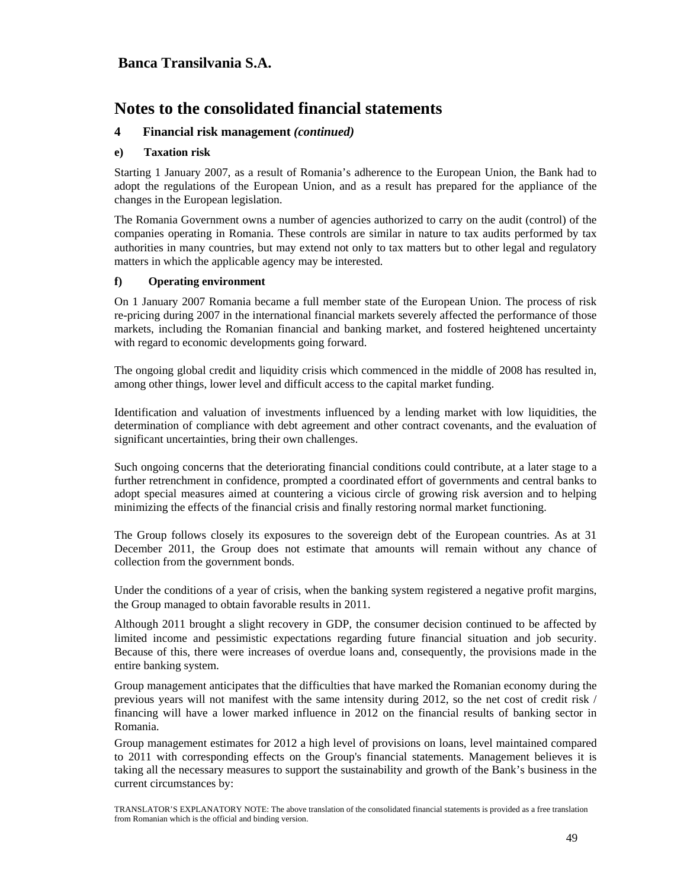**Banca Transilvania S.A.**

# Notes to the consolidated financial statements

## 4 Financial risk management *(continued)*

### e) Taxation risk

Starting 1 January 2007, as a result of Romania's adherence to the European Union, the Bank had to adopt the regulations of the European Union, and as a result has prepared for the appliance of the changes in the European legislation.

The Romania Government owns a number of agencies authorized to carry on the audit (control) of the companies operating in Romania. These controls are similar in nature to tax audits performed by tax authorities in many countries, but may extend not only to tax matters but to other legal and regulatory matters in which the applicable agency may be interested.

### f) Operating environment

On 1 January 2007 Romania became a full member state of the European Union. The process of risk re-pricing during 2007 in the international financial markets severely affected the performance of those markets, including the Romanian financial and banking market, and fostered heightened uncertainty with regard to economic developments going forward.

The ongoing global credit and liquidity crisis which commenced in the middle of 2008 has resulted in, among other things, lower level and difficult access to the capital market funding.

Identification and valuation of investments influenced by a lending market with low liquidities, the determination of compliance with debt agreement and other contract covenants, and the evaluation of significant uncertainties, bring their own challenges.

Such ongoing concerns that the deteriorating financial conditions could contribute, at a later stage to a further retrenchment in confidence, prompted a coordinated effort of governments and central banks to adopt special measures aimed at countering a vicious circle of growing risk aversion and to helping minimizing the effects of the financial crisis and finally restoring normal market functioning.

The Group follows closely its exposures to the sovereign debt of the European countries. As at 31 December 2011, the Group does not estimate that amounts will remain without any chance of collection from the government bonds.

Under the conditions of a year of crisis, when the banking system registered a negative profit margins, the Group managed to obtain favorable results in 2011.

Although 2011 brought a slight recovery in GDP, the consumer decision continued to be affected by limited income and pessimistic expectations regarding future financial situation and job security. Because of this, there were increases of overdue loans and, consequently, the provisions made in the entire banking system.

Group management anticipates that the difficulties that have marked the Romanian economy during the previous years will not manifest with the same intensity during 2012, so the net cost of credit risk / financing will have a lower marked influence in 2012 on the financial results of banking sector in Romania.

Group management estimates for 2012 a high level of provisions on loans, level maintained compared to 2011 with corresponding effects on the Group's financial statements. Management believes it is taking all the necessary measures to support the sustainability and growth of the Bank's business in the current circumstances by:

TRANSLATOR'S EXPLANATORY NOTE: The above translation of the consolidated financial statements is provided as a free translation from Romanian which is the official and binding version.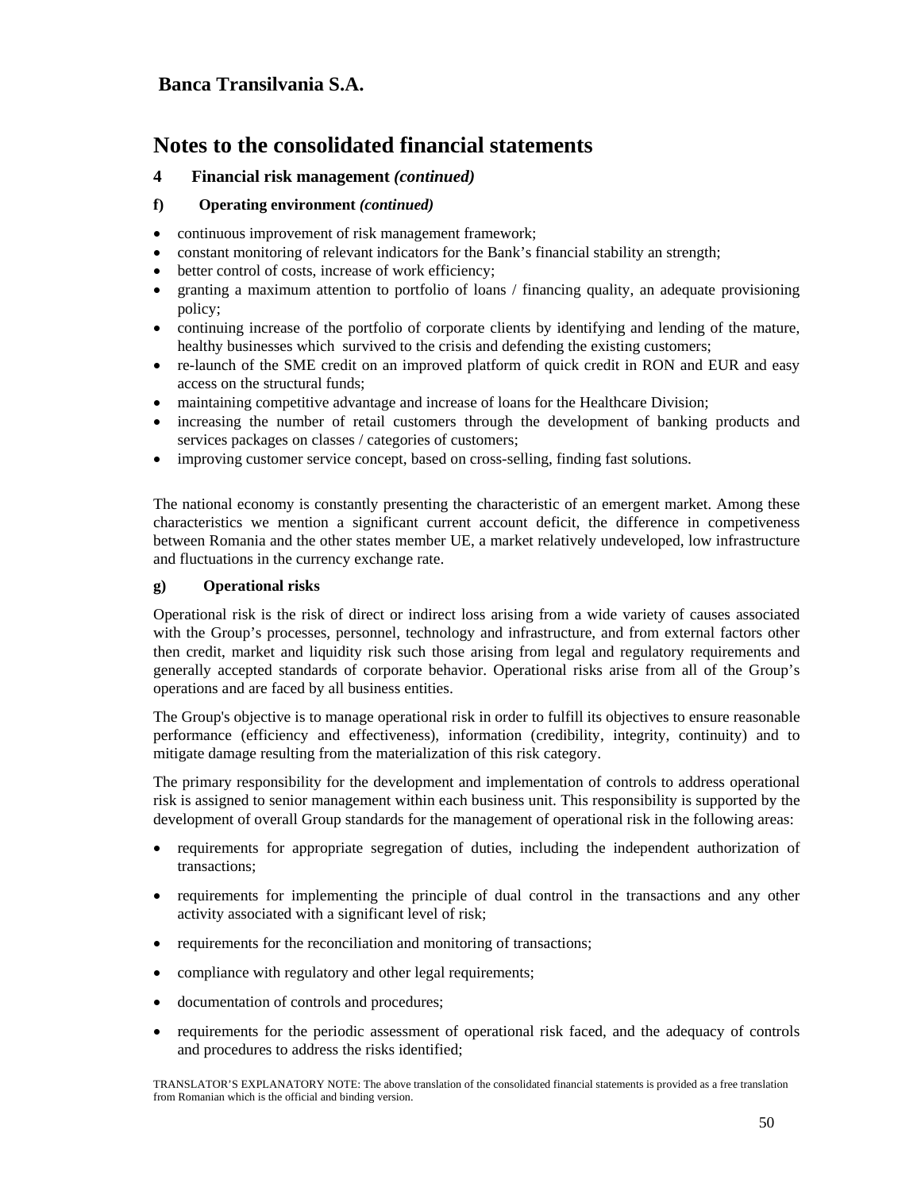# Banca Transilvania S.A.

# Notes to the consolidated financial statements

### 4 Financial risk management *(continued)*

#### f) Operating environment *(continued)*

- continuous improvement of risk management framework;
- constant monitoring of relevant indicators for the Bank's financial stability an strength;
- better control of costs, increase of work efficiency;
- granting a maximum attention to portfolio of loans / financing quality, an adequate provisioning policy;
- continuing increase of the portfolio of corporate clients by identifying and lending of the mature, healthy businesses which survived to the crisis and defending the existing customers;
- re-launch of the SME credit on an improved platform of quick credit in RON and EUR and easy access on the structural funds;
- maintaining competitive advantage and increase of loans for the Healthcare Division;
- increasing the number of retail customers through the development of banking products and services packages on classes / categories of customers;
- improving customer service concept, based on cross-selling, finding fast solutions.

The national economy is constantly presenting the characteristic of an emergent market. Among these characteristics we mention a significant current account deficit, the difference in competiveness between Romania and the other states member UE, a market relatively undeveloped, low infrastructure and fluctuations in the currency exchange rate.

#### g) Operational risks

Operational risk is the risk of direct or indirect loss arising from a wide variety of causes associated with the Group's processes, personnel, technology and infrastructure, and from external factors other then credit, market and liquidity risk such those arising from legal and regulatory requirements and generally accepted standards of corporate behavior. Operational risks arise from all of the Group's operations and are faced by all business entities.

The Group's objective is to manage operational risk in order to fulfill its objectives to ensure reasonable performance (efficiency and effectiveness), information (credibility, integrity, continuity) and to mitigate damage resulting from the materialization of this risk category.

The primary responsibility for the development and implementation of controls to address operational risk is assigned to senior management within each business unit. This responsibility is supported by the development of overall Group standards for the management of operational risk in the following areas:

- requirements for appropriate segregation of duties, including the independent authorization of transactions;
- requirements for implementing the principle of dual control in the transactions and any other activity associated with a significant level of risk;
- requirements for the reconciliation and monitoring of transactions;
- compliance with regulatory and other legal requirements;
- documentation of controls and procedures;
- requirements for the periodic assessment of operational risk faced, and the adequacy of controls and procedures to address the risks identified;

TRANSLATOR'S EXPLANATORY NOTE: The above translation of the consolidated financial statements is provided as a free translation from Romanian which is the official and binding version.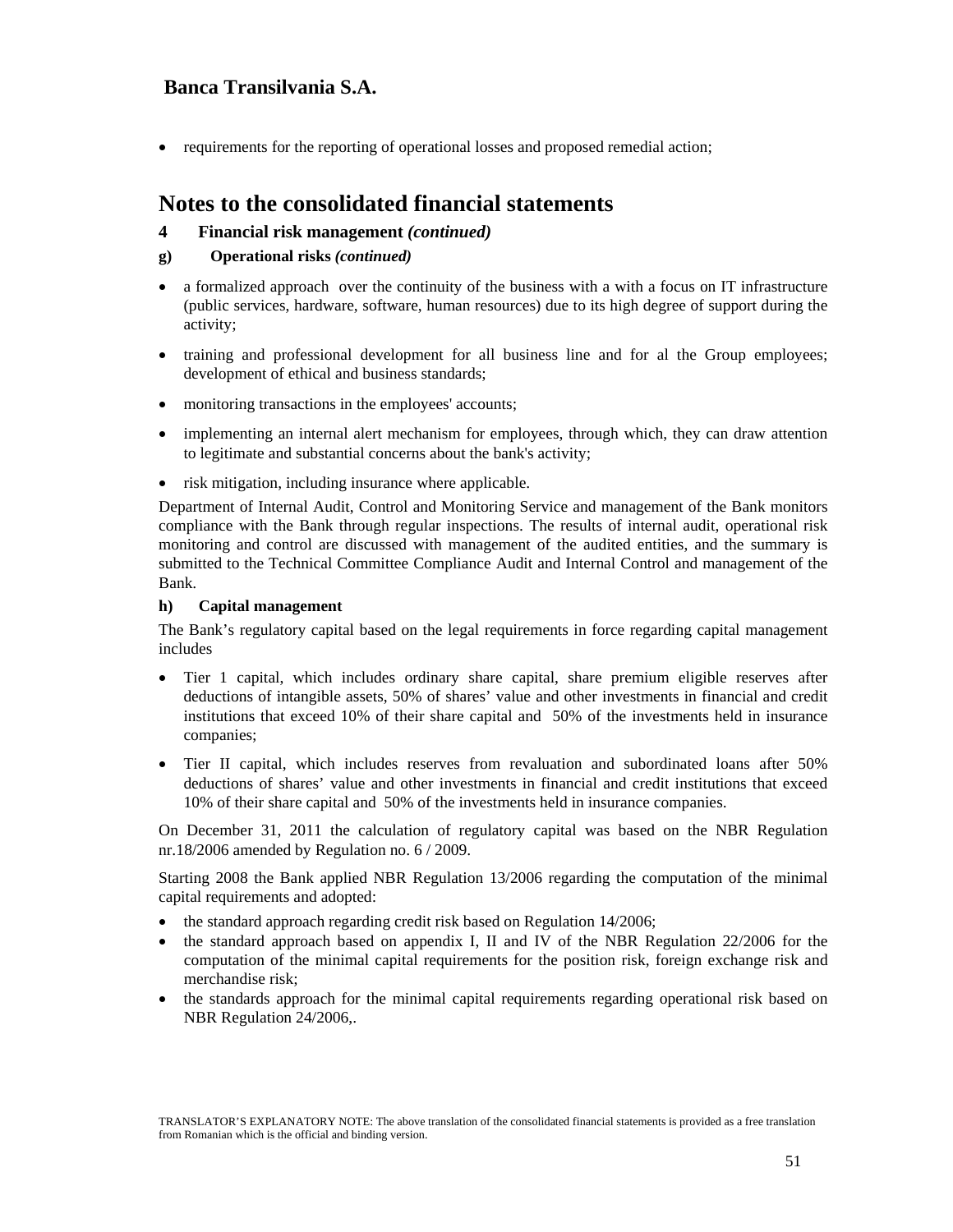- requirements for the reporting of operational losses and proposed remedial action;

# Notes to the consolidated financial statements

## 4 Financial risk management *(continued)*

### g) Operational risks *(continued)*

- a formalized approach over the continuity of the business with a with a focus on IT infrastructure (public services, hardware, software, human resources) due to its high degree of support during the activity;
- training and professional development for all business line and for al the Group employees; development of ethical and business standards;
- monitoring transactions in the employees' accounts;
- implementing an internal alert mechanism for employees, through which, they can draw attention to legitimate and substantial concerns about the bank's activity;
- risk mitigation, including insurance where applicable.

Department of Internal Audit, Control and Monitoring Service and management of the Bank monitors compliance with the Bank through regular inspections. The results of internal audit, operational risk monitoring and control are discussed with management of the audited entities, and the summary is submitted to the Technical Committee Compliance Audit and Internal Control and management of the Bank.

### h) Capital management

The Bank's regulatory capital based on the legal requirements in force regarding capital management includes

- Tier 1 capital, which includes ordinary share capital, share premium eligible reserves after deductions of intangible assets, 50% of shares' value and other investments in financial and credit institutions that exceed 10% of their share capital and 50% of the investments held in insurance companies;
- Tier II capital, which includes reserves from revaluation and subordinated loans after 50% deductions of shares' value and other investments in financial and credit institutions that exceed 10% of their share capital and 50% of the investments held in insurance companies.

On December 31, 2011 the calculation of regulatory capital was based on the NBR Regulation nr.18/2006 amended by Regulation no. 6 / 2009.

Starting 2008 the Bank applied NBR Regulation 13/2006 regarding the computation of the minimal capital requirements and adopted:

- the standard approach regarding credit risk based on Regulation 14/2006;
- the standard approach based on appendix I, II and IV of the NBR Regulation 22/2006 for the computation of the minimal capital requirements for the position risk, foreign exchange risk and merchandise risk;
- the standards approach for the minimal capital requirements regarding operational risk based on NBR Regulation 24/2006,.

TRANSLATOR'S EXPLANATORY NOTE: The above translation of the consolidated financial statements is provided as a free translation from Romanian which is the official and binding version.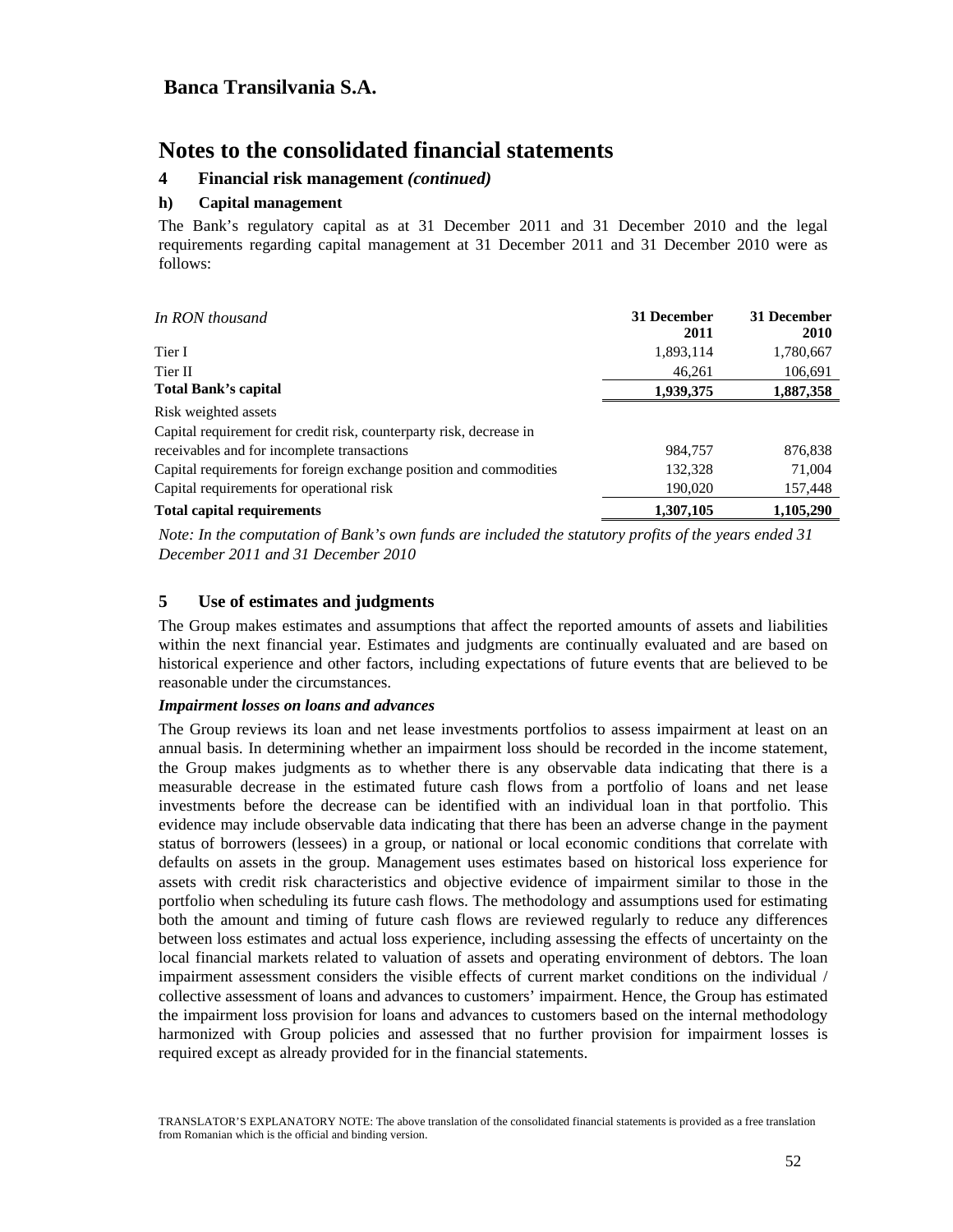# Banca Transilvania S.A.

# Notes to the consolidated financial statements

## 4 Financial risk management *(continued)*

### h) Capital management

The Bank's regulatory capital as at 31 December 2011 and 31 December 2010 and the legal requirements regarding capital management at 31 December 2011 and 31 December 2010 were as follows:

| *In RON thousand* | 31 December 2011 | 31 December 2010 |
|---|---|---|
| Tier I | 1,893,114 | 1,780,667 |
| Tier II | 46,261 | 106,691 |
| **Total Bank's capital** | **1,939,375** | **1,887,358** |
| Risk weighted assets | | |
| Capital requirement for credit risk, counterparty risk, decrease in receivables and for incomplete transactions | 984,757 | 876,838 |
| Capital requirements for foreign exchange position and commodities | 132,328 | 71,004 |
| Capital requirements for operational risk | 190,020 | 157,448 |
| **Total capital requirements** | **1,307,105** | **1,105,290** |

*Note: In the computation of Bank's own funds are included the statutory profits of the years ended 31 December 2011 and 31 December 2010*

## 5 Use of estimates and judgments

The Group makes estimates and assumptions that affect the reported amounts of assets and liabilities within the next financial year. Estimates and judgments are continually evaluated and are based on historical experience and other factors, including expectations of future events that are believed to be reasonable under the circumstances.

***Impairment losses on loans and advances***

The Group reviews its loan and net lease investments portfolios to assess impairment at least on an annual basis. In determining whether an impairment loss should be recorded in the income statement, the Group makes judgments as to whether there is any observable data indicating that there is a measurable decrease in the estimated future cash flows from a portfolio of loans and net lease investments before the decrease can be identified with an individual loan in that portfolio. This evidence may include observable data indicating that there has been an adverse change in the payment status of borrowers (lessees) in a group, or national or local economic conditions that correlate with defaults on assets in the group. Management uses estimates based on historical loss experience for assets with credit risk characteristics and objective evidence of impairment similar to those in the portfolio when scheduling its future cash flows. The methodology and assumptions used for estimating both the amount and timing of future cash flows are reviewed regularly to reduce any differences between loss estimates and actual loss experience, including assessing the effects of uncertainty on the local financial markets related to valuation of assets and operating environment of debtors. The loan impairment assessment considers the visible effects of current market conditions on the individual / collective assessment of loans and advances to customers' impairment. Hence, the Group has estimated the impairment loss provision for loans and advances to customers based on the internal methodology harmonized with Group policies and assessed that no further provision for impairment losses is required except as already provided for in the financial statements.

TRANSLATOR'S EXPLANATORY NOTE: The above translation of the consolidated financial statements is provided as a free translation from Romanian which is the official and binding version.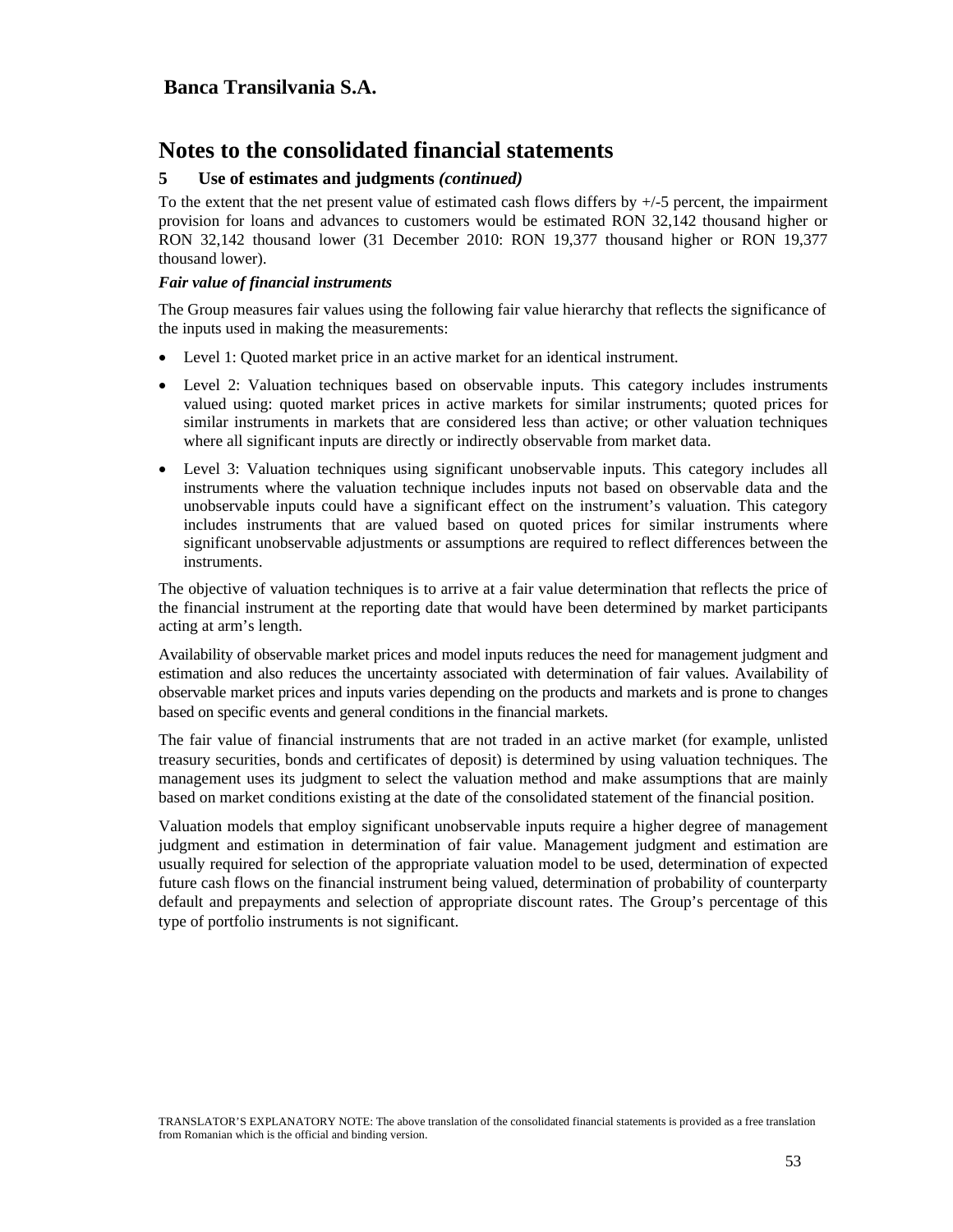# Notes to the consolidated financial statements

## 5 Use of estimates and judgments *(continued)*

To the extent that the net present value of estimated cash flows differs by +/-5 percent, the impairment provision for loans and advances to customers would be estimated RON 32,142 thousand higher or RON 32,142 thousand lower (31 December 2010: RON 19,377 thousand higher or RON 19,377 thousand lower).

***Fair value of financial instruments***

The Group measures fair values using the following fair value hierarchy that reflects the significance of the inputs used in making the measurements:

- Level 1: Quoted market price in an active market for an identical instrument.
- Level 2: Valuation techniques based on observable inputs. This category includes instruments valued using: quoted market prices in active markets for similar instruments; quoted prices for similar instruments in markets that are considered less than active; or other valuation techniques where all significant inputs are directly or indirectly observable from market data.
- Level 3: Valuation techniques using significant unobservable inputs. This category includes all instruments where the valuation technique includes inputs not based on observable data and the unobservable inputs could have a significant effect on the instrument's valuation. This category includes instruments that are valued based on quoted prices for similar instruments where significant unobservable adjustments or assumptions are required to reflect differences between the instruments.

The objective of valuation techniques is to arrive at a fair value determination that reflects the price of the financial instrument at the reporting date that would have been determined by market participants acting at arm's length.

Availability of observable market prices and model inputs reduces the need for management judgment and estimation and also reduces the uncertainty associated with determination of fair values. Availability of observable market prices and inputs varies depending on the products and markets and is prone to changes based on specific events and general conditions in the financial markets.

The fair value of financial instruments that are not traded in an active market (for example, unlisted treasury securities, bonds and certificates of deposit) is determined by using valuation techniques. The management uses its judgment to select the valuation method and make assumptions that are mainly based on market conditions existing at the date of the consolidated statement of the financial position.

Valuation models that employ significant unobservable inputs require a higher degree of management judgment and estimation in determination of fair value. Management judgment and estimation are usually required for selection of the appropriate valuation model to be used, determination of expected future cash flows on the financial instrument being valued, determination of probability of counterparty default and prepayments and selection of appropriate discount rates. The Group's percentage of this type of portfolio instruments is not significant.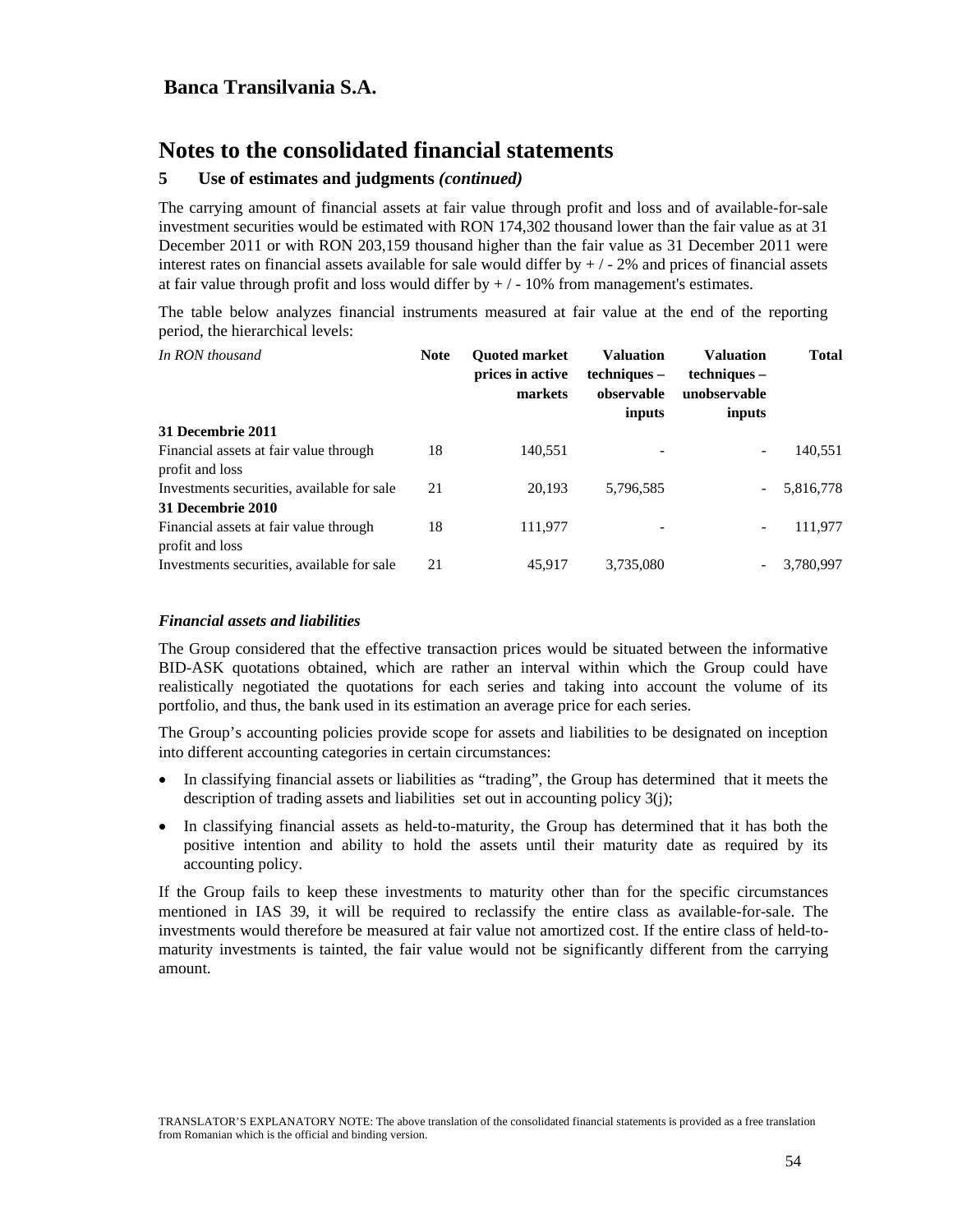Banca Transilvania S.A.

# Notes to the consolidated financial statements

## 5 Use of estimates and judgments *(continued)*

The carrying amount of financial assets at fair value through profit and loss and of available-for-sale investment securities would be estimated with RON 174,302 thousand lower than the fair value as at 31 December 2011 or with RON 203,159 thousand higher than the fair value as 31 December 2011 were interest rates on financial assets available for sale would differ by + / - 2% and prices of financial assets at fair value through profit and loss would differ by + / - 10% from management's estimates.

The table below analyzes financial instruments measured at fair value at the end of the reporting period, the hierarchical levels:

| *In RON thousand* | **Note** | **Quoted market prices in active markets** | **Valuation techniques – observable inputs** | **Valuation techniques – unobservable inputs** | **Total** |
|---|---|---|---|---|---|
| **31 Decembrie 2011** | | | | | |
| Financial assets at fair value through profit and loss | 18 | 140,551 | - | - | 140,551 |
| Investments securities, available for sale | 21 | 20,193 | 5,796,585 | - | 5,816,778 |
| **31 Decembrie 2010** | | | | | |
| Financial assets at fair value through profit and loss | 18 | 111,977 | - | - | 111,977 |
| Investments securities, available for sale | 21 | 45,917 | 3,735,080 | - | 3,780,997 |

### *Financial assets and liabilities*

The Group considered that the effective transaction prices would be situated between the informative BID-ASK quotations obtained, which are rather an interval within which the Group could have realistically negotiated the quotations for each series and taking into account the volume of its portfolio, and thus, the bank used in its estimation an average price for each series.

The Group's accounting policies provide scope for assets and liabilities to be designated on inception into different accounting categories in certain circumstances:

- In classifying financial assets or liabilities as "trading", the Group has determined that it meets the description of trading assets and liabilities set out in accounting policy 3(j);
- In classifying financial assets as held-to-maturity, the Group has determined that it has both the positive intention and ability to hold the assets until their maturity date as required by its accounting policy.

If the Group fails to keep these investments to maturity other than for the specific circumstances mentioned in IAS 39, it will be required to reclassify the entire class as available-for-sale. The investments would therefore be measured at fair value not amortized cost. If the entire class of held-to-maturity investments is tainted, the fair value would not be significantly different from the carrying amount.

TRANSLATOR'S EXPLANATORY NOTE: The above translation of the consolidated financial statements is provided as a free translation from Romanian which is the official and binding version.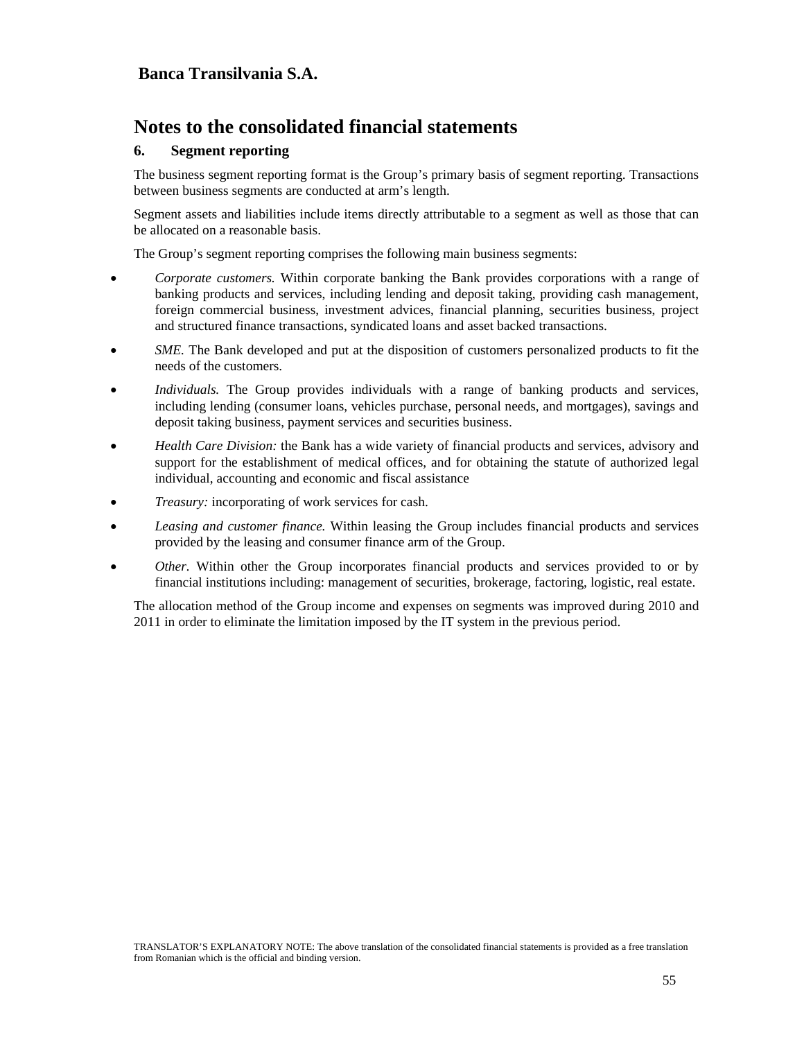**Banca Transilvania S.A.**

# Notes to the consolidated financial statements

## 6. Segment reporting

The business segment reporting format is the Group's primary basis of segment reporting. Transactions between business segments are conducted at arm's length.

Segment assets and liabilities include items directly attributable to a segment as well as those that can be allocated on a reasonable basis.

The Group's segment reporting comprises the following main business segments:

- *Corporate customers.* Within corporate banking the Bank provides corporations with a range of banking products and services, including lending and deposit taking, providing cash management, foreign commercial business, investment advices, financial planning, securities business, project and structured finance transactions, syndicated loans and asset backed transactions.
- *SME.* The Bank developed and put at the disposition of customers personalized products to fit the needs of the customers.
- *Individuals.* The Group provides individuals with a range of banking products and services, including lending (consumer loans, vehicles purchase, personal needs, and mortgages), savings and deposit taking business, payment services and securities business.
- *Health Care Division:* the Bank has a wide variety of financial products and services, advisory and support for the establishment of medical offices, and for obtaining the statute of authorized legal individual, accounting and economic and fiscal assistance
- *Treasury:* incorporating of work services for cash.
- *Leasing and customer finance.* Within leasing the Group includes financial products and services provided by the leasing and consumer finance arm of the Group.
- *Other.* Within other the Group incorporates financial products and services provided to or by financial institutions including: management of securities, brokerage, factoring, logistic, real estate.

The allocation method of the Group income and expenses on segments was improved during 2010 and 2011 in order to eliminate the limitation imposed by the IT system in the previous period.

TRANSLATOR'S EXPLANATORY NOTE: The above translation of the consolidated financial statements is provided as a free translation from Romanian which is the official and binding version.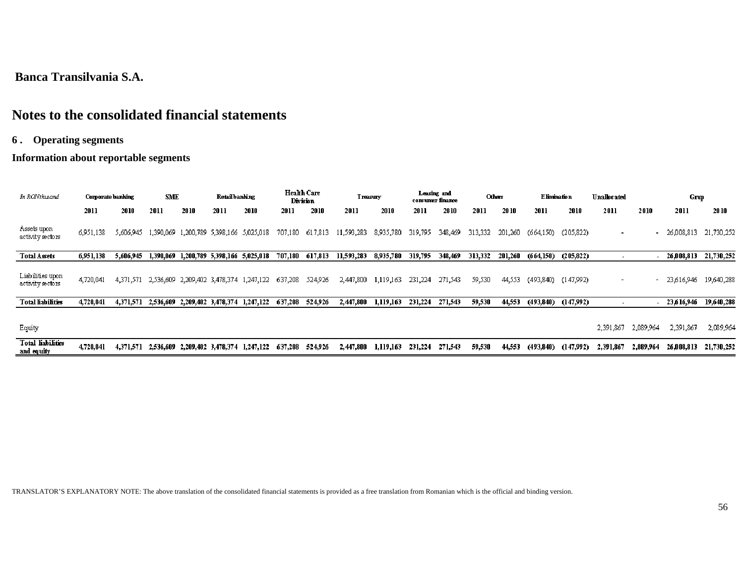**Banca Transilvania S.A.**

# Notes to the consolidated financial statements

## 6 . Operating segments

### Information about reportable segments

| *In RON thousand* | Corporate banking | | SME | | Retail banking | | Health Care Division | | Treasury | | Leasing and consumer finance | | Others | | Elimination | | Unallocated | | Grup | |
|---|---|---|---|---|---|---|---|---|---|---|---|---|---|---|---|---|---|---|---|---|
| | 2011 | 2010 | 2011 | 2010 | 2011 | 2010 | 2011 | 2010 | 2011 | 2010 | 2011 | 2010 | 2011 | 2010 | 2011 | 2010 | 2011 | 2010 | 2011 | 2010 |
| Assets upon activity sectors | 6,951,138 | 5,606,945 | 1,390,069 | 1,200,789 | 5,398,166 | 5,025,018 | 707,180 | 617,813 | 11,593,283 | 8,935,780 | 319,795 | 348,469 | 313,332 | 201,260 | (664,150) | (205,822) | - | - | 26,008,813 | 21,730,252 |
| **Total Assets** | **6,951,138** | **5,606,945** | **1,390,069** | **1,200,789** | **5,398,166** | **5,025,018** | **707,180** | **617,813** | **11,593,283** | **8,935,780** | **319,795** | **348,469** | **313,332** | **201,260** | **(664,150)** | **(205,822)** | - | - | **26,008,813** | **21,730,252** |
| Liabilities upon activity sectors | 4,720,041 | 4,371,571 | 2,536,609 | 2,209,402 | 3,478,374 | 1,247,122 | 637,208 | 524,926 | 2,447,800 | 1,119,163 | 231,224 | 271,543 | 59,530 | 44,553 | (493,840) | (147,992) | - | - | 23,616,946 | 19,640,288 |
| **Total liabilities** | **4,720,041** | **4,371,571** | **2,536,609** | **2,209,402** | **3,478,374** | **1,247,122** | **637,208** | **524,926** | **2,447,800** | **1,119,163** | **231,224** | **271,543** | **59,530** | **44,553** | **(493,840)** | **(147,992)** | - | - | **23,616,946** | **19,640,288** |
| Equity | | | | | | | | | | | | | | | | | 2,391,867 | 2,089,964 | 2,391,867 | 2,089,964 |
| **Total liabilities and equity** | **4,720,041** | **4,371,571** | **2,536,609** | **2,209,402** | **3,478,374** | **1,247,122** | **637,208** | **524,926** | **2,447,800** | **1,119,163** | **231,224** | **271,543** | **59,530** | **44,553** | **(493,840)** | **(147,992)** | **2,391,867** | **2,089,964** | **26,008,813** | **21,730,252** |

TRANSLATOR'S EXPLANATORY NOTE: The above translation of the consolidated financial statements is provided as a free translation from Romanian which is the official and binding version.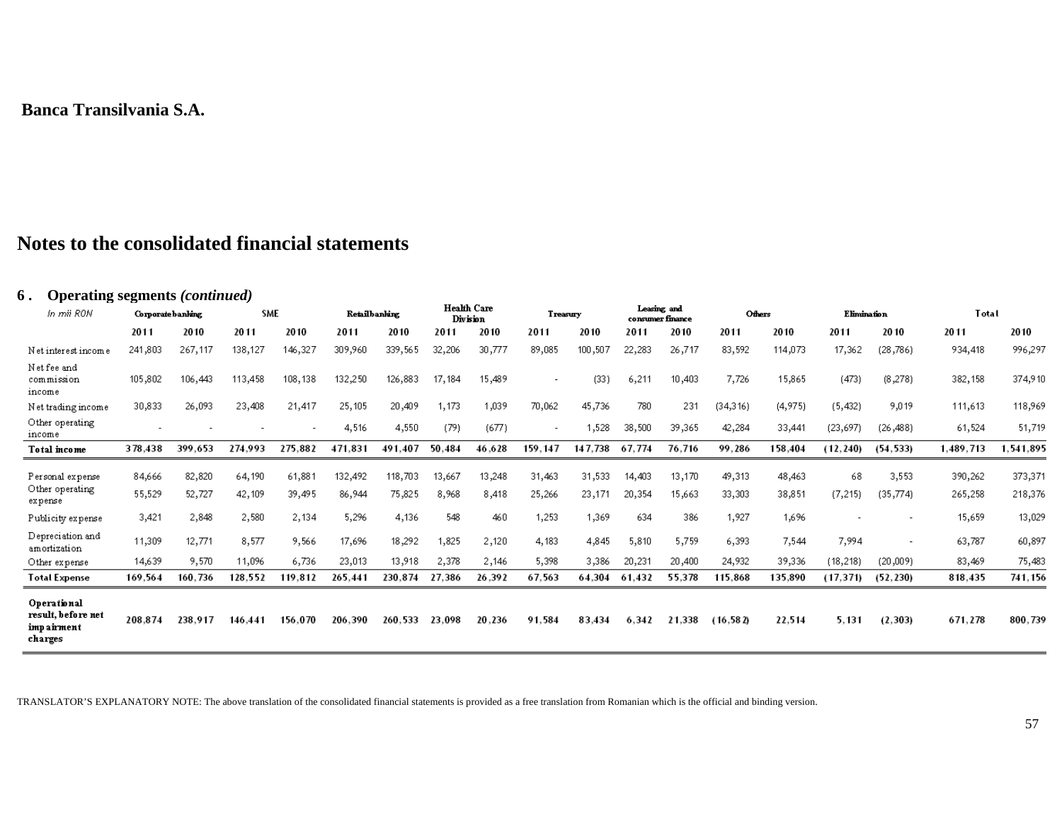**Banca Transilvania S.A.**

## Notes to the consolidated financial statements

### 6 . Operating segments *(continued)*

| *In mii RON* | Corporate banking | | SME | | Retail banking | | Health Care Division | | Treasury | | Leasing and consumer finance | | Others | | Elimination | | Total | |
|---|---|---|---|---|---|---|---|---|---|---|---|---|---|---|---|---|---|---|
| | 2011 | 2010 | 2011 | 2010 | 2011 | 2010 | 2011 | 2010 | 2011 | 2010 | 2011 | 2010 | 2011 | 2010 | 2011 | 2010 | 2011 | 2010 |
| Net interest income | 241,803 | 267,117 | 138,127 | 146,327 | 309,960 | 339,565 | 32,206 | 30,777 | 89,085 | 100,507 | 22,283 | 26,717 | 83,592 | 114,073 | 17,362 | (28,786) | 934,418 | 996,297 |
| Net fee and commission income | 105,802 | 106,443 | 113,458 | 108,138 | 132,250 | 126,883 | 17,184 | 15,489 | - | (33) | 6,211 | 10,403 | 7,726 | 15,865 | (473) | (8,278) | 382,158 | 374,910 |
| Net trading income | 30,833 | 26,093 | 23,408 | 21,417 | 25,105 | 20,409 | 1,173 | 1,039 | 70,062 | 45,736 | 780 | 231 | (34,316) | (4,975) | (5,432) | 9,019 | 111,613 | 118,969 |
| Other operating income | - | - | - | - | 4,516 | 4,550 | (79) | (677) | - | 1,528 | 38,500 | 39,365 | 42,284 | 33,441 | (23,697) | (26,488) | 61,524 | 51,719 |
| **Total income** | **378,438** | **399,653** | **274,993** | **275,882** | **471,831** | **491,407** | **50,484** | **46,628** | **159,147** | **147,738** | **67,774** | **76,716** | **99,286** | **158,404** | **(12,240)** | **(54,533)** | **1,489,713** | **1,541,895** |
| Personal expense | 84,666 | 82,820 | 64,190 | 61,881 | 132,492 | 118,703 | 13,667 | 13,248 | 31,463 | 31,533 | 14,403 | 13,170 | 49,313 | 48,463 | 68 | 3,553 | 390,262 | 373,371 |
| Other operating expense | 55,529 | 52,727 | 42,109 | 39,495 | 86,944 | 75,825 | 8,968 | 8,418 | 25,266 | 23,171 | 20,354 | 15,663 | 33,303 | 38,851 | (7,215) | (35,774) | 265,258 | 218,376 |
| Publicity expense | 3,421 | 2,848 | 2,580 | 2,134 | 5,296 | 4,136 | 548 | 460 | 1,253 | 1,369 | 634 | 386 | 1,927 | 1,696 | - | - | 15,659 | 13,029 |
| Depreciation and amortization | 11,309 | 12,771 | 8,577 | 9,566 | 17,696 | 18,292 | 1,825 | 2,120 | 4,183 | 4,845 | 5,810 | 5,759 | 6,393 | 7,544 | 7,994 | - | 63,787 | 60,897 |
| Other expense | 14,639 | 9,570 | 11,096 | 6,736 | 23,013 | 13,918 | 2,378 | 2,146 | 5,398 | 3,386 | 20,231 | 20,400 | 24,932 | 39,336 | (18,218) | (20,009) | 83,469 | 75,483 |
| **Total Expense** | **169,564** | **160,736** | **128,552** | **119,812** | **265,441** | **230,874** | **27,386** | **26,392** | **67,563** | **64,304** | **61,432** | **55,378** | **115,868** | **135,890** | **(17,371)** | **(52,230)** | **818,435** | **741,156** |
| **Operational result, before net impairment charges** | **208,874** | **238,917** | **146,441** | **156,070** | **206,390** | **260,533** | **23,098** | **20,236** | **91,584** | **83,434** | **6,342** | **21,338** | **(16,582)** | **22,514** | **5,131** | **(2,303)** | **671,278** | **800,739** |

TRANSLATOR'S EXPLANATORY NOTE: The above translation of the consolidated financial statements is provided as a free translation from Romanian which is the official and binding version.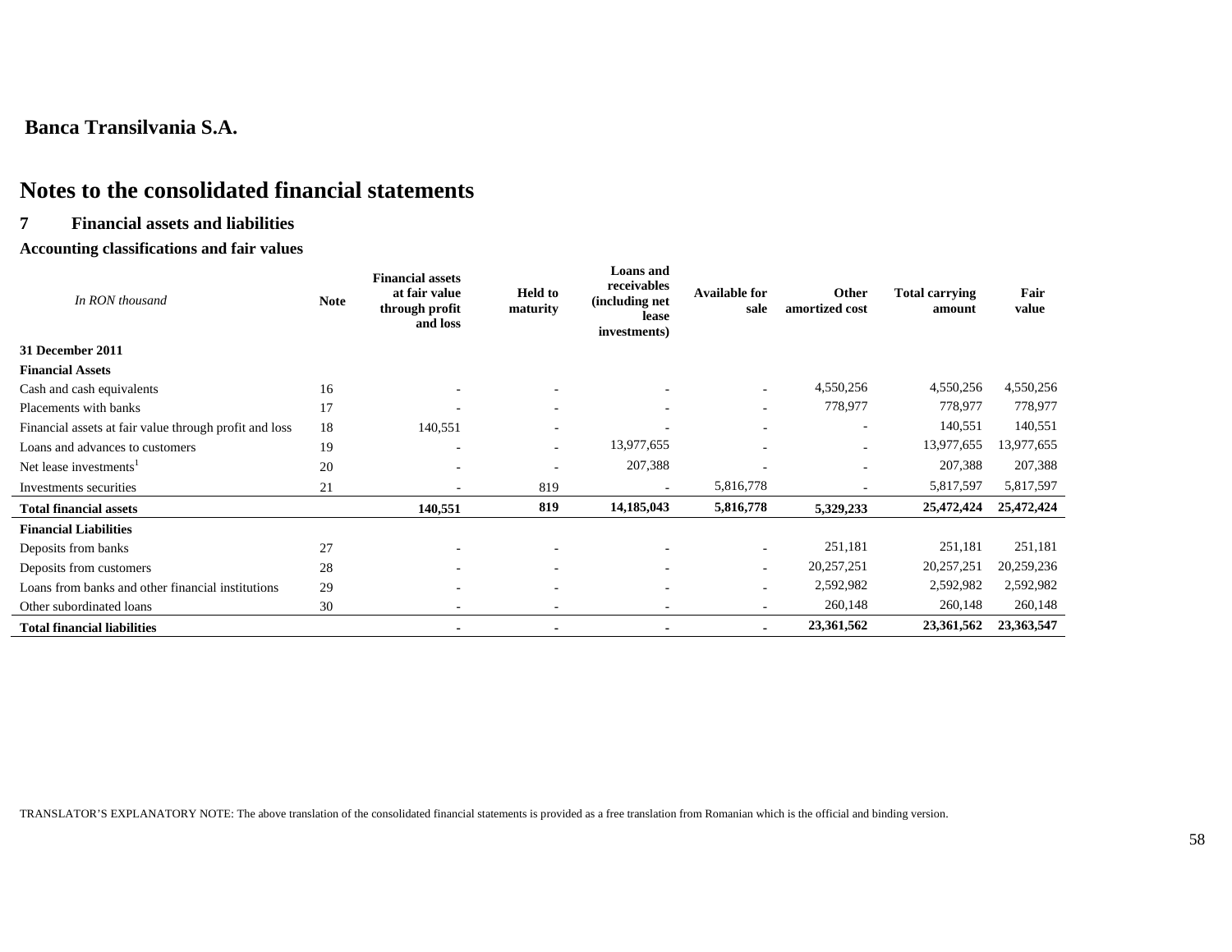**Banca Transilvania S.A.**

# Notes to the consolidated financial statements

## 7 Financial assets and liabilities

### Accounting classifications and fair values

| *In RON thousand* | Note | Financial assets at fair value through profit and loss | Held to maturity | Loans and receivables (including net lease investments) | Available for sale | Other amortized cost | Total carrying amount | Fair value |
|---|---|---|---|---|---|---|---|---|
| **31 December 2011** | | | | | | | | |
| **Financial Assets** | | | | | | | | |
| Cash and cash equivalents | 16 | - | - | - | - | 4,550,256 | 4,550,256 | 4,550,256 |
| Placements with banks | 17 | - | - | - | - | 778,977 | 778,977 | 778,977 |
| Financial assets at fair value through profit and loss | 18 | 140,551 | - | - | - | - | 140,551 | 140,551 |
| Loans and advances to customers | 19 | - | - | 13,977,655 | - | - | 13,977,655 | 13,977,655 |
| Net lease investments[1] | 20 | - | - | 207,388 | - | - | 207,388 | 207,388 |
| Investments securities | 21 | - | 819 | - | 5,816,778 | - | 5,817,597 | 5,817,597 |
| **Total financial assets** | | **140,551** | **819** | **14,185,043** | **5,816,778** | **5,329,233** | **25,472,424** | **25,472,424** |
| **Financial Liabilities** | | | | | | | | |
| Deposits from banks | 27 | - | - | - | - | 251,181 | 251,181 | 251,181 |
| Deposits from customers | 28 | - | - | - | - | 20,257,251 | 20,257,251 | 20,259,236 |
| Loans from banks and other financial institutions | 29 | - | - | - | - | 2,592,982 | 2,592,982 | 2,592,982 |
| Other subordinated loans | 30 | - | - | - | - | 260,148 | 260,148 | 260,148 |
| **Total financial liabilities** | | **-** | **-** | **-** | **-** | **23,361,562** | **23,361,562** | **23,363,547** |

TRANSLATOR'S EXPLANATORY NOTE: The above translation of the consolidated financial statements is provided as a free translation from Romanian which is the official and binding version.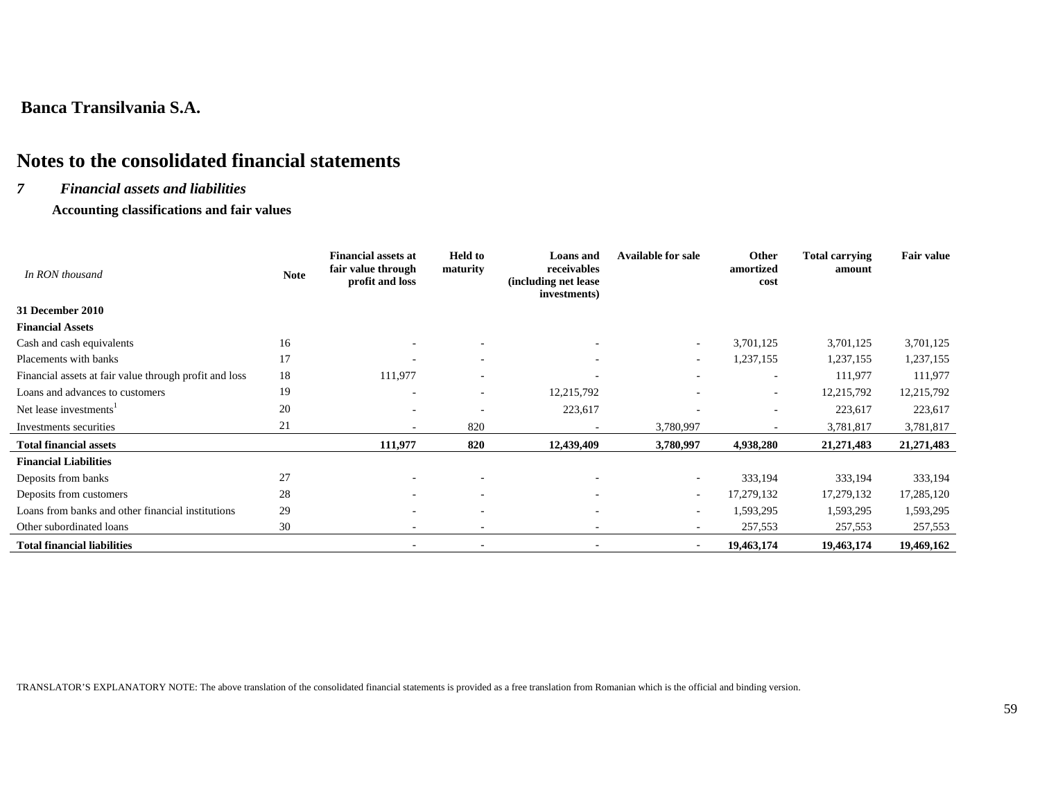**Banca Transilvania S.A.**

# Notes to the consolidated financial statements

## *7 Financial assets and liabilities*

**Accounting classifications and fair values**

| *In RON thousand* | Note | Financial assets at fair value through profit and loss | Held to maturity | Loans and receivables (including net lease investments) | Available for sale | Other amortized cost | Total carrying amount | Fair value |
|---|---|---|---|---|---|---|---|---|
| **31 December 2010** | | | | | | | | |
| **Financial Assets** | | | | | | | | |
| Cash and cash equivalents | 16 | - | - | - | - | 3,701,125 | 3,701,125 | 3,701,125 |
| Placements with banks | 17 | - | - | - | - | 1,237,155 | 1,237,155 | 1,237,155 |
| Financial assets at fair value through profit and loss | 18 | 111,977 | - | - | - | - | 111,977 | 111,977 |
| Loans and advances to customers | 19 | - | - | 12,215,792 | - | - | 12,215,792 | 12,215,792 |
| Net lease investments[1] | 20 | - | - | 223,617 | - | - | 223,617 | 223,617 |
| Investments securities | 21 | - | 820 | - | 3,780,997 | - | 3,781,817 | 3,781,817 |
| **Total financial assets** | | **111,977** | **820** | **12,439,409** | **3,780,997** | **4,938,280** | **21,271,483** | **21,271,483** |
| **Financial Liabilities** | | | | | | | | |
| Deposits from banks | 27 | - | - | - | - | 333,194 | 333,194 | 333,194 |
| Deposits from customers | 28 | - | - | - | - | 17,279,132 | 17,279,132 | 17,285,120 |
| Loans from banks and other financial institutions | 29 | - | - | - | - | 1,593,295 | 1,593,295 | 1,593,295 |
| Other subordinated loans | 30 | - | - | - | - | 257,553 | 257,553 | 257,553 |
| **Total financial liabilities** | | - | - | - | - | **19,463,174** | **19,463,174** | **19,469,162** |

TRANSLATOR'S EXPLANATORY NOTE: The above translation of the consolidated financial statements is provided as a free translation from Romanian which is the official and binding version.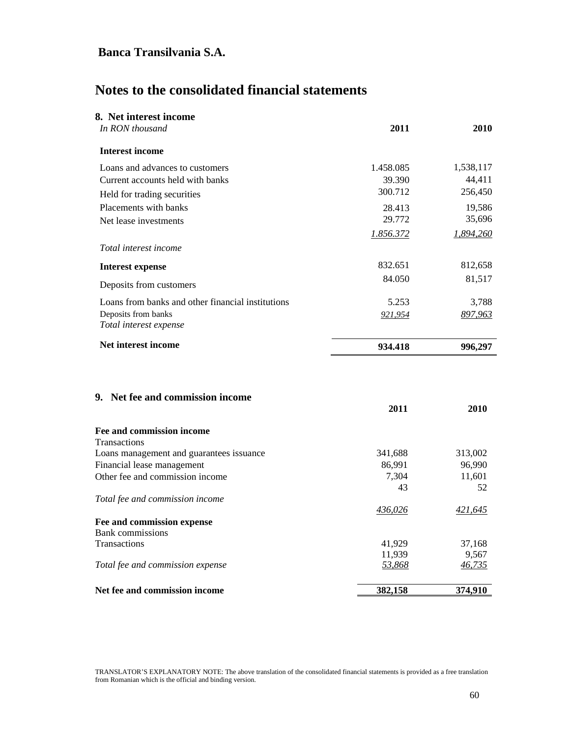# Notes to the consolidated financial statements

## 8. Net interest income

| *In RON thousand* | 2011 | 2010 |
|---|---|---|
| **Interest income** | | |
| Loans and advances to customers | 1.458.085 | 1,538,117 |
| Current accounts held with banks | 39.390 | 44,411 |
| Held for trading securities | 300.712 | 256,450 |
| Placements with banks | 28.413 | 19,586 |
| Net lease investments | 29.772 | 35,696 |
| | *1.856.372* | *1,894,260* |
| *Total interest income* | | |
| **Interest expense** | 832.651 | 812,658 |
| Deposits from customers | 84.050 | 81,517 |
| Loans from banks and other financial institutions | 5.253 | 3,788 |
| Deposits from banks | *921,954* | *897,963* |
| *Total interest expense* | | |
| **Net interest income** | **934.418** | **996,297** |

## 9. Net fee and commission income

| | 2011 | 2010 |
|---|---|---|
| **Fee and commission income** | | |
| Transactions | | |
| Loans management and guarantees issuance | 341,688 | 313,002 |
| Financial lease management | 86,991 | 96,990 |
| Other fee and commission income | 7,304 | 11,601 |
| | 43 | 52 |
| *Total fee and commission income* | | |
| | *436,026* | *421,645* |
| **Fee and commission expense** | | |
| Bank commissions | | |
| Transactions | 41,929 | 37,168 |
| | 11,939 | 9,567 |
| *Total fee and commission expense* | *53,868* | *46,735* |
| **Net fee and commission income** | **382,158** | **374,910** |

TRANSLATOR'S EXPLANATORY NOTE: The above translation of the consolidated financial statements is provided as a free translation from Romanian which is the official and binding version.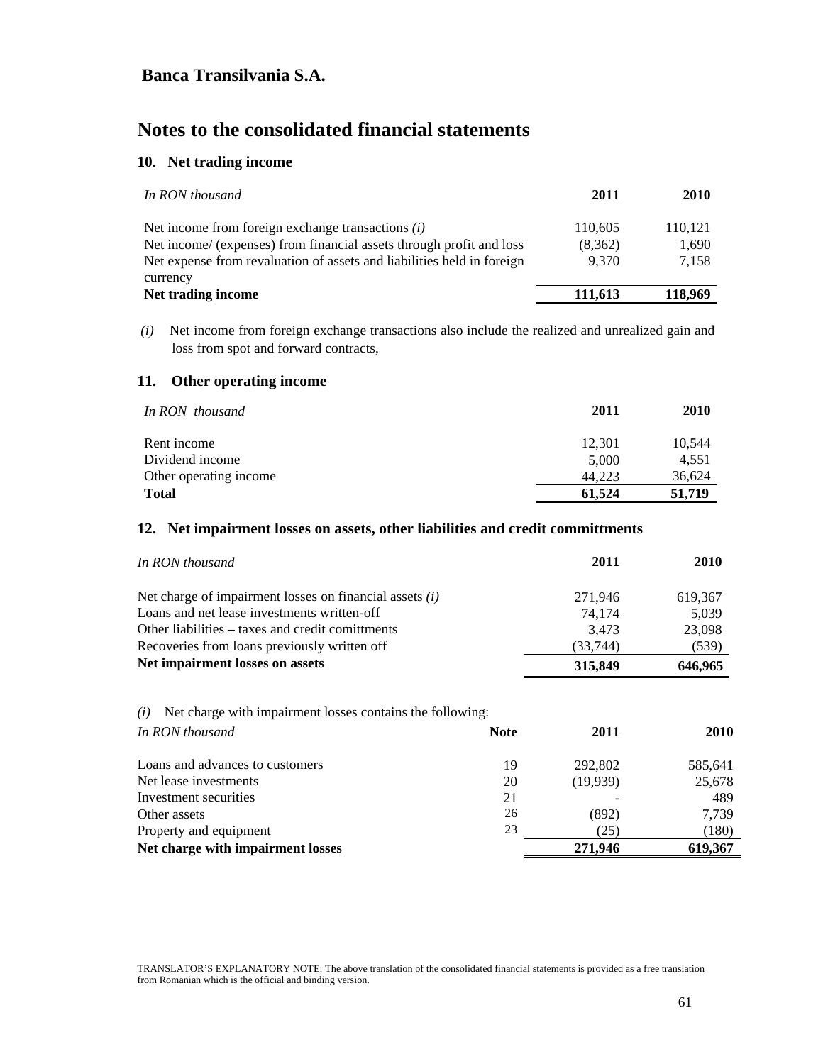**Banca Transilvania S.A.**

# Notes to the consolidated financial statements

## 10. Net trading income

| *In RON thousand* | 2011 | 2010 |
|---|---|---|
| Net income from foreign exchange transactions *(i)* | 110,605 | 110,121 |
| Net income/ (expenses) from financial assets through profit and loss | (8,362) | 1,690 |
| Net expense from revaluation of assets and liabilities held in foreign currency | 9,370 | 7,158 |
| **Net trading income** | **111,613** | **118,969** |

*(i)* Net income from foreign exchange transactions also include the realized and unrealized gain and loss from spot and forward contracts,

## 11. Other operating income

| *In RON thousand* | 2011 | 2010 |
|---|---|---|
| Rent income | 12,301 | 10,544 |
| Dividend income | 5,000 | 4,551 |
| Other operating income | 44,223 | 36,624 |
| **Total** | **61,524** | **51,719** |

## 12. Net impairment losses on assets, other liabilities and credit committments

| *In RON thousand* | 2011 | 2010 |
|---|---|---|
| Net charge of impairment losses on financial assets *(i)* | 271,946 | 619,367 |
| Loans and net lease investments written-off | 74,174 | 5,039 |
| Other liabilities – taxes and credit comittments | 3,473 | 23,098 |
| Recoveries from loans previously written off | (33,744) | (539) |
| **Net impairment losses on assets** | **315,849** | **646,965** |

*(i)* Net charge with impairment losses contains the following:

| *In RON thousand* | Note | 2011 | 2010 |
|---|---|---|---|
| Loans and advances to customers | 19 | 292,802 | 585,641 |
| Net lease investments | 20 | (19,939) | 25,678 |
| Investment securities | 21 | - | 489 |
| Other assets | 26 | (892) | 7,739 |
| Property and equipment | 23 | (25) | (180) |
| **Net charge with impairment losses** | | **271,946** | **619,367** |

TRANSLATOR'S EXPLANATORY NOTE: The above translation of the consolidated financial statements is provided as a free translation from Romanian which is the official and binding version.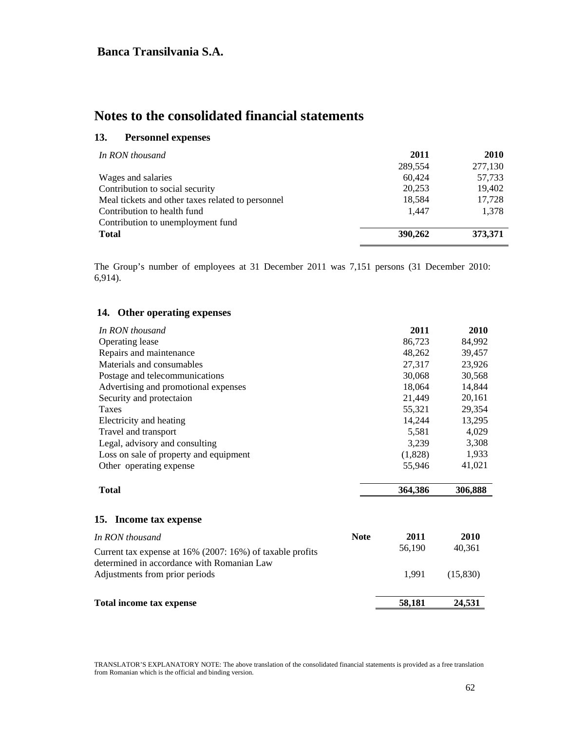# Notes to the consolidated financial statements

## 13. Personnel expenses

| *In RON thousand* | 2011 | 2010 |
|---|---|---|
| | 289,554 | 277,130 |
| Wages and salaries | 60,424 | 57,733 |
| Contribution to social security | 20,253 | 19,402 |
| Meal tickets and other taxes related to personnel | 18,584 | 17,728 |
| Contribution to health fund | 1,447 | 1,378 |
| Contribution to unemployment fund | | |
| **Total** | **390,262** | **373,371** |

The Group's number of employees at 31 December 2011 was 7,151 persons (31 December 2010: 6,914).

## 14. Other operating expenses

| *In RON thousand* | 2011 | 2010 |
|---|---|---|
| Operating lease | 86,723 | 84,992 |
| Repairs and maintenance | 48,262 | 39,457 |
| Materials and consumables | 27,317 | 23,926 |
| Postage and telecommunications | 30,068 | 30,568 |
| Advertising and promotional expenses | 18,064 | 14,844 |
| Security and protectaion | 21,449 | 20,161 |
| Taxes | 55,321 | 29,354 |
| Electricity and heating | 14,244 | 13,295 |
| Travel and transport | 5,581 | 4,029 |
| Legal, advisory and consulting | 3,239 | 3,308 |
| Loss on sale of property and equipment | (1,828) | 1,933 |
| Other operating expense | 55,946 | 41,021 |
| **Total** | **364,386** | **306,888** |

## 15. Income tax expense

| *In RON thousand* | Note | 2011 | 2010 |
|---|---|---|---|
| Current tax expense at 16% (2007: 16%) of taxable profits determined in accordance with Romanian Law | | 56,190 | 40,361 |
| Adjustments from prior periods | | 1,991 | (15,830) |
| **Total income tax expense** | | **58,181** | **24,531** |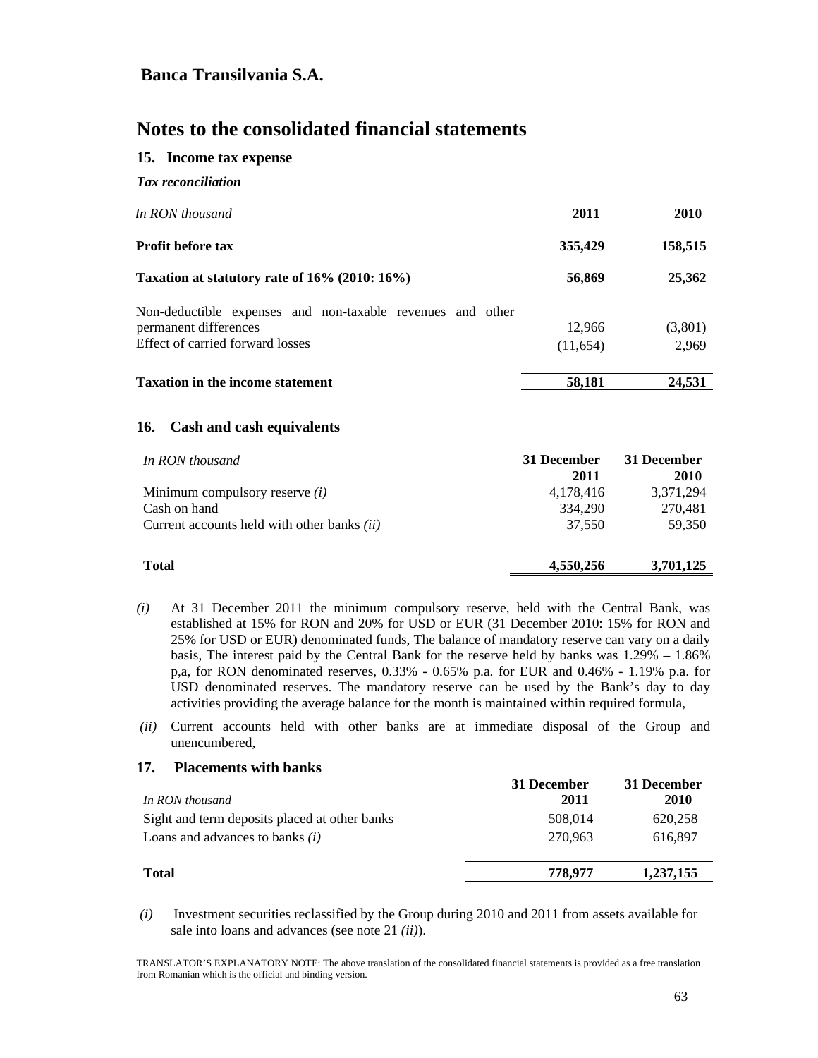# Banca Transilvania S.A.

# Notes to the consolidated financial statements

## 15. Income tax expense

*Tax reconciliation*

| *In RON thousand* | 2011 | 2010 |
|---|---|---|
| **Profit before tax** | **355,429** | **158,515** |
| **Taxation at statutory rate of 16% (2010: 16%)** | **56,869** | **25,362** |
| Non-deductible expenses and non-taxable revenues and other permanent differences | 12,966 | (3,801) |
| Effect of carried forward losses | (11,654) | 2,969 |
| **Taxation in the income statement** | **58,181** | **24,531** |

## 16. Cash and cash equivalents

| *In RON thousand* | 31 December 2011 | 31 December 2010 |
|---|---|---|
| Minimum compulsory reserve *(i)* | 4,178,416 | 3,371,294 |
| Cash on hand | 334,290 | 270,481 |
| Current accounts held with other banks *(ii)* | 37,550 | 59,350 |
| **Total** | **4,550,256** | **3,701,125** |

*(i)* At 31 December 2011 the minimum compulsory reserve, held with the Central Bank, was established at 15% for RON and 20% for USD or EUR (31 December 2010: 15% for RON and 25% for USD or EUR) denominated funds, The balance of mandatory reserve can vary on a daily basis, The interest paid by the Central Bank for the reserve held by banks was 1.29% – 1.86% p,a, for RON denominated reserves, 0.33% - 0.65% p.a. for EUR and 0.46% - 1.19% p.a. for USD denominated reserves. The mandatory reserve can be used by the Bank's day to day activities providing the average balance for the month is maintained within required formula,

*(ii)* Current accounts held with other banks are at immediate disposal of the Group and unencumbered,

## 17. Placements with banks

| *In RON thousand* | 31 December 2011 | 31 December 2010 |
|---|---|---|
| Sight and term deposits placed at other banks | 508,014 | 620,258 |
| Loans and advances to banks *(i)* | 270,963 | 616,897 |
| **Total** | **778,977** | **1,237,155** |

*(i)* Investment securities reclassified by the Group during 2010 and 2011 from assets available for sale into loans and advances (see note 21 *(ii)*).

TRANSLATOR'S EXPLANATORY NOTE: The above translation of the consolidated financial statements is provided as a free translation from Romanian which is the official and binding version.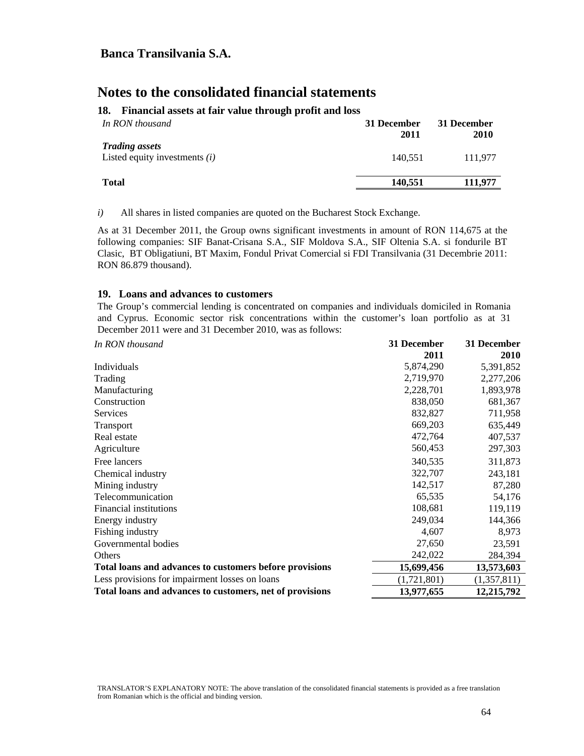## Banca Transilvania S.A.

# Notes to the consolidated financial statements

### 18. Financial assets at fair value through profit and loss

| *In RON thousand* | 31 December 2011 | 31 December 2010 |
|---|---|---|
| ***Trading assets*** | | |
| Listed equity investments *(i)* | 140,551 | 111,977 |
| **Total** | **140,551** | **111,977** |

*i)* All shares in listed companies are quoted on the Bucharest Stock Exchange.

As at 31 December 2011, the Group owns significant investments in amount of RON 114,675 at the following companies: SIF Banat-Crisana S.A., SIF Moldova S.A., SIF Oltenia S.A. si fondurile BT Clasic, BT Obligatiuni, BT Maxim, Fondul Privat Comercial si FDI Transilvania (31 Decembrie 2011: RON 86.879 thousand).

### 19. Loans and advances to customers

The Group's commercial lending is concentrated on companies and individuals domiciled in Romania and Cyprus. Economic sector risk concentrations within the customer's loan portfolio as at 31 December 2011 were and 31 December 2010, was as follows:

| *In RON thousand* | 31 December 2011 | 31 December 2010 |
|---|---|---|
| Individuals | 5,874,290 | 5,391,852 |
| Trading | 2,719,970 | 2,277,206 |
| Manufacturing | 2,228,701 | 1,893,978 |
| Construction | 838,050 | 681,367 |
| Services | 832,827 | 711,958 |
| Transport | 669,203 | 635,449 |
| Real estate | 472,764 | 407,537 |
| Agriculture | 560,453 | 297,303 |
| Free lancers | 340,535 | 311,873 |
| Chemical industry | 322,707 | 243,181 |
| Mining industry | 142,517 | 87,280 |
| Telecommunication | 65,535 | 54,176 |
| Financial institutions | 108,681 | 119,119 |
| Energy industry | 249,034 | 144,366 |
| Fishing industry | 4,607 | 8,973 |
| Governmental bodies | 27,650 | 23,591 |
| Others | 242,022 | 284,394 |
| **Total loans and advances to customers before provisions** | **15,699,456** | **13,573,603** |
| Less provisions for impairment losses on loans | (1,721,801) | (1,357,811) |
| **Total loans and advances to customers, net of provisions** | **13,977,655** | **12,215,792** |

TRANSLATOR'S EXPLANATORY NOTE: The above translation of the consolidated financial statements is provided as a free translation from Romanian which is the official and binding version.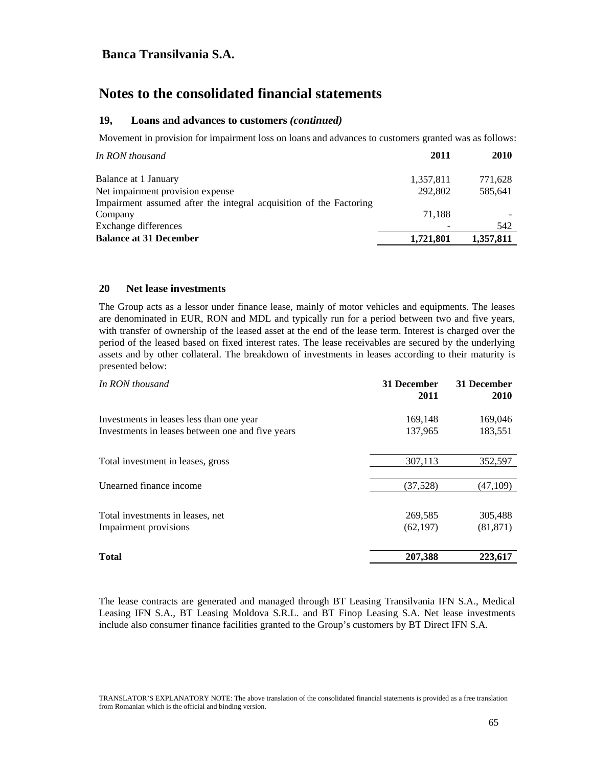# Notes to the consolidated financial statements

## 19, Loans and advances to customers *(continued)*

Movement in provision for impairment loss on loans and advances to customers granted was as follows:

| *In RON thousand* | **2011** | **2010** |
|---|---|---|
| Balance at 1 January | 1,357,811 | 771,628 |
| Net impairment provision expense | 292,802 | 585,641 |
| Impairment assumed after the integral acquisition of the Factoring Company | 71,188 | - |
| Exchange differences | - | 542 |
| **Balance at 31 December** | **1,721,801** | **1,357,811** |

## 20 Net lease investments

The Group acts as a lessor under finance lease, mainly of motor vehicles and equipments. The leases are denominated in EUR, RON and MDL and typically run for a period between two and five years, with transfer of ownership of the leased asset at the end of the lease term. Interest is charged over the period of the leased based on fixed interest rates. The lease receivables are secured by the underlying assets and by other collateral. The breakdown of investments in leases according to their maturity is presented below:

| *In RON thousand* | **31 December 2011** | **31 December 2010** |
|---|---|---|
| Investments in leases less than one year | 169,148 | 169,046 |
| Investments in leases between one and five years | 137,965 | 183,551 |
| Total investment in leases, gross | 307,113 | 352,597 |
| Unearned finance income | (37,528) | (47,109) |
| Total investments in leases, net | 269,585 | 305,488 |
| Impairment provisions | (62,197) | (81,871) |
| **Total** | **207,388** | **223,617** |

The lease contracts are generated and managed through BT Leasing Transilvania IFN S.A., Medical Leasing IFN S.A., BT Leasing Moldova S.R.L. and BT Finop Leasing S.A. Net lease investments include also consumer finance facilities granted to the Group's customers by BT Direct IFN S.A.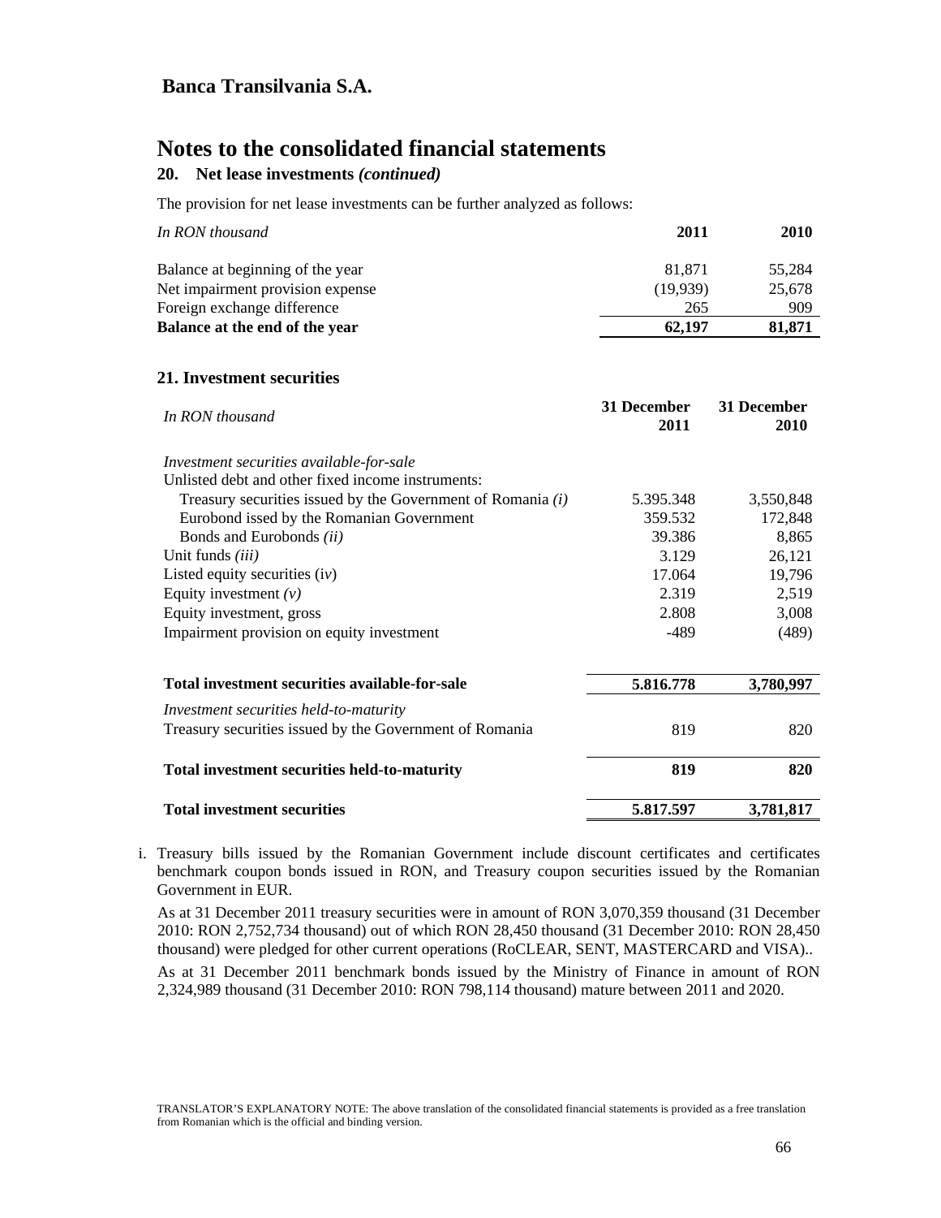**Banca Transilvania S.A.**

# Notes to the consolidated financial statements

## 20. Net lease investments *(continued)*

The provision for net lease investments can be further analyzed as follows:

| *In RON thousand* | 2011 | 2010 |
|---|---|---|
| Balance at beginning of the year | 81,871 | 55,284 |
| Net impairment provision expense | (19,939) | 25,678 |
| Foreign exchange difference | 265 | 909 |
| **Balance at the end of the year** | **62,197** | **81,871** |

## 21. Investment securities

| *In RON thousand* | 31 December 2011 | 31 December 2010 |
|---|---|---|
| *Investment securities available-for-sale* | | |
| Unlisted debt and other fixed income instruments: | | |
| Treasury securities issued by the Government of Romania *(i)* | 5.395.348 | 3,550,848 |
| Eurobond issed by the Romanian Government | 359.532 | 172,848 |
| Bonds and Eurobonds *(ii)* | 39.386 | 8,865 |
| Unit funds *(iii)* | 3.129 | 26,121 |
| Listed equity securities (iv) | 17.064 | 19,796 |
| Equity investment *(v)* | 2.319 | 2,519 |
| Equity investment, gross | 2.808 | 3,008 |
| Impairment provision on equity investment | -489 | (489) |
| **Total investment securities available-for-sale** | **5.816.778** | **3,780,997** |
| *Investment securities held-to-maturity* | | |
| Treasury securities issued by the Government of Romania | 819 | 820 |
| **Total investment securities held-to-maturity** | **819** | **820** |
| **Total investment securities** | **5.817.597** | **3,781,817** |

i. Treasury bills issued by the Romanian Government include discount certificates and certificates benchmark coupon bonds issued in RON, and Treasury coupon securities issued by the Romanian Government in EUR.

   As at 31 December 2011 treasury securities were in amount of RON 3,070,359 thousand (31 December 2010: RON 2,752,734 thousand) out of which RON 28,450 thousand (31 December 2010: RON 28,450 thousand) were pledged for other current operations (RoCLEAR, SENT, MASTERCARD and VISA)..

   As at 31 December 2011 benchmark bonds issued by the Ministry of Finance in amount of RON 2,324,989 thousand (31 December 2010: RON 798,114 thousand) mature between 2011 and 2020.

TRANSLATOR'S EXPLANATORY NOTE: The above translation of the consolidated financial statements is provided as a free translation from Romanian which is the official and binding version.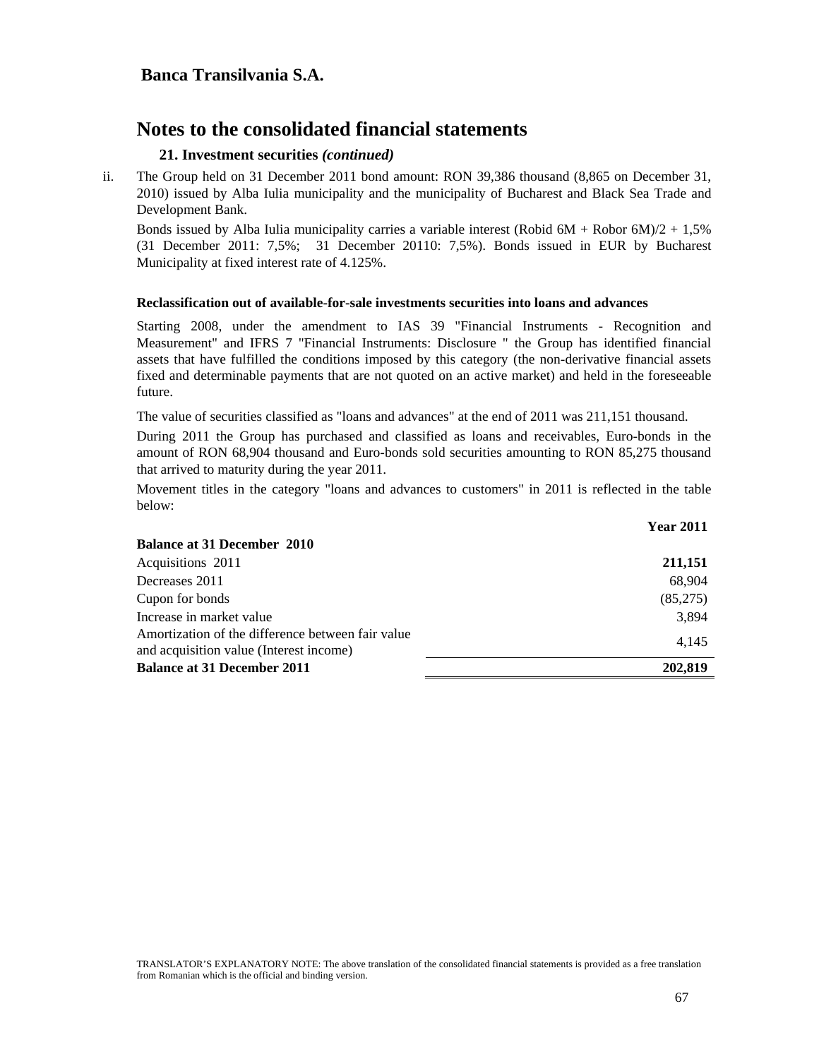# Notes to the consolidated financial statements

### 21. Investment securities *(continued)*

ii. The Group held on 31 December 2011 bond amount: RON 39,386 thousand (8,865 on December 31, 2010) issued by Alba Iulia municipality and the municipality of Bucharest and Black Sea Trade and Development Bank.

Bonds issued by Alba Iulia municipality carries a variable interest (Robid 6M + Robor 6M)/2 + 1,5% (31 December 2011: 7,5%; 31 December 20110: 7,5%). Bonds issued in EUR by Bucharest Municipality at fixed interest rate of 4.125%.

**Reclassification out of available-for-sale investments securities into loans and advances**

Starting 2008, under the amendment to IAS 39 "Financial Instruments - Recognition and Measurement" and IFRS 7 "Financial Instruments: Disclosure " the Group has identified financial assets that have fulfilled the conditions imposed by this category (the non-derivative financial assets fixed and determinable payments that are not quoted on an active market) and held in the foreseeable future.

The value of securities classified as "loans and advances" at the end of 2011 was 211,151 thousand.

During 2011 the Group has purchased and classified as loans and receivables, Euro-bonds in the amount of RON 68,904 thousand and Euro-bonds sold securities amounting to RON 85,275 thousand that arrived to maturity during the year 2011.

Movement titles in the category "loans and advances to customers" in 2011 is reflected in the table below:

| | Year 2011 |
|---|---|
| **Balance at 31 December 2010** | |
| Acquisitions 2011 | **211,151** |
| Decreases 2011 | 68,904 |
| Cupon for bonds | (85,275) |
| Increase in market value | 3,894 |
| Amortization of the difference between fair value and acquisition value (Interest income) | 4,145 |
| **Balance at 31 December 2011** | **202,819** |

TRANSLATOR'S EXPLANATORY NOTE: The above translation of the consolidated financial statements is provided as a free translation from Romanian which is the official and binding version.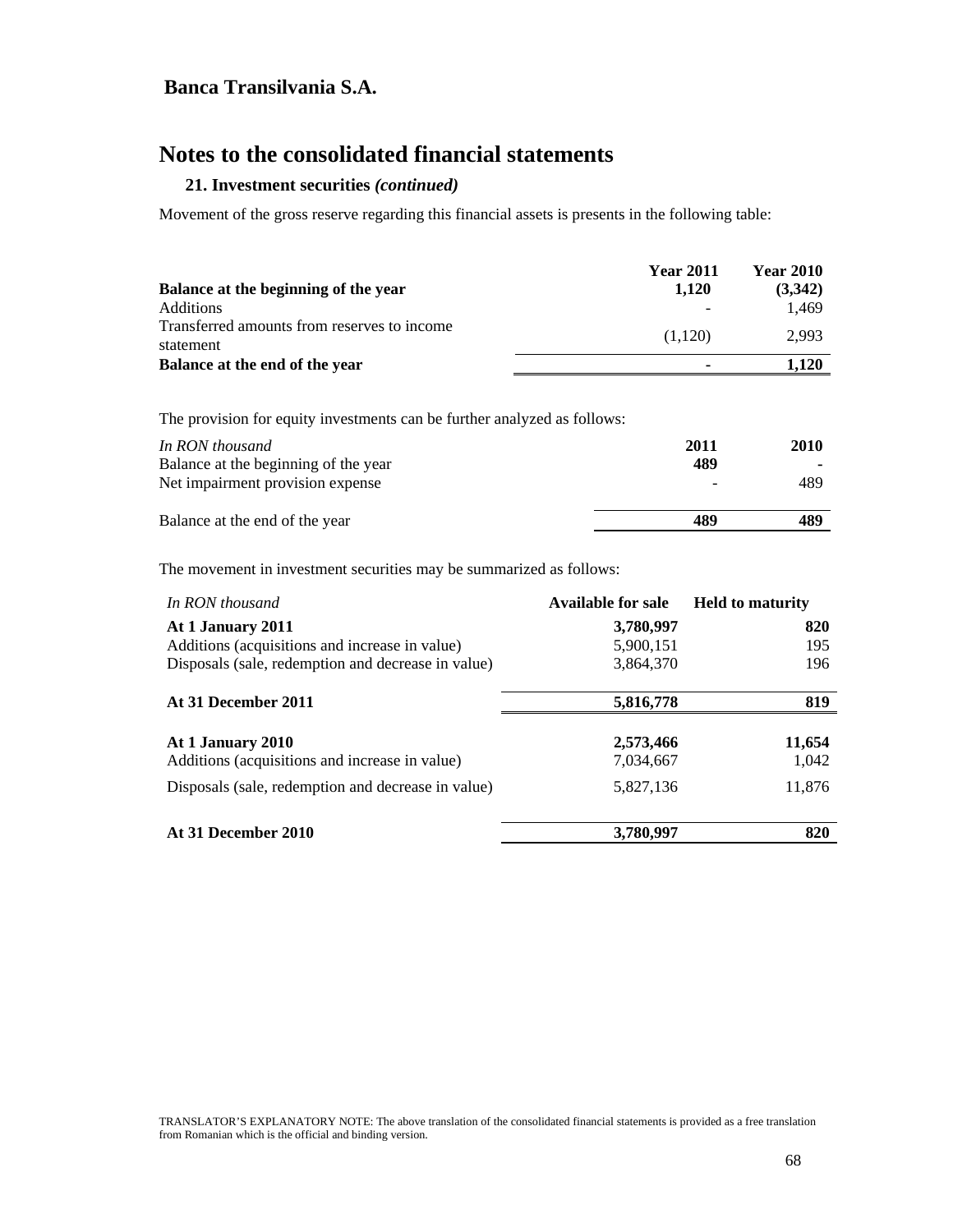# Notes to the consolidated financial statements

### 21. Investment securities *(continued)*

Movement of the gross reserve regarding this financial assets is presents in the following table:

| | Year 2011 | Year 2010 |
|---|---|---|
| **Balance at the beginning of the year** | **1,120** | **(3,342)** |
| Additions | - | 1,469 |
| Transferred amounts from reserves to income statement | (1,120) | 2,993 |
| **Balance at the end of the year** | **-** | **1,120** |

The provision for equity investments can be further analyzed as follows:

| *In RON thousand* | 2011 | 2010 |
|---|---|---|
| Balance at the beginning of the year | **489** | **-** |
| Net impairment provision expense | - | 489 |
| Balance at the end of the year | **489** | **489** |

The movement in investment securities may be summarized as follows:

| *In RON thousand* | Available for sale | Held to maturity |
|---|---|---|
| **At 1 January 2011** | **3,780,997** | **820** |
| Additions (acquisitions and increase in value) | 5,900,151 | 195 |
| Disposals (sale, redemption and decrease in value) | 3,864,370 | 196 |
| **At 31 December 2011** | **5,816,778** | **819** |
| **At 1 January 2010** | **2,573,466** | **11,654** |
| Additions (acquisitions and increase in value) | 7,034,667 | 1,042 |
| Disposals (sale, redemption and decrease in value) | 5,827,136 | 11,876 |
| **At 31 December 2010** | **3,780,997** | **820** |

TRANSLATOR'S EXPLANATORY NOTE: The above translation of the consolidated financial statements is provided as a free translation from Romanian which is the official and binding version.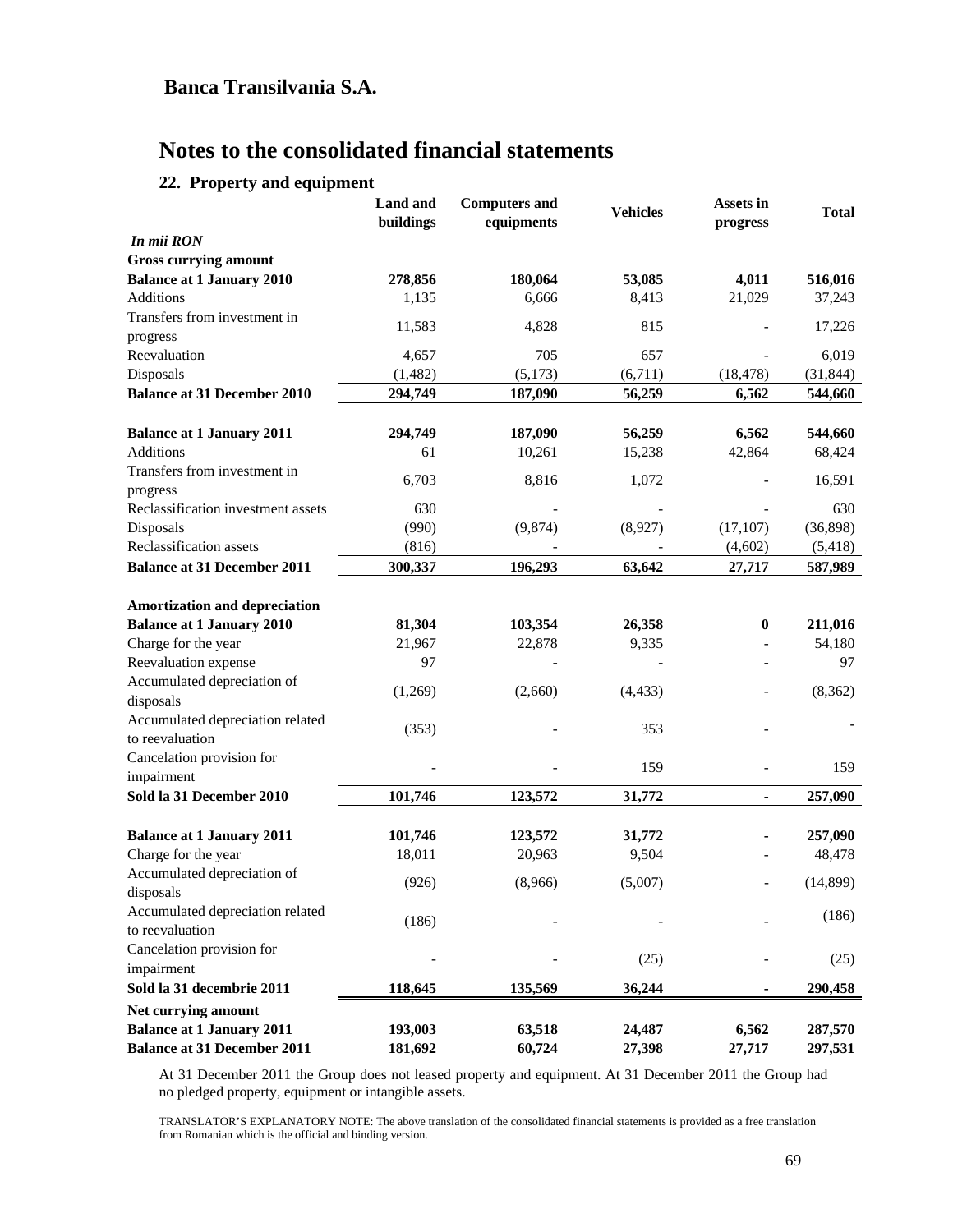## Banca Transilvania S.A.

# Notes to the consolidated financial statements

## 22. Property and equipment

| *In mii RON* | Land and buildings | Computers and equipments | Vehicles | Assets in progress | Total |
|---|---|---|---|---|---|
| **Gross currying amount** | | | | | |
| **Balance at 1 January 2010** | **278,856** | **180,064** | **53,085** | **4,011** | **516,016** |
| Additions | 1,135 | 6,666 | 8,413 | 21,029 | 37,243 |
| Transfers from investment in progress | 11,583 | 4,828 | 815 | - | 17,226 |
| Reevaluation | 4,657 | 705 | 657 | - | 6,019 |
| Disposals | (1,482) | (5,173) | (6,711) | (18,478) | (31,844) |
| **Balance at 31 December 2010** | **294,749** | **187,090** | **56,259** | **6,562** | **544,660** |
| | | | | | |
| **Balance at 1 January 2011** | **294,749** | **187,090** | **56,259** | **6,562** | **544,660** |
| Additions | 61 | 10,261 | 15,238 | 42,864 | 68,424 |
| Transfers from investment in progress | 6,703 | 8,816 | 1,072 | - | 16,591 |
| Reclassification investment assets | 630 | - | - | - | 630 |
| Disposals | (990) | (9,874) | (8,927) | (17,107) | (36,898) |
| Reclassification assets | (816) | - | - | (4,602) | (5,418) |
| **Balance at 31 December 2011** | **300,337** | **196,293** | **63,642** | **27,717** | **587,989** |
| | | | | | |
| **Amortization and depreciation** | | | | | |
| **Balance at 1 January 2010** | **81,304** | **103,354** | **26,358** | **0** | **211,016** |
| Charge for the year | 21,967 | 22,878 | 9,335 | - | 54,180 |
| Reevaluation expense | 97 | - | - | - | 97 |
| Accumulated depreciation of disposals | (1,269) | (2,660) | (4,433) | - | (8,362) |
| Accumulated depreciation related to reevaluation | (353) | - | 353 | - | - |
| Cancelation provision for impairment | - | - | 159 | - | 159 |
| **Sold la 31 December 2010** | **101,746** | **123,572** | **31,772** | **-** | **257,090** |
| | | | | | |
| **Balance at 1 January 2011** | **101,746** | **123,572** | **31,772** | **-** | **257,090** |
| Charge for the year | 18,011 | 20,963 | 9,504 | - | 48,478 |
| Accumulated depreciation of disposals | (926) | (8,966) | (5,007) | - | (14,899) |
| Accumulated depreciation related to reevaluation | (186) | - | - | - | (186) |
| Cancelation provision for impairment | - | - | (25) | - | (25) |
| **Sold la 31 decembrie 2011** | **118,645** | **135,569** | **36,244** | **-** | **290,458** |
| **Net currying amount** | | | | | |
| **Balance at 1 January 2011** | **193,003** | **63,518** | **24,487** | **6,562** | **287,570** |
| **Balance at 31 December 2011** | **181,692** | **60,724** | **27,398** | **27,717** | **297,531** |

At 31 December 2011 the Group does not leased property and equipment. At 31 December 2011 the Group had no pledged property, equipment or intangible assets.

TRANSLATOR'S EXPLANATORY NOTE: The above translation of the consolidated financial statements is provided as a free translation from Romanian which is the official and binding version.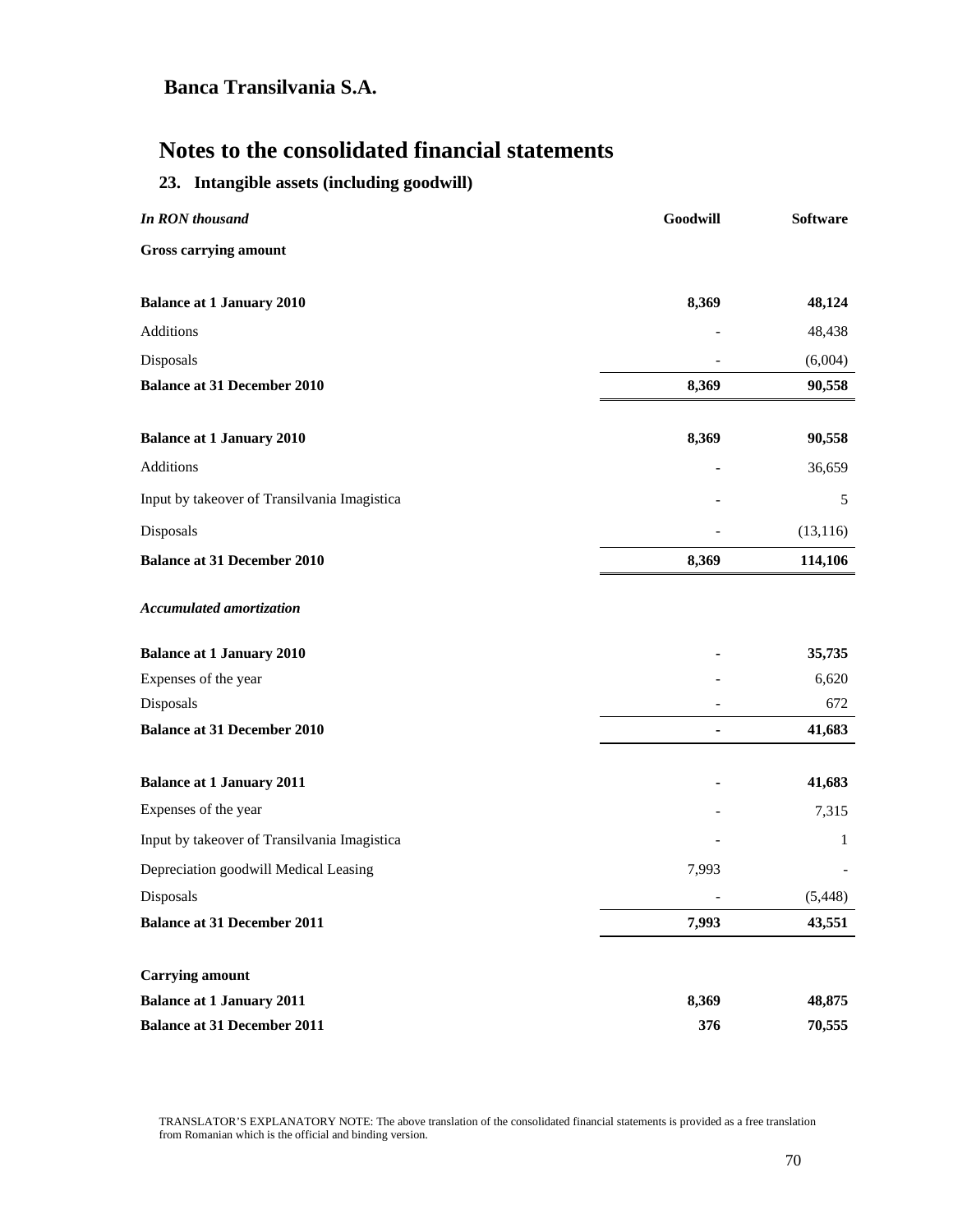**Banca Transilvania S.A.**

# Notes to the consolidated financial statements

## 23. Intangible assets (including goodwill)

| *In RON thousand* | Goodwill | Software |
|---|---|---|
| **Gross carrying amount** | | |
| **Balance at 1 January 2010** | **8,369** | **48,124** |
| Additions | - | 48,438 |
| Disposals | - | (6,004) |
| **Balance at 31 December 2010** | **8,369** | **90,558** |
| **Balance at 1 January 2010** | **8,369** | **90,558** |
| Additions | - | 36,659 |
| Input by takeover of Transilvania Imagistica | - | 5 |
| Disposals | - | (13,116) |
| **Balance at 31 December 2010** | **8,369** | **114,106** |
| ***Accumulated amortization*** | | |
| **Balance at 1 January 2010** | **-** | **35,735** |
| Expenses of the year | - | 6,620 |
| Disposals | - | 672 |
| **Balance at 31 December 2010** | **-** | **41,683** |
| **Balance at 1 January 2011** | **-** | **41,683** |
| Expenses of the year | - | 7,315 |
| Input by takeover of Transilvania Imagistica | - | 1 |
| Depreciation goodwill Medical Leasing | 7,993 | - |
| Disposals | - | (5,448) |
| **Balance at 31 December 2011** | **7,993** | **43,551** |
| **Carrying amount** | | |
| **Balance at 1 January 2011** | **8,369** | **48,875** |
| **Balance at 31 December 2011** | **376** | **70,555** |

TRANSLATOR'S EXPLANATORY NOTE: The above translation of the consolidated financial statements is provided as a free translation from Romanian which is the official and binding version.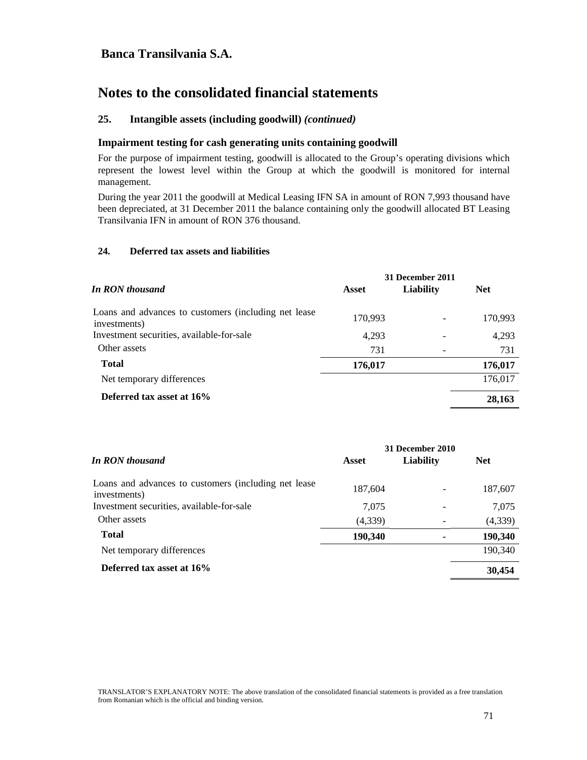## Notes to the consolidated financial statements

### 25. Intangible assets (including goodwill) *(continued)*

### Impairment testing for cash generating units containing goodwill

For the purpose of impairment testing, goodwill is allocated to the Group's operating divisions which represent the lowest level within the Group at which the goodwill is monitored for internal management.

During the year 2011 the goodwill at Medical Leasing IFN SA in amount of RON 7,993 thousand have been depreciated, at 31 December 2011 the balance containing only the goodwill allocated BT Leasing Transilvania IFN in amount of RON 376 thousand.

### 24. Deferred tax assets and liabilities

| *In RON thousand* | 31 December 2011 | | |
|---|---|---|---|
| | **Asset** | **Liability** | **Net** |
| Loans and advances to customers (including net lease investments) | 170,993 | - | 170,993 |
| Investment securities, available-for-sale | 4,293 | - | 4,293 |
| Other assets | 731 | - | 731 |
| **Total** | **176,017** | | **176,017** |
| Net temporary differences | | | 176,017 |
| **Deferred tax asset at 16%** | | | **28,163** |

| *In RON thousand* | 31 December 2010 | | |
|---|---|---|---|
| | **Asset** | **Liability** | **Net** |
| Loans and advances to customers (including net lease investments) | 187,604 | - | 187,607 |
| Investment securities, available-for-sale | 7,075 | - | 7,075 |
| Other assets | (4,339) | - | (4,339) |
| **Total** | **190,340** | **-** | **190,340** |
| Net temporary differences | | | 190,340 |
| **Deferred tax asset at 16%** | | | **30,454** |

TRANSLATOR'S EXPLANATORY NOTE: The above translation of the consolidated financial statements is provided as a free translation from Romanian which is the official and binding version.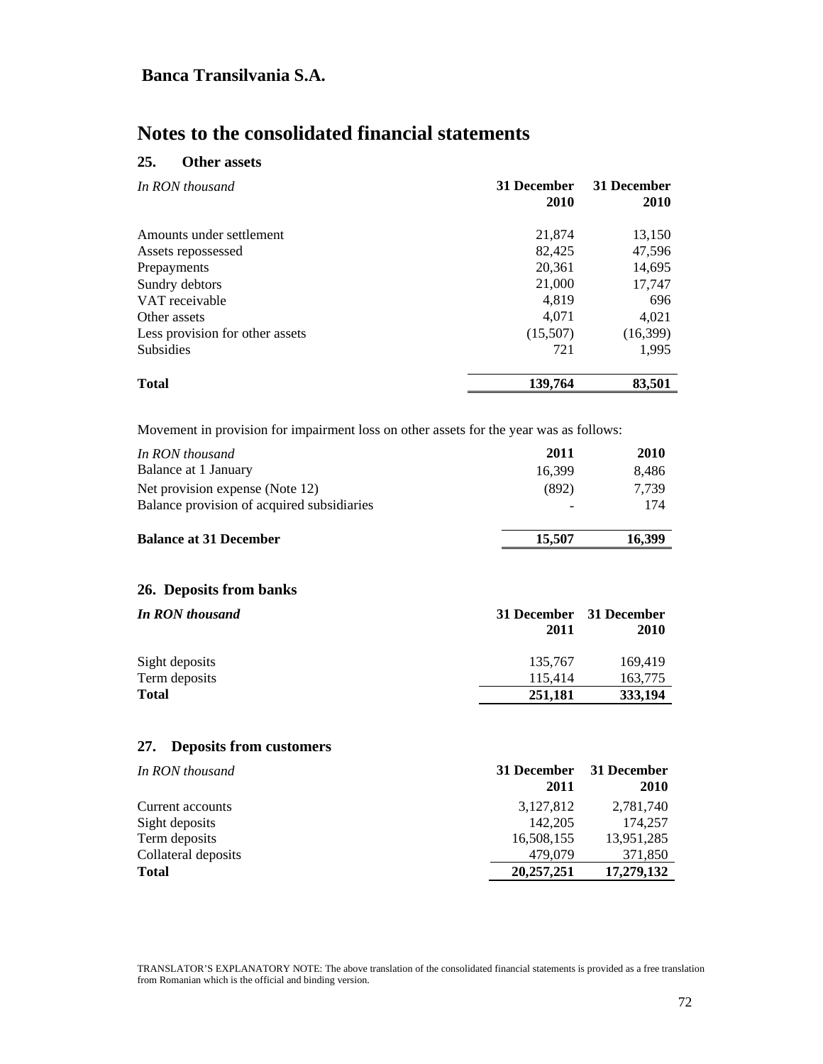**Banca Transilvania S.A.**

# Notes to the consolidated financial statements

## 25. Other assets

| *In RON thousand* | 31 December 2010 | 31 December 2010 |
|---|---|---|
| Amounts under settlement | 21,874 | 13,150 |
| Assets repossessed | 82,425 | 47,596 |
| Prepayments | 20,361 | 14,695 |
| Sundry debtors | 21,000 | 17,747 |
| VAT receivable | 4,819 | 696 |
| Other assets | 4,071 | 4,021 |
| Less provision for other assets | (15,507) | (16,399) |
| Subsidies | 721 | 1,995 |
| **Total** | **139,764** | **83,501** |

Movement in provision for impairment loss on other assets for the year was as follows:

| *In RON thousand* | 2011 | 2010 |
|---|---|---|
| Balance at 1 January | 16,399 | 8,486 |
| Net provision expense (Note 12) | (892) | 7,739 |
| Balance provision of acquired subsidiaries | - | 174 |
| **Balance at 31 December** | **15,507** | **16,399** |

## 26. Deposits from banks

| ***In RON thousand*** | 31 December 2011 | 31 December 2010 |
|---|---|---|
| Sight deposits | 135,767 | 169,419 |
| Term deposits | 115,414 | 163,775 |
| **Total** | **251,181** | **333,194** |

## 27. Deposits from customers

| *In RON thousand* | 31 December 2011 | 31 December 2010 |
|---|---|---|
| Current accounts | 3,127,812 | 2,781,740 |
| Sight deposits | 142,205 | 174,257 |
| Term deposits | 16,508,155 | 13,951,285 |
| Collateral deposits | 479,079 | 371,850 |
| **Total** | **20,257,251** | **17,279,132** |

TRANSLATOR'S EXPLANATORY NOTE: The above translation of the consolidated financial statements is provided as a free translation from Romanian which is the official and binding version.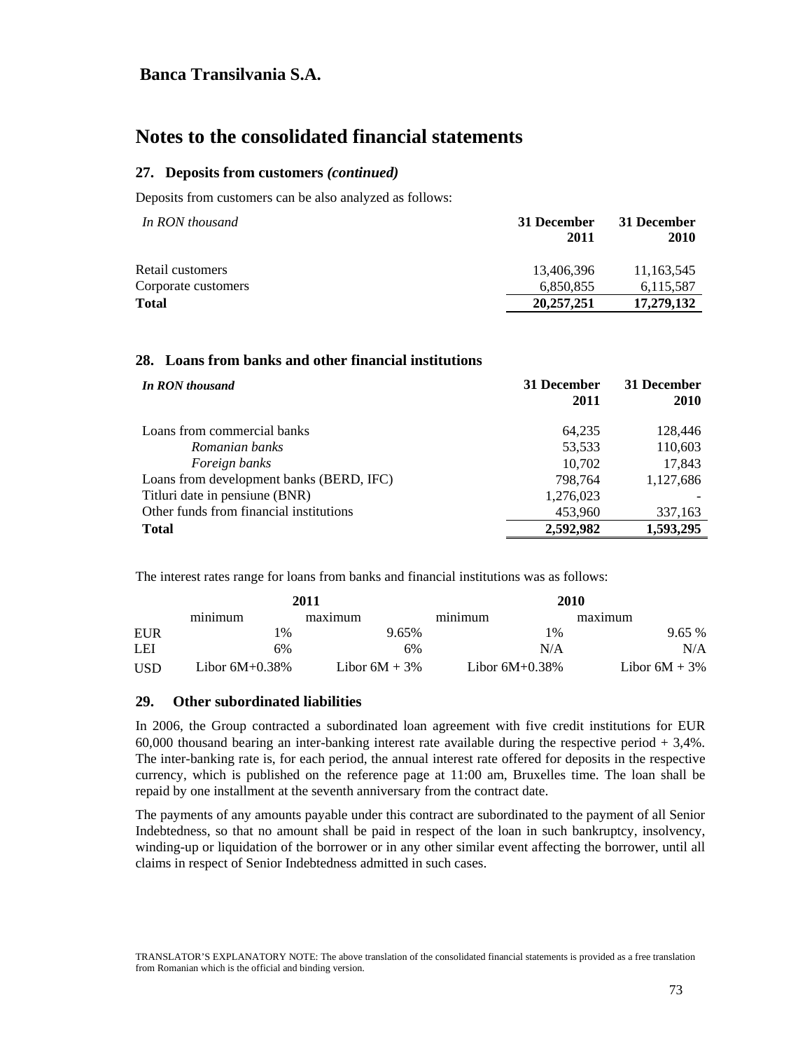## Banca Transilvania S.A.

# Notes to the consolidated financial statements

### 27. Deposits from customers *(continued)*

Deposits from customers can be also analyzed as follows:

| *In RON thousand* | 31 December 2011 | 31 December 2010 |
|---|---|---|
| Retail customers | 13,406,396 | 11,163,545 |
| Corporate customers | 6,850,855 | 6,115,587 |
| **Total** | **20,257,251** | **17,279,132** |

### 28. Loans from banks and other financial institutions

| ***In RON thousand*** | 31 December 2011 | 31 December 2010 |
|---|---|---|
| Loans from commercial banks | 64,235 | 128,446 |
| *Romanian banks* | 53,533 | 110,603 |
| *Foreign banks* | 10,702 | 17,843 |
| Loans from development banks (BERD, IFC) | 798,764 | 1,127,686 |
| Titluri date in pensiune (BNR) | 1,276,023 | - |
| Other funds from financial institutions | 453,960 | 337,163 |
| **Total** | **2,592,982** | **1,593,295** |

The interest rates range for loans from banks and financial institutions was as follows:

| | 2011 | | 2010 | |
|---|---|---|---|---|
| | minimum | maximum | minimum | maximum |
| EUR | 1% | 9.65% | 1% | 9.65 % |
| LEI | 6% | 6% | N/A | N/A |
| USD | Libor 6M+0.38% | Libor 6M + 3% | Libor 6M+0.38% | Libor 6M + 3% |

### 29. Other subordinated liabilities

In 2006, the Group contracted a subordinated loan agreement with five credit institutions for EUR 60,000 thousand bearing an inter-banking interest rate available during the respective period + 3,4%. The inter-banking rate is, for each period, the annual interest rate offered for deposits in the respective currency, which is published on the reference page at 11:00 am, Bruxelles time. The loan shall be repaid by one installment at the seventh anniversary from the contract date.

The payments of any amounts payable under this contract are subordinated to the payment of all Senior Indebtedness, so that no amount shall be paid in respect of the loan in such bankruptcy, insolvency, winding-up or liquidation of the borrower or in any other similar event affecting the borrower, until all claims in respect of Senior Indebtedness admitted in such cases.

TRANSLATOR'S EXPLANATORY NOTE: The above translation of the consolidated financial statements is provided as a free translation from Romanian which is the official and binding version.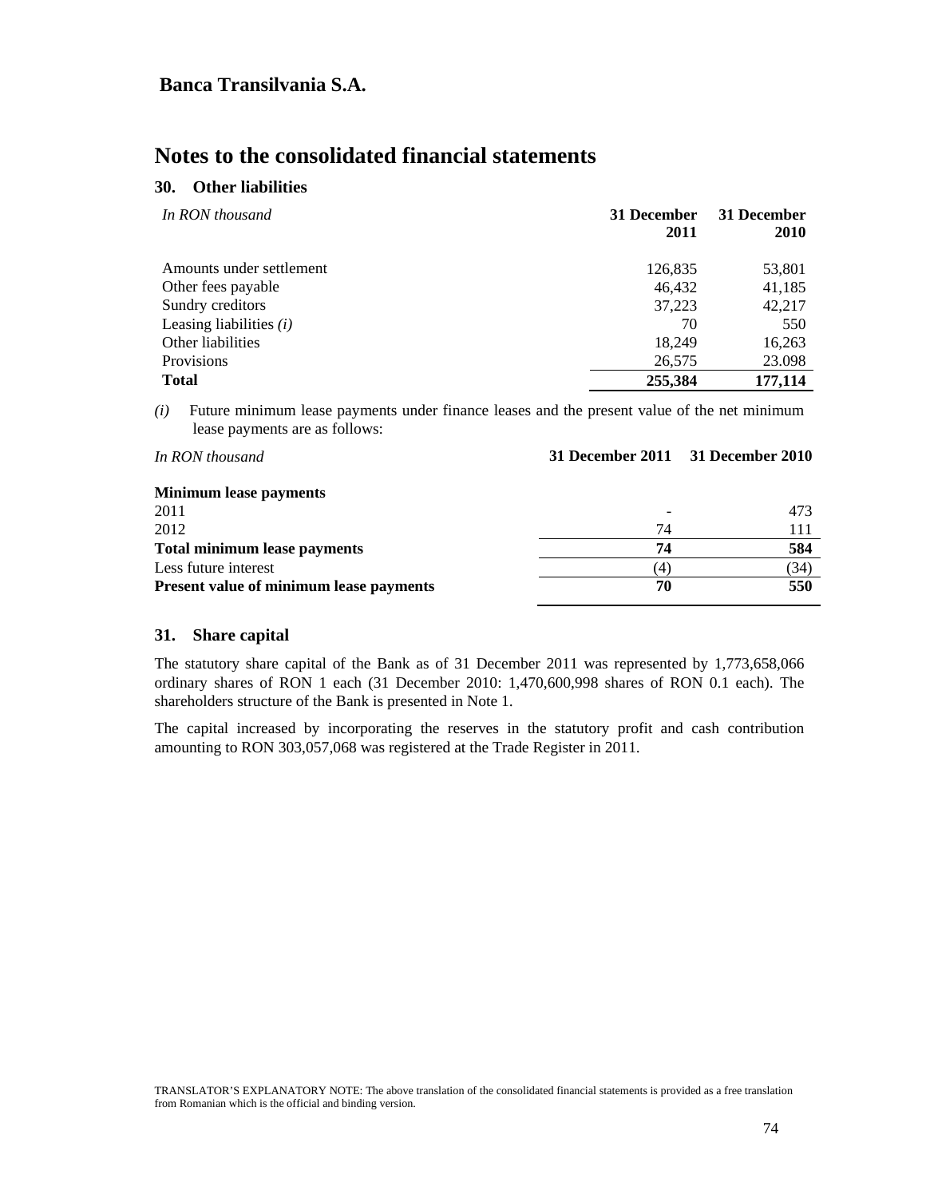## Banca Transilvania S.A.

# Notes to the consolidated financial statements

### 30. Other liabilities

| *In RON thousand* | 31 December 2011 | 31 December 2010 |
|---|---|---|
| Amounts under settlement | 126,835 | 53,801 |
| Other fees payable | 46,432 | 41,185 |
| Sundry creditors | 37,223 | 42,217 |
| Leasing liabilities *(i)* | 70 | 550 |
| Other liabilities | 18,249 | 16,263 |
| Provisions | 26,575 | 23.098 |
| **Total** | **255,384** | **177,114** |

*(i)* Future minimum lease payments under finance leases and the present value of the net minimum lease payments are as follows:

| *In RON thousand* | 31 December 2011 | 31 December 2010 |
|---|---|---|
| **Minimum lease payments** | | |
| 2011 | - | 473 |
| 2012 | 74 | 111 |
| **Total minimum lease payments** | **74** | **584** |
| Less future interest | (4) | (34) |
| **Present value of minimum lease payments** | **70** | **550** |

### 31. Share capital

The statutory share capital of the Bank as of 31 December 2011 was represented by 1,773,658,066 ordinary shares of RON 1 each (31 December 2010: 1,470,600,998 shares of RON 0.1 each). The shareholders structure of the Bank is presented in Note 1.

The capital increased by incorporating the reserves in the statutory profit and cash contribution amounting to RON 303,057,068 was registered at the Trade Register in 2011.

TRANSLATOR'S EXPLANATORY NOTE: The above translation of the consolidated financial statements is provided as a free translation from Romanian which is the official and binding version.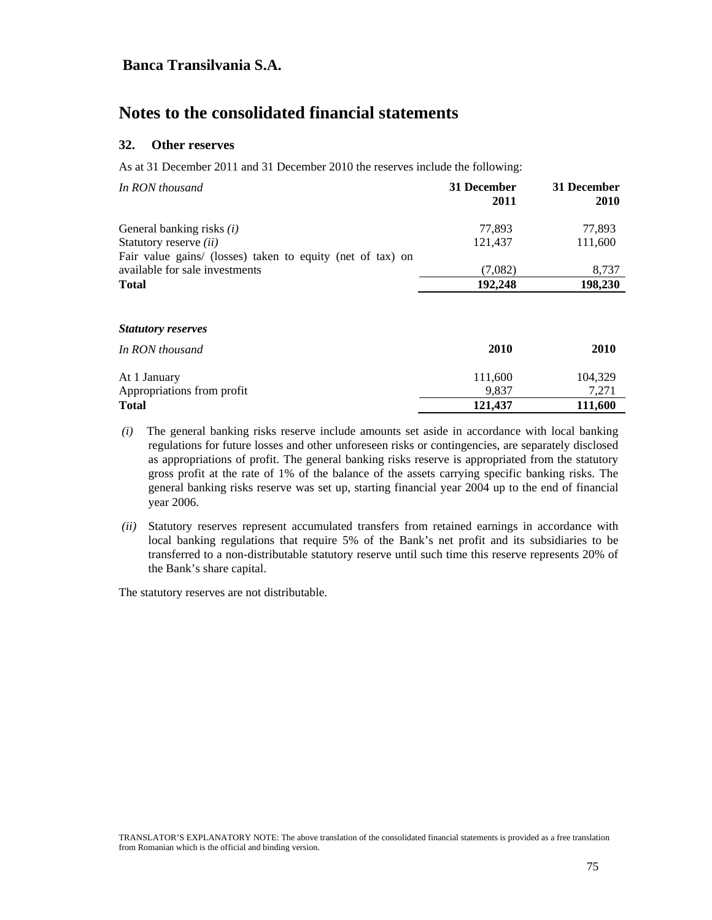## Notes to the consolidated financial statements

### 32. Other reserves

As at 31 December 2011 and 31 December 2010 the reserves include the following:

| *In RON thousand* | 31 December 2011 | 31 December 2010 |
|---|---|---|
| General banking risks *(i)* | 77,893 | 77,893 |
| Statutory reserve *(ii)* | 121,437 | 111,600 |
| Fair value gains/ (losses) taken to equity (net of tax) on available for sale investments | (7,082) | 8,737 |
| **Total** | **192,248** | **198,230** |

***Statutory reserves***

| *In RON thousand* | 2010 | 2010 |
|---|---|---|
| At 1 January | 111,600 | 104,329 |
| Appropriations from profit | 9,837 | 7,271 |
| **Total** | **121,437** | **111,600** |

*(i)* The general banking risks reserve include amounts set aside in accordance with local banking regulations for future losses and other unforeseen risks or contingencies, are separately disclosed as appropriations of profit. The general banking risks reserve is appropriated from the statutory gross profit at the rate of 1% of the balance of the assets carrying specific banking risks. The general banking risks reserve was set up, starting financial year 2004 up to the end of financial year 2006.

*(ii)* Statutory reserves represent accumulated transfers from retained earnings in accordance with local banking regulations that require 5% of the Bank's net profit and its subsidiaries to be transferred to a non-distributable statutory reserve until such time this reserve represents 20% of the Bank's share capital.

The statutory reserves are not distributable.

TRANSLATOR'S EXPLANATORY NOTE: The above translation of the consolidated financial statements is provided as a free translation from Romanian which is the official and binding version.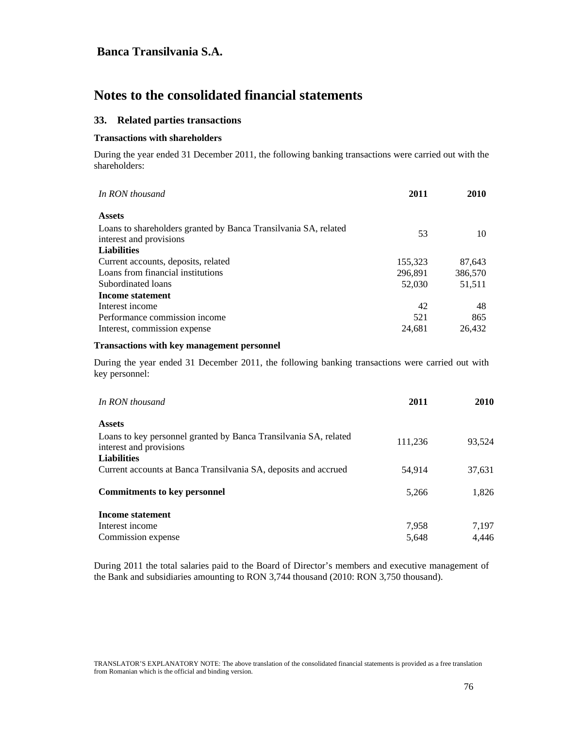**Banca Transilvania S.A.**

# Notes to the consolidated financial statements

## 33. Related parties transactions

### Transactions with shareholders

During the year ended 31 December 2011, the following banking transactions were carried out with the shareholders:

| *In RON thousand* | **2011** | **2010** |
|---|---|---|
| **Assets** | | |
| Loans to shareholders granted by Banca Transilvania SA, related interest and provisions | 53 | 10 |
| **Liabilities** | | |
| Current accounts, deposits, related | 155,323 | 87,643 |
| Loans from financial institutions | 296,891 | 386,570 |
| Subordinated loans | 52,030 | 51,511 |
| **Income statement** | | |
| Interest income | 42 | 48 |
| Performance commission income | 521 | 865 |
| Interest, commission expense | 24,681 | 26,432 |

### Transactions with key management personnel

During the year ended 31 December 2011, the following banking transactions were carried out with key personnel:

| *In RON thousand* | **2011** | **2010** |
|---|---|---|
| **Assets** | | |
| Loans to key personnel granted by Banca Transilvania SA, related interest and provisions | 111,236 | 93,524 |
| **Liabilities** | | |
| Current accounts at Banca Transilvania SA, deposits and accrued | 54,914 | 37,631 |
| **Commitments to key personnel** | 5,266 | 1,826 |
| **Income statement** | | |
| Interest income | 7,958 | 7,197 |
| Commission expense | 5,648 | 4,446 |

During 2011 the total salaries paid to the Board of Director's members and executive management of the Bank and subsidiaries amounting to RON 3,744 thousand (2010: RON 3,750 thousand).

TRANSLATOR'S EXPLANATORY NOTE: The above translation of the consolidated financial statements is provided as a free translation from Romanian which is the official and binding version.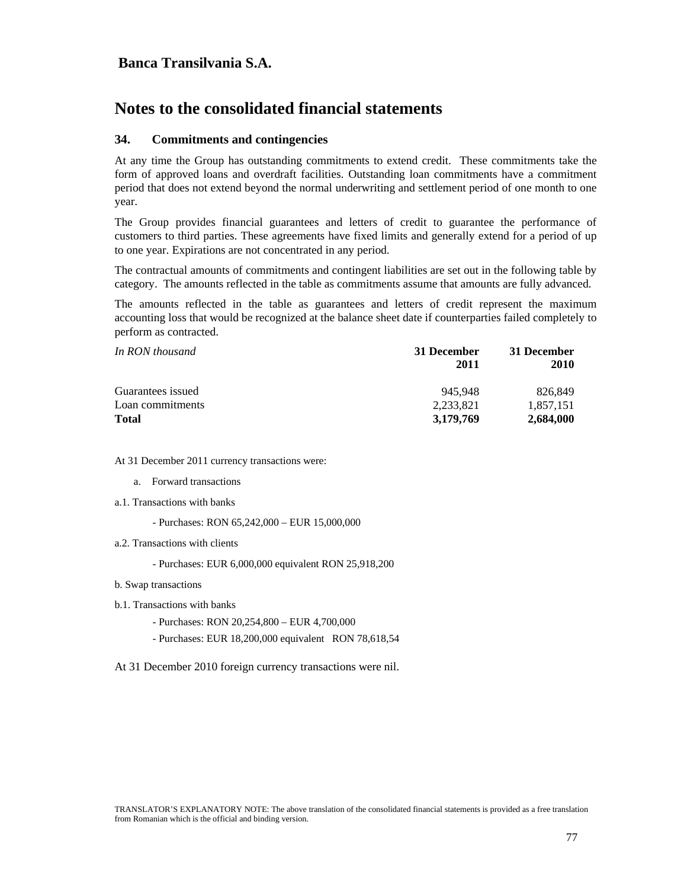# Banca Transilvania S.A.

# Notes to the consolidated financial statements

### 34. Commitments and contingencies

At any time the Group has outstanding commitments to extend credit. These commitments take the form of approved loans and overdraft facilities. Outstanding loan commitments have a commitment period that does not extend beyond the normal underwriting and settlement period of one month to one year.

The Group provides financial guarantees and letters of credit to guarantee the performance of customers to third parties. These agreements have fixed limits and generally extend for a period of up to one year. Expirations are not concentrated in any period.

The contractual amounts of commitments and contingent liabilities are set out in the following table by category. The amounts reflected in the table as commitments assume that amounts are fully advanced.

The amounts reflected in the table as guarantees and letters of credit represent the maximum accounting loss that would be recognized at the balance sheet date if counterparties failed completely to perform as contracted.

| *In RON thousand* | **31 December 2011** | **31 December 2010** |
|---|---|---|
| Guarantees issued | 945,948 | 826,849 |
| Loan commitments | 2,233,821 | 1,857,151 |
| **Total** | **3,179,769** | **2,684,000** |

At 31 December 2011 currency transactions were:

a. Forward transactions

a.1. Transactions with banks

- Purchases: RON 65,242,000 – EUR 15,000,000

a.2. Transactions with clients

- Purchases: EUR 6,000,000 equivalent RON 25,918,200

b. Swap transactions

b.1. Transactions with banks

- Purchases: RON 20,254,800 – EUR 4,700,000
- Purchases: EUR 18,200,000 equivalent RON 78,618,54

At 31 December 2010 foreign currency transactions were nil.

TRANSLATOR'S EXPLANATORY NOTE: The above translation of the consolidated financial statements is provided as a free translation from Romanian which is the official and binding version.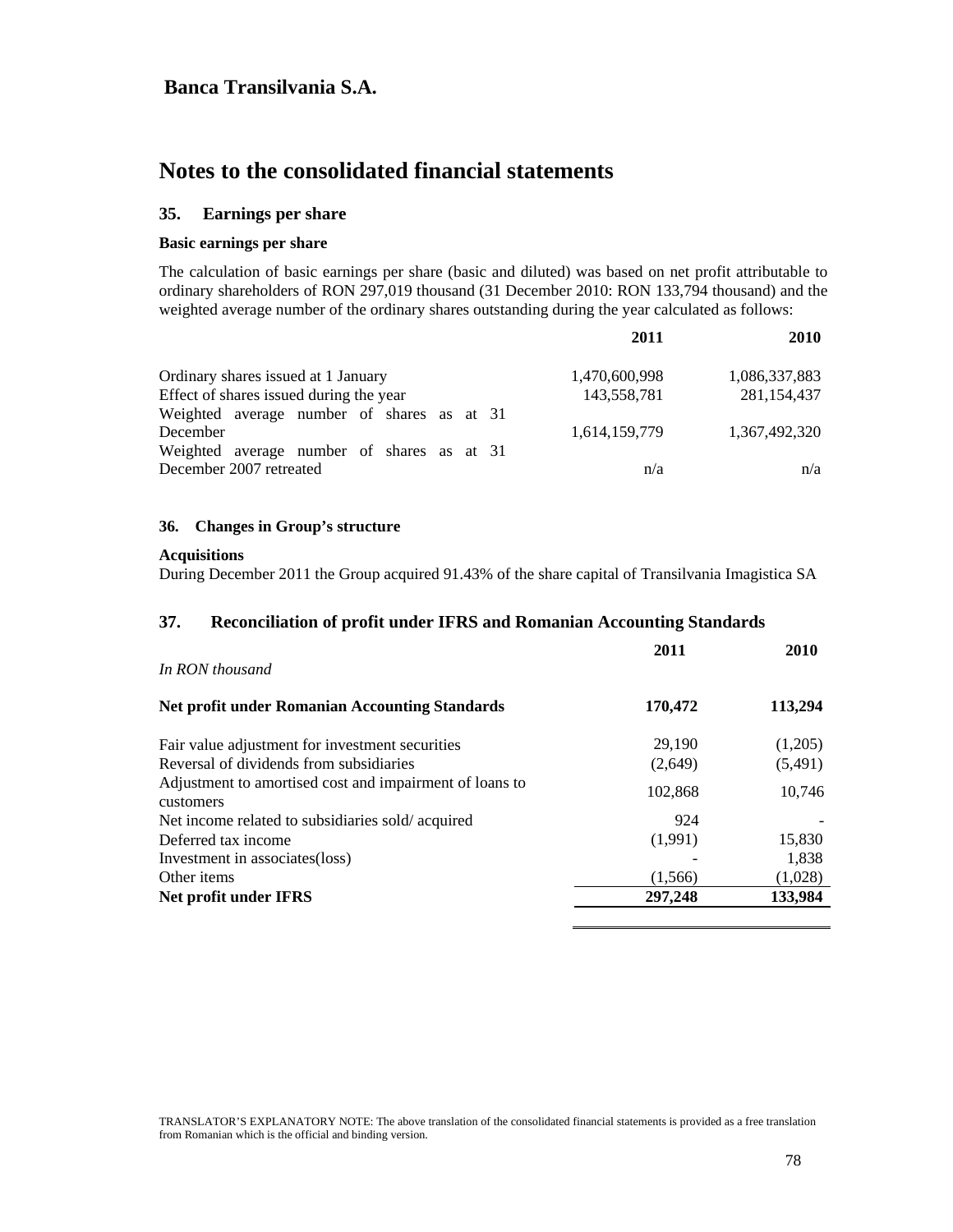# Banca Transilvania S.A.

## Notes to the consolidated financial statements

### 35. Earnings per share

**Basic earnings per share**

The calculation of basic earnings per share (basic and diluted) was based on net profit attributable to ordinary shareholders of RON 297,019 thousand (31 December 2010: RON 133,794 thousand) and the weighted average number of the ordinary shares outstanding during the year calculated as follows:

| | 2011 | 2010 |
|---|---|---|
| Ordinary shares issued at 1 January | 1,470,600,998 | 1,086,337,883 |
| Effect of shares issued during the year | 143,558,781 | 281,154,437 |
| Weighted average number of shares as at 31 December | 1,614,159,779 | 1,367,492,320 |
| Weighted average number of shares as at 31 December 2007 retreated | n/a | n/a |

### 36. Changes in Group's structure

**Acquisitions**

During December 2011 the Group acquired 91.43% of the share capital of Transilvania Imagistica SA

### 37. Reconciliation of profit under IFRS and Romanian Accounting Standards

| *In RON thousand* | 2011 | 2010 |
|---|---|---|
| **Net profit under Romanian Accounting Standards** | **170,472** | **113,294** |
| Fair value adjustment for investment securities | 29,190 | (1,205) |
| Reversal of dividends from subsidiaries | (2,649) | (5,491) |
| Adjustment to amortised cost and impairment of loans to customers | 102,868 | 10,746 |
| Net income related to subsidiaries sold/ acquired | 924 | - |
| Deferred tax income | (1,991) | 15,830 |
| Investment in associates(loss) | - | 1,838 |
| Other items | (1,566) | (1,028) |
| **Net profit under IFRS** | **297,248** | **133,984** |

TRANSLATOR'S EXPLANATORY NOTE: The above translation of the consolidated financial statements is provided as a free translation from Romanian which is the official and binding version.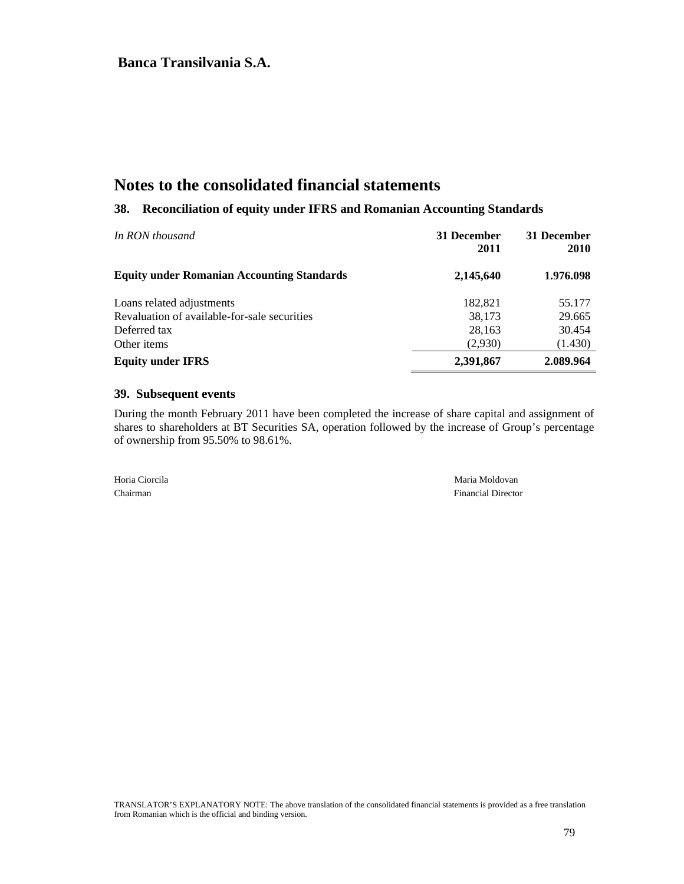**Banca Transilvania S.A.**

# Notes to the consolidated financial statements

## 38. Reconciliation of equity under IFRS and Romanian Accounting Standards

| *In RON thousand* | 31 December 2011 | 31 December 2010 |
|---|---|---|
| **Equity under Romanian Accounting Standards** | **2,145,640** | **1.976.098** |
| Loans related adjustments | 182,821 | 55.177 |
| Revaluation of available-for-sale securities | 38,173 | 29.665 |
| Deferred tax | 28,163 | 30.454 |
| Other items | (2,930) | (1.430) |
| **Equity under IFRS** | **2,391,867** | **2.089.964** |

## 39. Subsequent events

During the month February 2011 have been completed the increase of share capital and assignment of shares to shareholders at BT Securities SA, operation followed by the increase of Group's percentage of ownership from 95.50% to 98.61%.

Horia Ciorcila
Chairman

Maria Moldovan
Financial Director

TRANSLATOR'S EXPLANATORY NOTE: The above translation of the consolidated financial statements is provided as a free translation from Romanian which is the official and binding version.